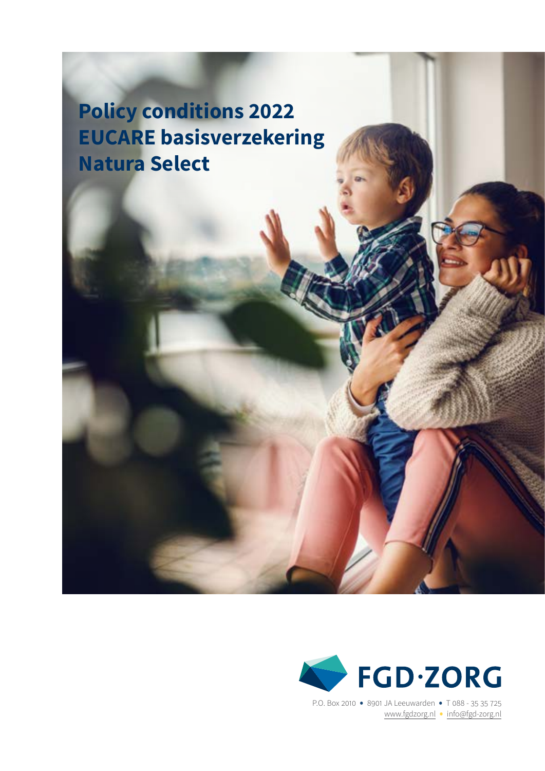# Policy conditions 2022 EUCARE basisverzekering Natura Select

FGD·ZORG

P.O. Box 2010 • 8901 JA Leeuwarden • T 088 - 35 35 725
www.fgdzorg.nl • info@fgd-zorg.nl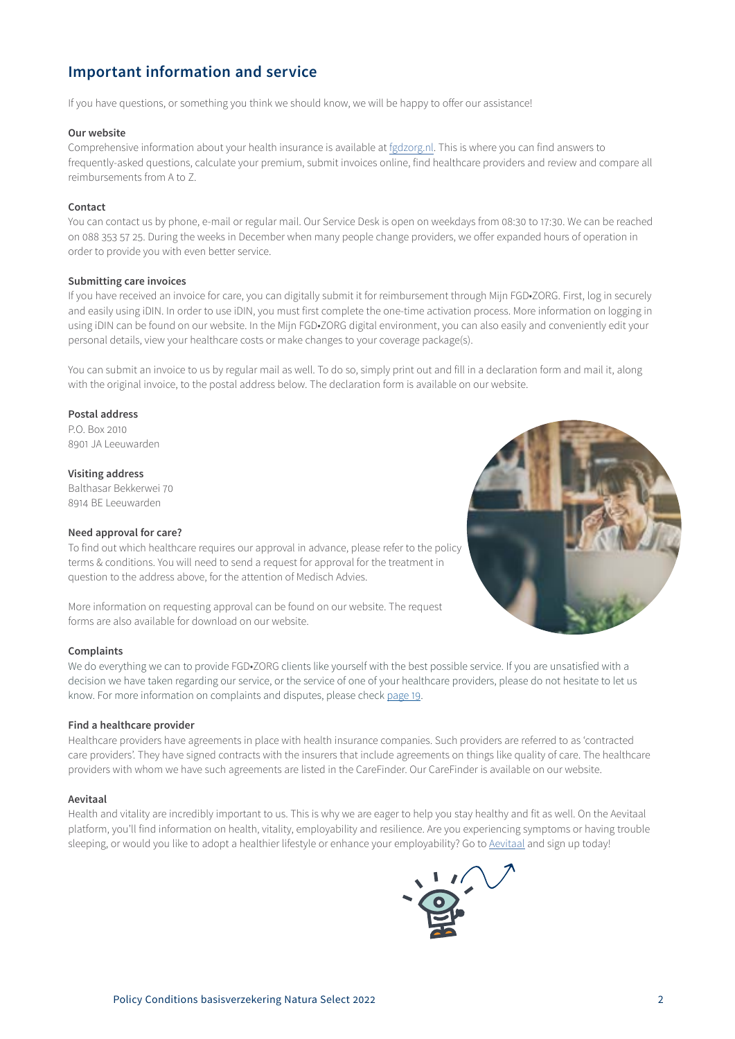## Important information and service

If you have questions, or something you think we should know, we will be happy to offer our assistance!

**Our website**

Comprehensive information about your health insurance is available at fgdzorg.nl. This is where you can find answers to frequently-asked questions, calculate your premium, submit invoices online, find healthcare providers and review and compare all reimbursements from A to Z.

**Contact**

You can contact us by phone, e-mail or regular mail. Our Service Desk is open on weekdays from 08:30 to 17:30. We can be reached on 088 353 57 25. During the weeks in December when many people change providers, we offer expanded hours of operation in order to provide you with even better service.

**Submitting care invoices**

If you have received an invoice for care, you can digitally submit it for reimbursement through Mijn FGD•ZORG. First, log in securely and easily using iDIN. In order to use iDIN, you must first complete the one-time activation process. More information on logging in using iDIN can be found on our website. In the Mijn FGD•ZORG digital environment, you can also easily and conveniently edit your personal details, view your healthcare costs or make changes to your coverage package(s).

You can submit an invoice to us by regular mail as well. To do so, simply print out and fill in a declaration form and mail it, along with the original invoice, to the postal address below. The declaration form is available on our website.

**Postal address**

P.O. Box 2010
8901 JA Leeuwarden

**Visiting address**

Balthasar Bekkerwei 70
8914 BE Leeuwarden

**Need approval for care?**

To find out which healthcare requires our approval in advance, please refer to the policy terms & conditions. You will need to send a request for approval for the treatment in question to the address above, for the attention of Medisch Advies.

More information on requesting approval can be found on our website. The request forms are also available for download on our website.

**Complaints**

We do everything we can to provide FGD•ZORG clients like yourself with the best possible service. If you are unsatisfied with a decision we have taken regarding our service, or the service of one of your healthcare providers, please do not hesitate to let us know. For more information on complaints and disputes, please check page 19.

**Find a healthcare provider**

Healthcare providers have agreements in place with health insurance companies. Such providers are referred to as 'contracted care providers'. They have signed contracts with the insurers that include agreements on things like quality of care. The healthcare providers with whom we have such agreements are listed in the CareFinder. Our CareFinder is available on our website.

**Aevitaal**

Health and vitality are incredibly important to us. This is why we are eager to help you stay healthy and fit as well. On the Aevitaal platform, you'll find information on health, vitality, employability and resilience. Are you experiencing symptoms or having trouble sleeping, or would you like to adopt a healthier lifestyle or enhance your employability? Go to Aevitaal and sign up today!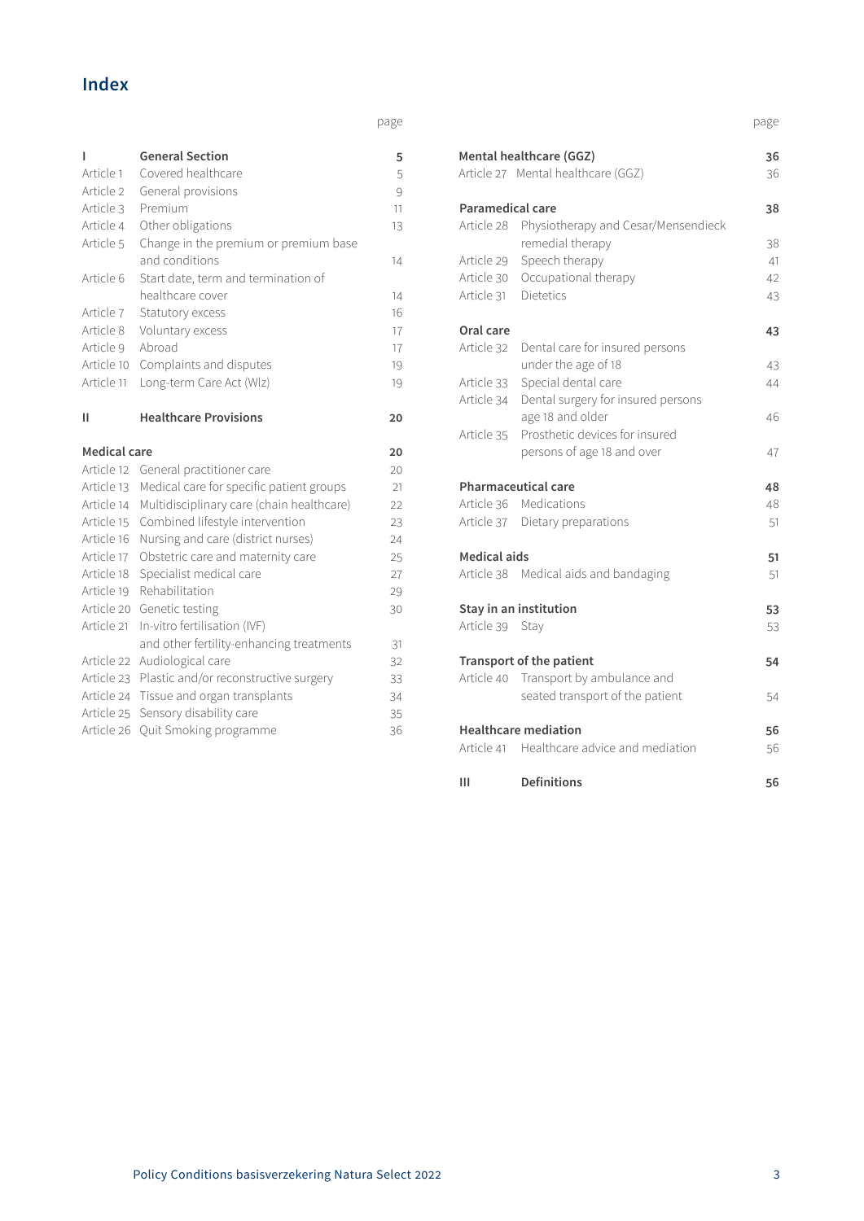# Index

| | | page |
|---|---|---|
| **I** | **General Section** | **5** |
| Article 1 | Covered healthcare | 5 |
| Article 2 | General provisions | 9 |
| Article 3 | Premium | 11 |
| Article 4 | Other obligations | 13 |
| Article 5 | Change in the premium or premium base and conditions | 14 |
| Article 6 | Start date, term and termination of healthcare cover | 14 |
| Article 7 | Statutory excess | 16 |
| Article 8 | Voluntary excess | 17 |
| Article 9 | Abroad | 17 |
| Article 10 | Complaints and disputes | 19 |
| Article 11 | Long-term Care Act (Wlz) | 19 |
| **II** | **Healthcare Provisions** | **20** |
| **Medical care** | | **20** |
| Article 12 | General practitioner care | 20 |
| Article 13 | Medical care for specific patient groups | 21 |
| Article 14 | Multidisciplinary care (chain healthcare) | 22 |
| Article 15 | Combined lifestyle intervention | 23 |
| Article 16 | Nursing and care (district nurses) | 24 |
| Article 17 | Obstetric care and maternity care | 25 |
| Article 18 | Specialist medical care | 27 |
| Article 19 | Rehabilitation | 29 |
| Article 20 | Genetic testing | 30 |
| Article 21 | In-vitro fertilisation (IVF) and other fertility-enhancing treatments | 31 |
| Article 22 | Audiological care | 32 |
| Article 23 | Plastic and/or reconstructive surgery | 33 |
| Article 24 | Tissue and organ transplants | 34 |
| Article 25 | Sensory disability care | 35 |
| Article 26 | Quit Smoking programme | 36 |
| **Mental healthcare (GGZ)** | | **36** |
| Article 27 | Mental healthcare (GGZ) | 36 |
| **Paramedical care** | | **38** |
| Article 28 | Physiotherapy and Cesar/Mensendieck remedial therapy | 38 |
| Article 29 | Speech therapy | 41 |
| Article 30 | Occupational therapy | 42 |
| Article 31 | Dietetics | 43 |
| **Oral care** | | **43** |
| Article 32 | Dental care for insured persons under the age of 18 | 43 |
| Article 33 | Special dental care | 44 |
| Article 34 | Dental surgery for insured persons age 18 and older | 46 |
| Article 35 | Prosthetic devices for insured persons of age 18 and over | 47 |
| **Pharmaceutical care** | | **48** |
| Article 36 | Medications | 48 |
| Article 37 | Dietary preparations | 51 |
| **Medical aids** | | **51** |
| Article 38 | Medical aids and bandaging | 51 |
| **Stay in an institution** | | **53** |
| Article 39 | Stay | 53 |
| **Transport of the patient** | | **54** |
| Article 40 | Transport by ambulance and seated transport of the patient | 54 |
| **Healthcare mediation** | | **56** |
| Article 41 | Healthcare advice and mediation | 56 |
| **III** | **Definitions** | **56** |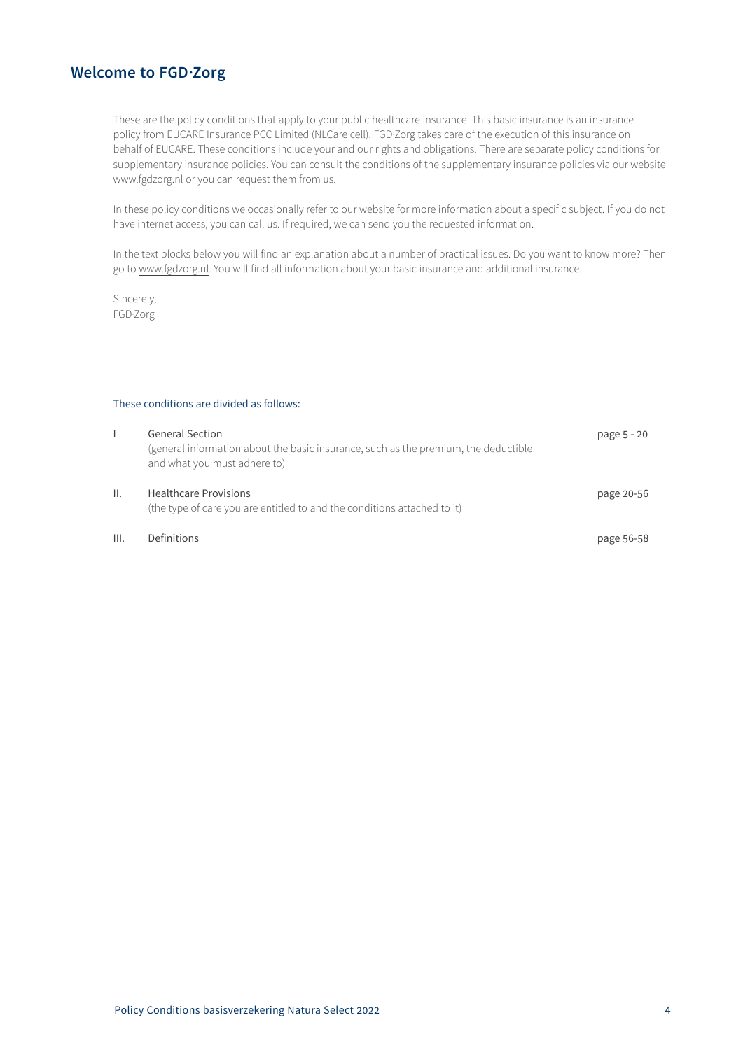## Welcome to FGD·Zorg

These are the policy conditions that apply to your public healthcare insurance. This basic insurance is an insurance policy from EUCARE Insurance PCC Limited (NLCare cell). FGD·Zorg takes care of the execution of this insurance on behalf of EUCARE. These conditions include your and our rights and obligations. There are separate policy conditions for supplementary insurance policies. You can consult the conditions of the supplementary insurance policies via our website www.fgdzorg.nl or you can request them from us.

In these policy conditions we occasionally refer to our website for more information about a specific subject. If you do not have internet access, you can call us. If required, we can send you the requested information.

In the text blocks below you will find an explanation about a number of practical issues. Do you want to know more? Then go to www.fgdzorg.nl. You will find all information about your basic insurance and additional insurance.

Sincerely,
FGD·Zorg

These conditions are divided as follows:

| | | |
|---|---|---|
| I | General Section<br>(general information about the basic insurance, such as the premium, the deductible and what you must adhere to) | page 5 - 20 |
| II. | Healthcare Provisions<br>(the type of care you are entitled to and the conditions attached to it) | page 20-56 |
| III. | Definitions | page 56-58 |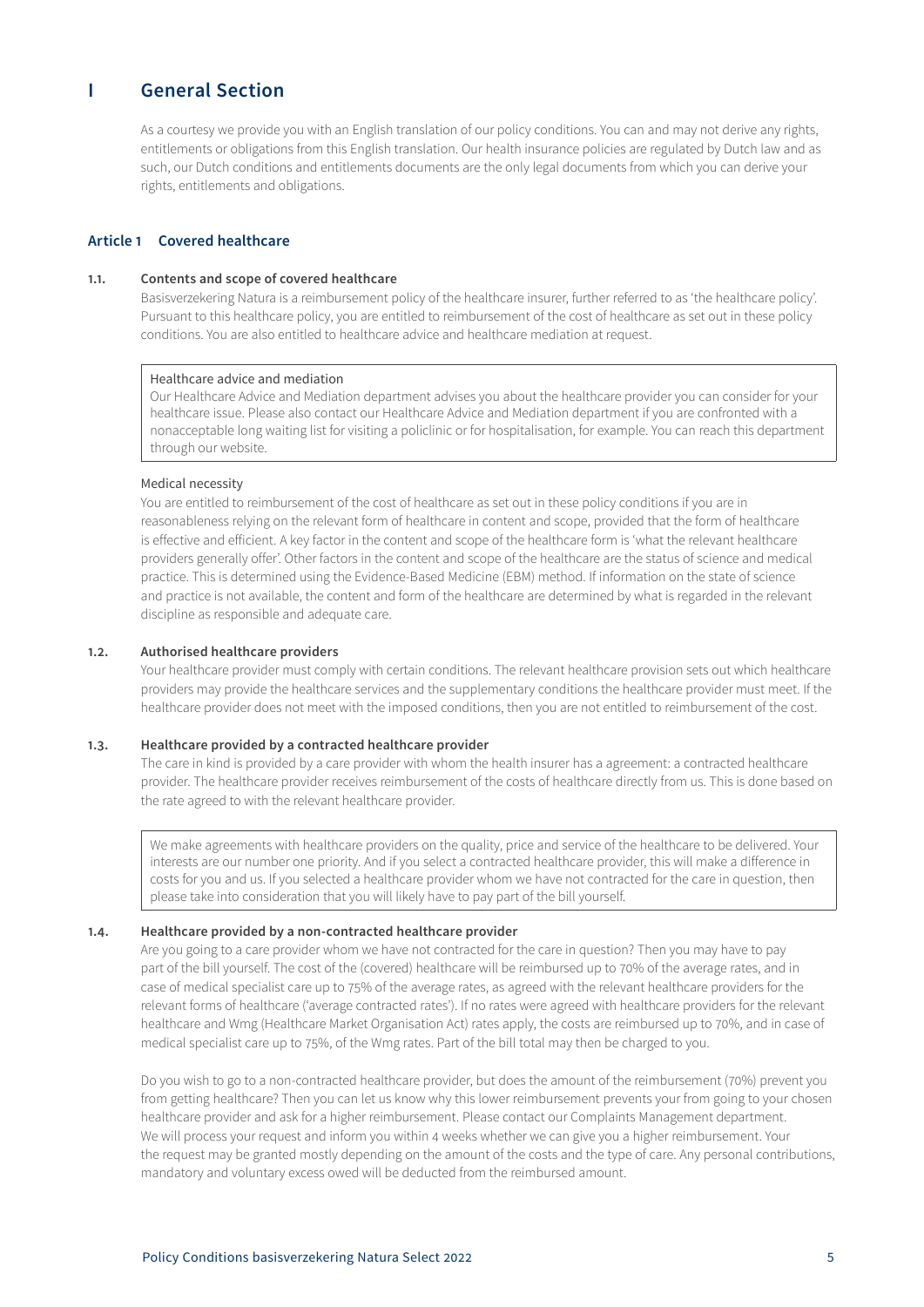# I General Section

As a courtesy we provide you with an English translation of our policy conditions. You can and may not derive any rights, entitlements or obligations from this English translation. Our health insurance policies are regulated by Dutch law and as such, our Dutch conditions and entitlements documents are the only legal documents from which you can derive your rights, entitlements and obligations.

## Article 1 Covered healthcare

### 1.1. Contents and scope of covered healthcare

Basisverzekering Natura is a reimbursement policy of the healthcare insurer, further referred to as 'the healthcare policy'. Pursuant to this healthcare policy, you are entitled to reimbursement of the cost of healthcare as set out in these policy conditions. You are also entitled to healthcare advice and healthcare mediation at request.

> Healthcare advice and mediation
> Our Healthcare Advice and Mediation department advises you about the healthcare provider you can consider for your healthcare issue. Please also contact our Healthcare Advice and Mediation department if you are confronted with a nonacceptable long waiting list for visiting a policlinic or for hospitalisation, for example. You can reach this department through our website.

Medical necessity

You are entitled to reimbursement of the cost of healthcare as set out in these policy conditions if you are in reasonableness relying on the relevant form of healthcare in content and scope, provided that the form of healthcare is effective and efficient. A key factor in the content and scope of the healthcare form is 'what the relevant healthcare providers generally offer'. Other factors in the content and scope of the healthcare are the status of science and medical practice. This is determined using the Evidence-Based Medicine (EBM) method. If information on the state of science and practice is not available, the content and form of the healthcare are determined by what is regarded in the relevant discipline as responsible and adequate care.

### 1.2. Authorised healthcare providers

Your healthcare provider must comply with certain conditions. The relevant healthcare provision sets out which healthcare providers may provide the healthcare services and the supplementary conditions the healthcare provider must meet. If the healthcare provider does not meet with the imposed conditions, then you are not entitled to reimbursement of the cost.

### 1.3. Healthcare provided by a contracted healthcare provider

The care in kind is provided by a care provider with whom the health insurer has a agreement: a contracted healthcare provider. The healthcare provider receives reimbursement of the costs of healthcare directly from us. This is done based on the rate agreed to with the relevant healthcare provider.

> We make agreements with healthcare providers on the quality, price and service of the healthcare to be delivered. Your interests are our number one priority. And if you select a contracted healthcare provider, this will make a difference in costs for you and us. If you selected a healthcare provider whom we have not contracted for the care in question, then please take into consideration that you will likely have to pay part of the bill yourself.

### 1.4. Healthcare provided by a non-contracted healthcare provider

Are you going to a care provider whom we have not contracted for the care in question? Then you may have to pay part of the bill yourself. The cost of the (covered) healthcare will be reimbursed up to 70% of the average rates, and in case of medical specialist care up to 75% of the average rates, as agreed with the relevant healthcare providers for the relevant forms of healthcare ('average contracted rates'). If no rates were agreed with healthcare providers for the relevant healthcare and Wmg (Healthcare Market Organisation Act) rates apply, the costs are reimbursed up to 70%, and in case of medical specialist care up to 75%, of the Wmg rates. Part of the bill total may then be charged to you.

Do you wish to go to a non-contracted healthcare provider, but does the amount of the reimbursement (70%) prevent you from getting healthcare? Then you can let us know why this lower reimbursement prevents your from going to your chosen healthcare provider and ask for a higher reimbursement. Please contact our Complaints Management department. We will process your request and inform you within 4 weeks whether we can give you a higher reimbursement. Your the request may be granted mostly depending on the amount of the costs and the type of care. Any personal contributions, mandatory and voluntary excess owed will be deducted from the reimbursed amount.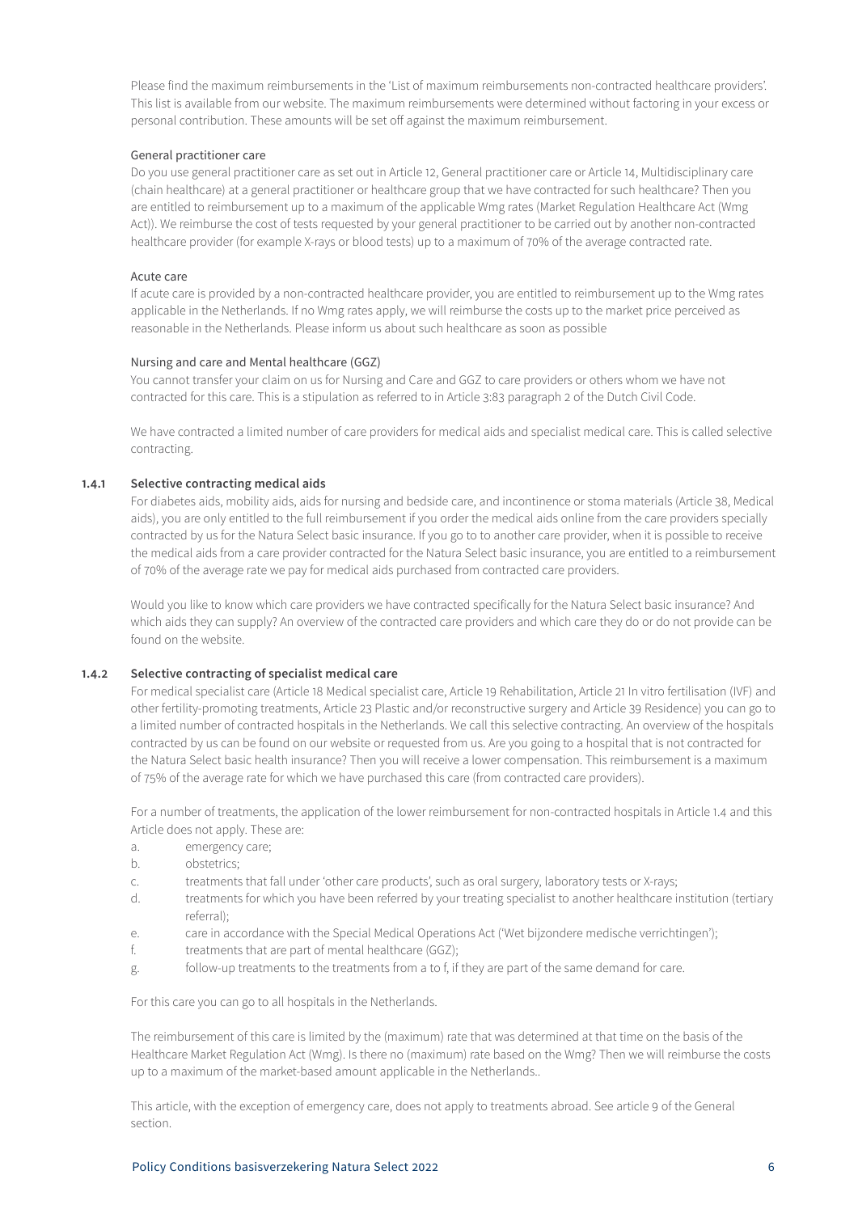Please find the maximum reimbursements in the 'List of maximum reimbursements non-contracted healthcare providers'. This list is available from our website. The maximum reimbursements were determined without factoring in your excess or personal contribution. These amounts will be set off against the maximum reimbursement.

General practitioner care

Do you use general practitioner care as set out in Article 12, General practitioner care or Article 14, Multidisciplinary care (chain healthcare) at a general practitioner or healthcare group that we have contracted for such healthcare? Then you are entitled to reimbursement up to a maximum of the applicable Wmg rates (Market Regulation Healthcare Act (Wmg Act)). We reimburse the cost of tests requested by your general practitioner to be carried out by another non-contracted healthcare provider (for example X-rays or blood tests) up to a maximum of 70% of the average contracted rate.

Acute care

If acute care is provided by a non-contracted healthcare provider, you are entitled to reimbursement up to the Wmg rates applicable in the Netherlands. If no Wmg rates apply, we will reimburse the costs up to the market price perceived as reasonable in the Netherlands. Please inform us about such healthcare as soon as possible

Nursing and care and Mental healthcare (GGZ)

You cannot transfer your claim on us for Nursing and Care and GGZ to care providers or others whom we have not contracted for this care. This is a stipulation as referred to in Article 3:83 paragraph 2 of the Dutch Civil Code.

We have contracted a limited number of care providers for medical aids and specialist medical care. This is called selective contracting.

### 1.4.1 Selective contracting medical aids

For diabetes aids, mobility aids, aids for nursing and bedside care, and incontinence or stoma materials (Article 38, Medical aids), you are only entitled to the full reimbursement if you order the medical aids online from the care providers specially contracted by us for the Natura Select basic insurance. If you go to to another care provider, when it is possible to receive the medical aids from a care provider contracted for the Natura Select basic insurance, you are entitled to a reimbursement of 70% of the average rate we pay for medical aids purchased from contracted care providers.

Would you like to know which care providers we have contracted specifically for the Natura Select basic insurance? And which aids they can supply? An overview of the contracted care providers and which care they do or do not provide can be found on the website.

### 1.4.2 Selective contracting of specialist medical care

For medical specialist care (Article 18 Medical specialist care, Article 19 Rehabilitation, Article 21 In vitro fertilisation (IVF) and other fertility-promoting treatments, Article 23 Plastic and/or reconstructive surgery and Article 39 Residence) you can go to a limited number of contracted hospitals in the Netherlands. We call this selective contracting. An overview of the hospitals contracted by us can be found on our website or requested from us. Are you going to a hospital that is not contracted for the Natura Select basic health insurance? Then you will receive a lower compensation. This reimbursement is a maximum of 75% of the average rate for which we have purchased this care (from contracted care providers).

For a number of treatments, the application of the lower reimbursement for non-contracted hospitals in Article 1.4 and this Article does not apply. These are:

a. emergency care;
b. obstetrics;
c. treatments that fall under 'other care products', such as oral surgery, laboratory tests or X-rays;
d. treatments for which you have been referred by your treating specialist to another healthcare institution (tertiary referral);
e. care in accordance with the Special Medical Operations Act ('Wet bijzondere medische verrichtingen');
f. treatments that are part of mental healthcare (GGZ);
g. follow-up treatments to the treatments from a to f, if they are part of the same demand for care.

For this care you can go to all hospitals in the Netherlands.

The reimbursement of this care is limited by the (maximum) rate that was determined at that time on the basis of the Healthcare Market Regulation Act (Wmg). Is there no (maximum) rate based on the Wmg? Then we will reimburse the costs up to a maximum of the market-based amount applicable in the Netherlands..

This article, with the exception of emergency care, does not apply to treatments abroad. See article 9 of the General section.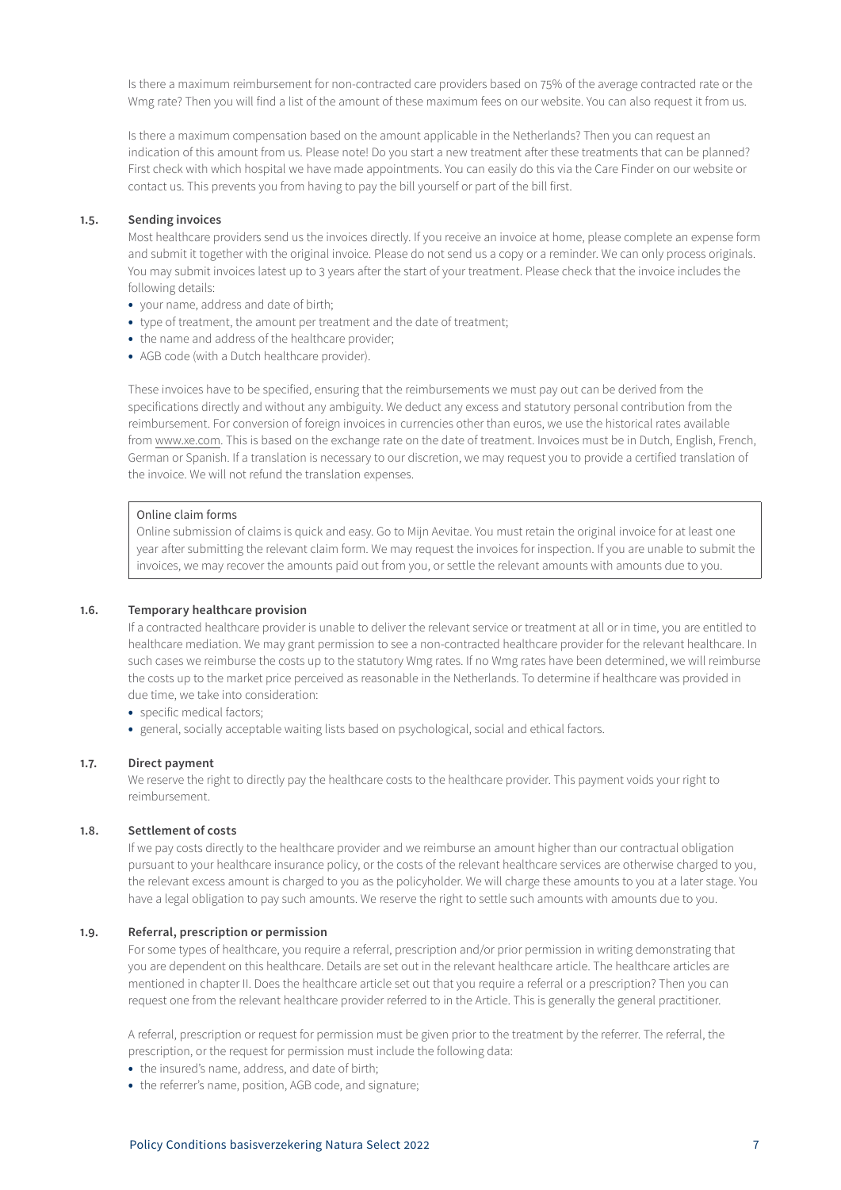Is there a maximum reimbursement for non-contracted care providers based on 75% of the average contracted rate or the Wmg rate? Then you will find a list of the amount of these maximum fees on our website. You can also request it from us.

Is there a maximum compensation based on the amount applicable in the Netherlands? Then you can request an indication of this amount from us. Please note! Do you start a new treatment after these treatments that can be planned? First check with which hospital we have made appointments. You can easily do this via the Care Finder on our website or contact us. This prevents you from having to pay the bill yourself or part of the bill first.

### 1.5. Sending invoices

Most healthcare providers send us the invoices directly. If you receive an invoice at home, please complete an expense form and submit it together with the original invoice. Please do not send us a copy or a reminder. We can only process originals. You may submit invoices latest up to 3 years after the start of your treatment. Please check that the invoice includes the following details:

- your name, address and date of birth;
- type of treatment, the amount per treatment and the date of treatment;
- the name and address of the healthcare provider;
- AGB code (with a Dutch healthcare provider).

These invoices have to be specified, ensuring that the reimbursements we must pay out can be derived from the specifications directly and without any ambiguity. We deduct any excess and statutory personal contribution from the reimbursement. For conversion of foreign invoices in currencies other than euros, we use the historical rates available from www.xe.com. This is based on the exchange rate on the date of treatment. Invoices must be in Dutch, English, French, German or Spanish. If a translation is necessary to our discretion, we may request you to provide a certified translation of the invoice. We will not refund the translation expenses.

> Online claim forms
> Online submission of claims is quick and easy. Go to Mijn Aevitae. You must retain the original invoice for at least one year after submitting the relevant claim form. We may request the invoices for inspection. If you are unable to submit the invoices, we may recover the amounts paid out from you, or settle the relevant amounts with amounts due to you.

### 1.6. Temporary healthcare provision

If a contracted healthcare provider is unable to deliver the relevant service or treatment at all or in time, you are entitled to healthcare mediation. We may grant permission to see a non-contracted healthcare provider for the relevant healthcare. In such cases we reimburse the costs up to the statutory Wmg rates. If no Wmg rates have been determined, we will reimburse the costs up to the market price perceived as reasonable in the Netherlands. To determine if healthcare was provided in due time, we take into consideration:

- specific medical factors;
- general, socially acceptable waiting lists based on psychological, social and ethical factors.

### 1.7. Direct payment

We reserve the right to directly pay the healthcare costs to the healthcare provider. This payment voids your right to reimbursement.

### 1.8. Settlement of costs

If we pay costs directly to the healthcare provider and we reimburse an amount higher than our contractual obligation pursuant to your healthcare insurance policy, or the costs of the relevant healthcare services are otherwise charged to you, the relevant excess amount is charged to you as the policyholder. We will charge these amounts to you at a later stage. You have a legal obligation to pay such amounts. We reserve the right to settle such amounts with amounts due to you.

### 1.9. Referral, prescription or permission

For some types of healthcare, you require a referral, prescription and/or prior permission in writing demonstrating that you are dependent on this healthcare. Details are set out in the relevant healthcare article. The healthcare articles are mentioned in chapter II. Does the healthcare article set out that you require a referral or a prescription? Then you can request one from the relevant healthcare provider referred to in the Article. This is generally the general practitioner.

A referral, prescription or request for permission must be given prior to the treatment by the referrer. The referral, the prescription, or the request for permission must include the following data:

- the insured's name, address, and date of birth;
- the referrer's name, position, AGB code, and signature;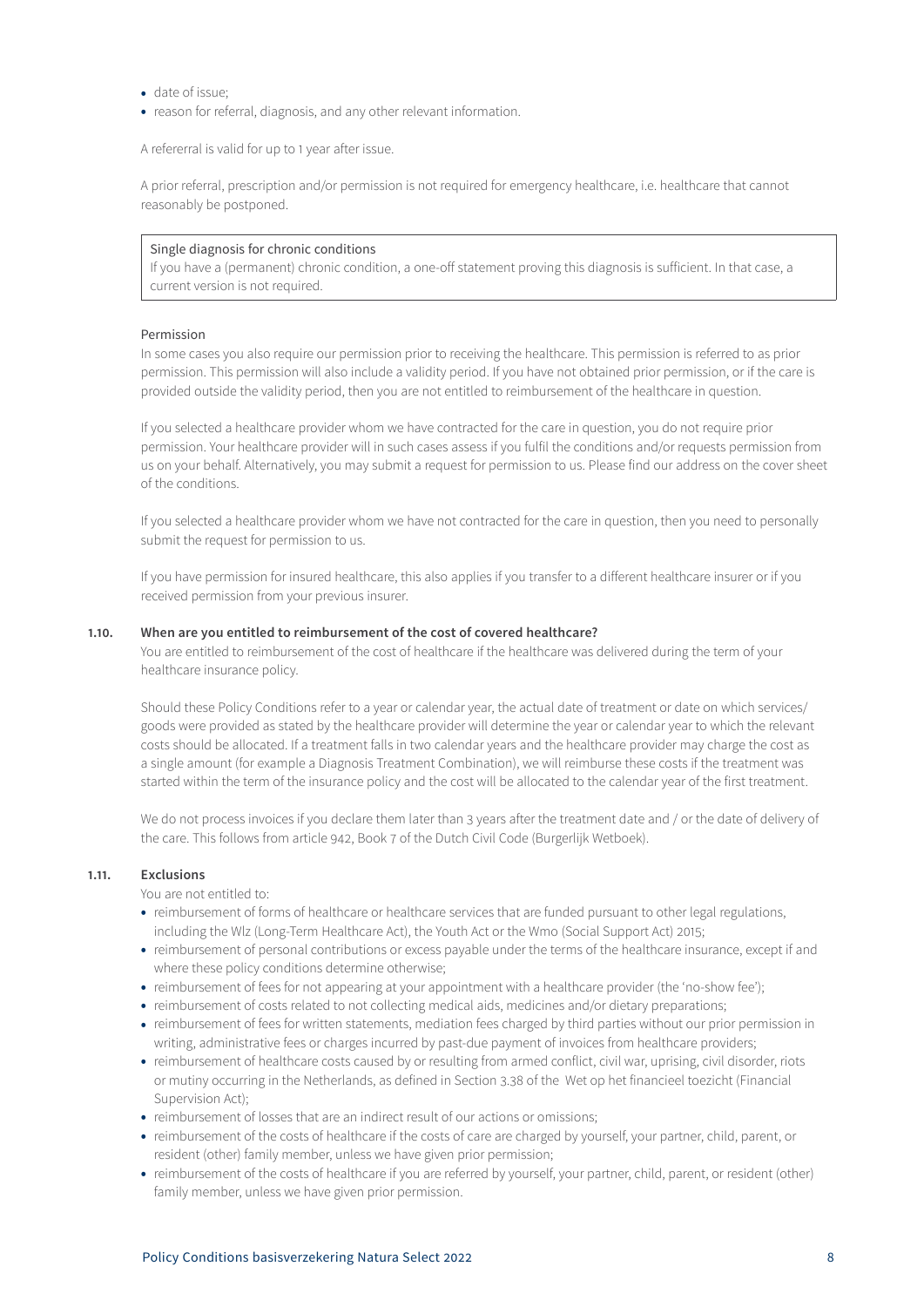- date of issue;
- reason for referral, diagnosis, and any other relevant information.

A refererral is valid for up to 1 year after issue.

A prior referral, prescription and/or permission is not required for emergency healthcare, i.e. healthcare that cannot reasonably be postponed.

> Single diagnosis for chronic conditions
> If you have a (permanent) chronic condition, a one-off statement proving this diagnosis is sufficient. In that case, a current version is not required.

Permission

In some cases you also require our permission prior to receiving the healthcare. This permission is referred to as prior permission. This permission will also include a validity period. If you have not obtained prior permission, or if the care is provided outside the validity period, then you are not entitled to reimbursement of the healthcare in question.

If you selected a healthcare provider whom we have contracted for the care in question, you do not require prior permission. Your healthcare provider will in such cases assess if you fulfil the conditions and/or requests permission from us on your behalf. Alternatively, you may submit a request for permission to us. Please find our address on the cover sheet of the conditions.

If you selected a healthcare provider whom we have not contracted for the care in question, then you need to personally submit the request for permission to us.

If you have permission for insured healthcare, this also applies if you transfer to a different healthcare insurer or if you received permission from your previous insurer.

### 1.10. When are you entitled to reimbursement of the cost of covered healthcare?

You are entitled to reimbursement of the cost of healthcare if the healthcare was delivered during the term of your healthcare insurance policy.

Should these Policy Conditions refer to a year or calendar year, the actual date of treatment or date on which services/goods were provided as stated by the healthcare provider will determine the year or calendar year to which the relevant costs should be allocated. If a treatment falls in two calendar years and the healthcare provider may charge the cost as a single amount (for example a Diagnosis Treatment Combination), we will reimburse these costs if the treatment was started within the term of the insurance policy and the cost will be allocated to the calendar year of the first treatment.

We do not process invoices if you declare them later than 3 years after the treatment date and / or the date of delivery of the care. This follows from article 942, Book 7 of the Dutch Civil Code (Burgerlijk Wetboek).

### 1.11. Exclusions

You are not entitled to:

- reimbursement of forms of healthcare or healthcare services that are funded pursuant to other legal regulations, including the Wlz (Long-Term Healthcare Act), the Youth Act or the Wmo (Social Support Act) 2015;
- reimbursement of personal contributions or excess payable under the terms of the healthcare insurance, except if and where these policy conditions determine otherwise;
- reimbursement of fees for not appearing at your appointment with a healthcare provider (the 'no-show fee');
- reimbursement of costs related to not collecting medical aids, medicines and/or dietary preparations;
- reimbursement of fees for written statements, mediation fees charged by third parties without our prior permission in writing, administrative fees or charges incurred by past-due payment of invoices from healthcare providers;
- reimbursement of healthcare costs caused by or resulting from armed conflict, civil war, uprising, civil disorder, riots or mutiny occurring in the Netherlands, as defined in Section 3.38 of the Wet op het financieel toezicht (Financial Supervision Act);
- reimbursement of losses that are an indirect result of our actions or omissions;
- reimbursement of the costs of healthcare if the costs of care are charged by yourself, your partner, child, parent, or resident (other) family member, unless we have given prior permission;
- reimbursement of the costs of healthcare if you are referred by yourself, your partner, child, parent, or resident (other) family member, unless we have given prior permission.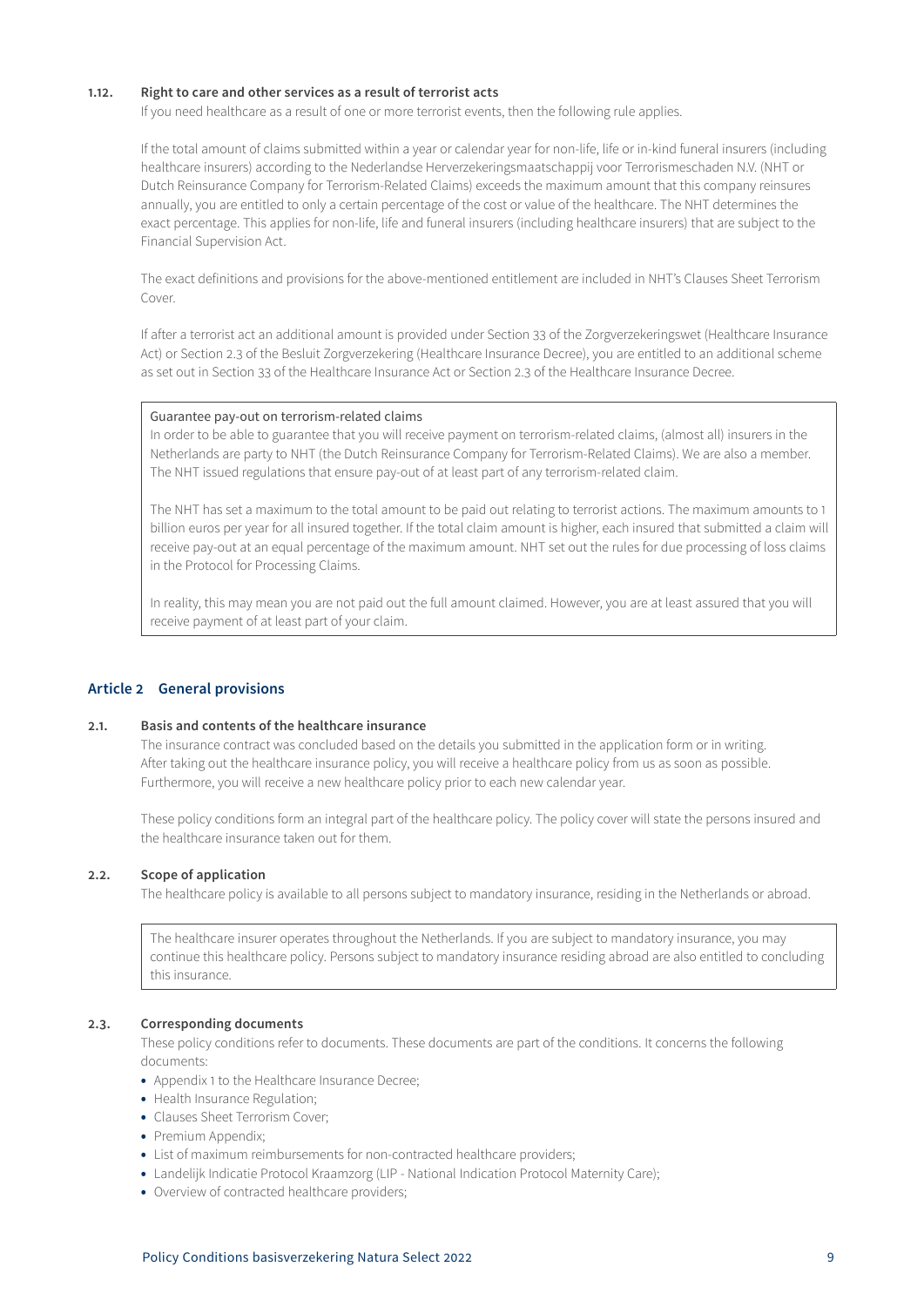#### 1.12. Right to care and other services as a result of terrorist acts

If you need healthcare as a result of one or more terrorist events, then the following rule applies.

If the total amount of claims submitted within a year or calendar year for non-life, life or in-kind funeral insurers (including healthcare insurers) according to the Nederlandse Herverzekeringsmaatschappij voor Terrorismeschaden N.V. (NHT or Dutch Reinsurance Company for Terrorism-Related Claims) exceeds the maximum amount that this company reinsures annually, you are entitled to only a certain percentage of the cost or value of the healthcare. The NHT determines the exact percentage. This applies for non-life, life and funeral insurers (including healthcare insurers) that are subject to the Financial Supervision Act.

The exact definitions and provisions for the above-mentioned entitlement are included in NHT's Clauses Sheet Terrorism Cover.

If after a terrorist act an additional amount is provided under Section 33 of the Zorgverzekeringswet (Healthcare Insurance Act) or Section 2.3 of the Besluit Zorgverzekering (Healthcare Insurance Decree), you are entitled to an additional scheme as set out in Section 33 of the Healthcare Insurance Act or Section 2.3 of the Healthcare Insurance Decree.

> Guarantee pay-out on terrorism-related claims
>
> In order to be able to guarantee that you will receive payment on terrorism-related claims, (almost all) insurers in the Netherlands are party to NHT (the Dutch Reinsurance Company for Terrorism-Related Claims). We are also a member. The NHT issued regulations that ensure pay-out of at least part of any terrorism-related claim.
>
> The NHT has set a maximum to the total amount to be paid out relating to terrorist actions. The maximum amounts to 1 billion euros per year for all insured together. If the total claim amount is higher, each insured that submitted a claim will receive pay-out at an equal percentage of the maximum amount. NHT set out the rules for due processing of loss claims in the Protocol for Processing Claims.
>
> In reality, this may mean you are not paid out the full amount claimed. However, you are at least assured that you will receive payment of at least part of your claim.

## Article 2 General provisions

#### 2.1. Basis and contents of the healthcare insurance

The insurance contract was concluded based on the details you submitted in the application form or in writing. After taking out the healthcare insurance policy, you will receive a healthcare policy from us as soon as possible. Furthermore, you will receive a new healthcare policy prior to each new calendar year.

These policy conditions form an integral part of the healthcare policy. The policy cover will state the persons insured and the healthcare insurance taken out for them.

#### 2.2. Scope of application

The healthcare policy is available to all persons subject to mandatory insurance, residing in the Netherlands or abroad.

> The healthcare insurer operates throughout the Netherlands. If you are subject to mandatory insurance, you may continue this healthcare policy. Persons subject to mandatory insurance residing abroad are also entitled to concluding this insurance.

#### 2.3. Corresponding documents

These policy conditions refer to documents. These documents are part of the conditions. It concerns the following documents:

- Appendix 1 to the Healthcare Insurance Decree;
- Health Insurance Regulation;
- Clauses Sheet Terrorism Cover;
- Premium Appendix;
- List of maximum reimbursements for non-contracted healthcare providers;
- Landelijk Indicatie Protocol Kraamzorg (LIP - National Indication Protocol Maternity Care);
- Overview of contracted healthcare providers;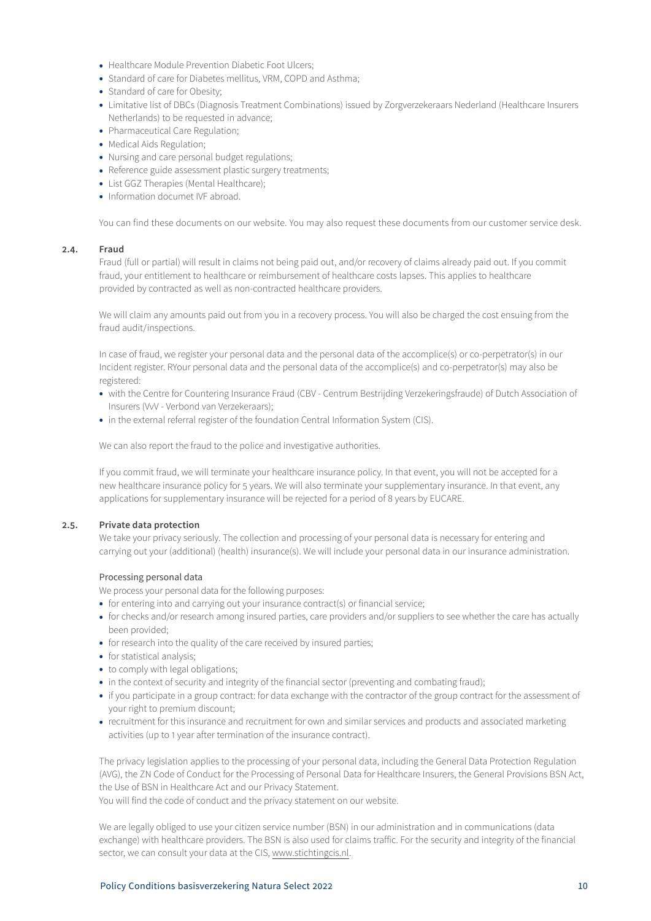- Healthcare Module Prevention Diabetic Foot Ulcers;
- Standard of care for Diabetes mellitus, VRM, COPD and Asthma;
- Standard of care for Obesity;
- Limitative list of DBCs (Diagnosis Treatment Combinations) issued by Zorgverzekeraars Nederland (Healthcare Insurers Netherlands) to be requested in advance;
- Pharmaceutical Care Regulation;
- Medical Aids Regulation;
- Nursing and care personal budget regulations;
- Reference guide assessment plastic surgery treatments;
- List GGZ Therapies (Mental Healthcare);
- Information documet IVF abroad.

You can find these documents on our website. You may also request these documents from our customer service desk.

### 2.4. Fraud

Fraud (full or partial) will result in claims not being paid out, and/or recovery of claims already paid out. If you commit fraud, your entitlement to healthcare or reimbursement of healthcare costs lapses. This applies to healthcare provided by contracted as well as non-contracted healthcare providers.

We will claim any amounts paid out from you in a recovery process. You will also be charged the cost ensuing from the fraud audit/inspections.

In case of fraud, we register your personal data and the personal data of the accomplice(s) or co-perpetrator(s) in our Incident register. RYour personal data and the personal data of the accomplice(s) and co-perpetrator(s) may also be registered:

- with the Centre for Countering Insurance Fraud (CBV - Centrum Bestrijding Verzekeringsfraude) of Dutch Association of Insurers (VvV - Verbond van Verzekeraars);
- in the external referral register of the foundation Central Information System (CIS).

We can also report the fraud to the police and investigative authorities.

If you commit fraud, we will terminate your healthcare insurance policy. In that event, you will not be accepted for a new healthcare insurance policy for 5 years. We will also terminate your supplementary insurance. In that event, any applications for supplementary insurance will be rejected for a period of 8 years by EUCARE.

### 2.5. Private data protection

We take your privacy seriously. The collection and processing of your personal data is necessary for entering and carrying out your (additional) (health) insurance(s). We will include your personal data in our insurance administration.

Processing personal data

We process your personal data for the following purposes:

- for entering into and carrying out your insurance contract(s) or financial service;
- for checks and/or research among insured parties, care providers and/or suppliers to see whether the care has actually been provided;
- for research into the quality of the care received by insured parties;
- for statistical analysis;
- to comply with legal obligations;
- in the context of security and integrity of the financial sector (preventing and combating fraud);
- if you participate in a group contract: for data exchange with the contractor of the group contract for the assessment of your right to premium discount;
- recruitment for this insurance and recruitment for own and similar services and products and associated marketing activities (up to 1 year after termination of the insurance contract).

The privacy legislation applies to the processing of your personal data, including the General Data Protection Regulation (AVG), the ZN Code of Conduct for the Processing of Personal Data for Healthcare Insurers, the General Provisions BSN Act, the Use of BSN in Healthcare Act and our Privacy Statement.
You will find the code of conduct and the privacy statement on our website.

We are legally obliged to use your citizen service number (BSN) in our administration and in communications (data exchange) with healthcare providers. The BSN is also used for claims traffic. For the security and integrity of the financial sector, we can consult your data at the CIS, www.stichtingcis.nl.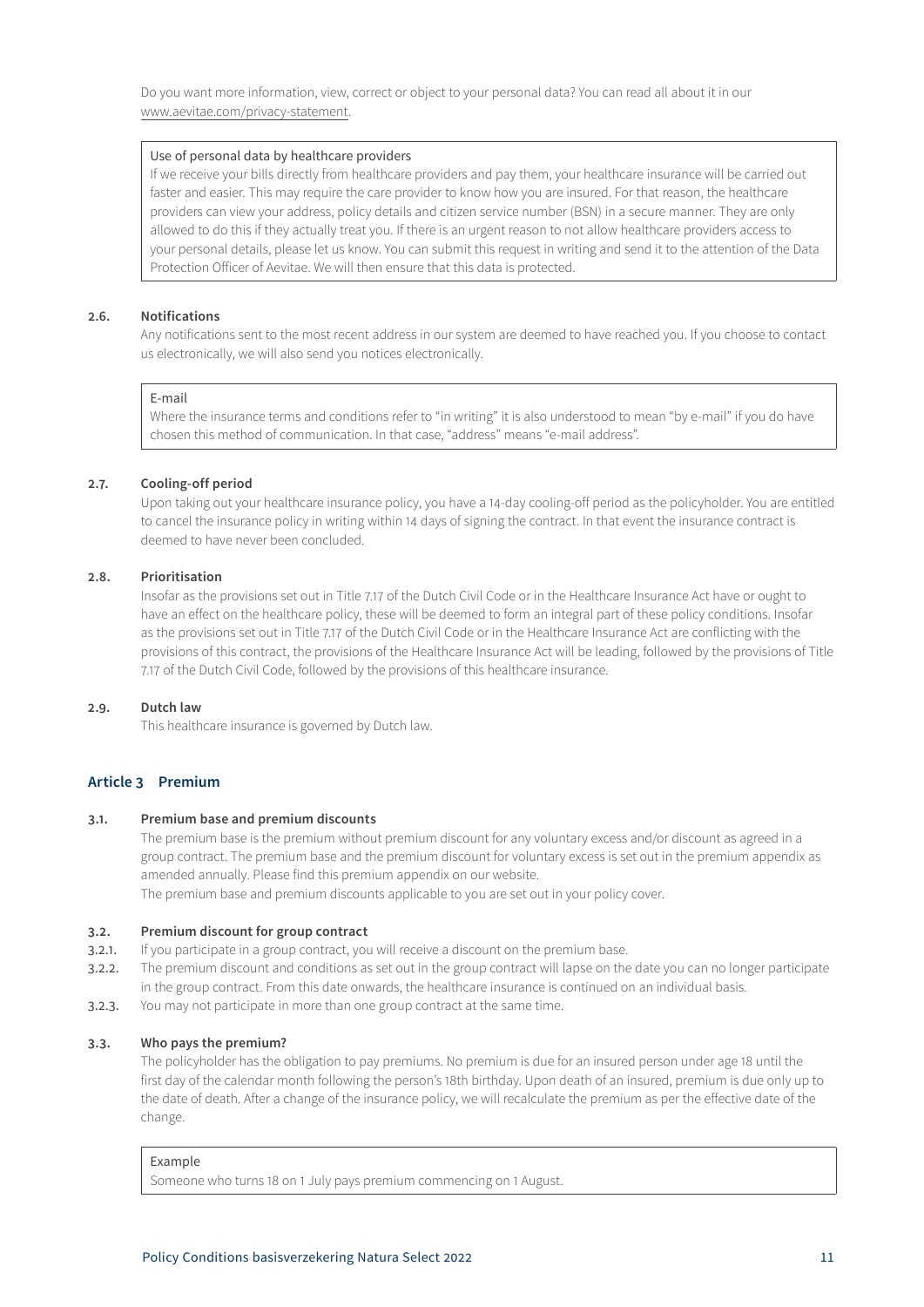Do you want more information, view, correct or object to your personal data? You can read all about it in our www.aevitae.com/privacy-statement.

> Use of personal data by healthcare providers
> If we receive your bills directly from healthcare providers and pay them, your healthcare insurance will be carried out faster and easier. This may require the care provider to know how you are insured. For that reason, the healthcare providers can view your address, policy details and citizen service number (BSN) in a secure manner. They are only allowed to do this if they actually treat you. If there is an urgent reason to not allow healthcare providers access to your personal details, please let us know. You can submit this request in writing and send it to the attention of the Data Protection Officer of Aevitae. We will then ensure that this data is protected.

### 2.6. Notifications

Any notifications sent to the most recent address in our system are deemed to have reached you. If you choose to contact us electronically, we will also send you notices electronically.

> E-mail
> Where the insurance terms and conditions refer to "in writing" it is also understood to mean "by e-mail" if you do have chosen this method of communication. In that case, "address" means "e-mail address".

### 2.7. Cooling-off period

Upon taking out your healthcare insurance policy, you have a 14-day cooling-off period as the policyholder. You are entitled to cancel the insurance policy in writing within 14 days of signing the contract. In that event the insurance contract is deemed to have never been concluded.

### 2.8. Prioritisation

Insofar as the provisions set out in Title 7.17 of the Dutch Civil Code or in the Healthcare Insurance Act have or ought to have an effect on the healthcare policy, these will be deemed to form an integral part of these policy conditions. Insofar as the provisions set out in Title 7.17 of the Dutch Civil Code or in the Healthcare Insurance Act are conflicting with the provisions of this contract, the provisions of the Healthcare Insurance Act will be leading, followed by the provisions of Title 7.17 of the Dutch Civil Code, followed by the provisions of this healthcare insurance.

### 2.9. Dutch law

This healthcare insurance is governed by Dutch law.

## Article 3 Premium

### 3.1. Premium base and premium discounts

The premium base is the premium without premium discount for any voluntary excess and/or discount as agreed in a group contract. The premium base and the premium discount for voluntary excess is set out in the premium appendix as amended annually. Please find this premium appendix on our website.
The premium base and premium discounts applicable to you are set out in your policy cover.

### 3.2. Premium discount for group contract

3.2.1. If you participate in a group contract, you will receive a discount on the premium base.

3.2.2. The premium discount and conditions as set out in the group contract will lapse on the date you can no longer participate in the group contract. From this date onwards, the healthcare insurance is continued on an individual basis.

3.2.3. You may not participate in more than one group contract at the same time.

### 3.3. Who pays the premium?

The policyholder has the obligation to pay premiums. No premium is due for an insured person under age 18 until the first day of the calendar month following the person's 18th birthday. Upon death of an insured, premium is due only up to the date of death. After a change of the insurance policy, we will recalculate the premium as per the effective date of the change.

> Example
> Someone who turns 18 on 1 July pays premium commencing on 1 August.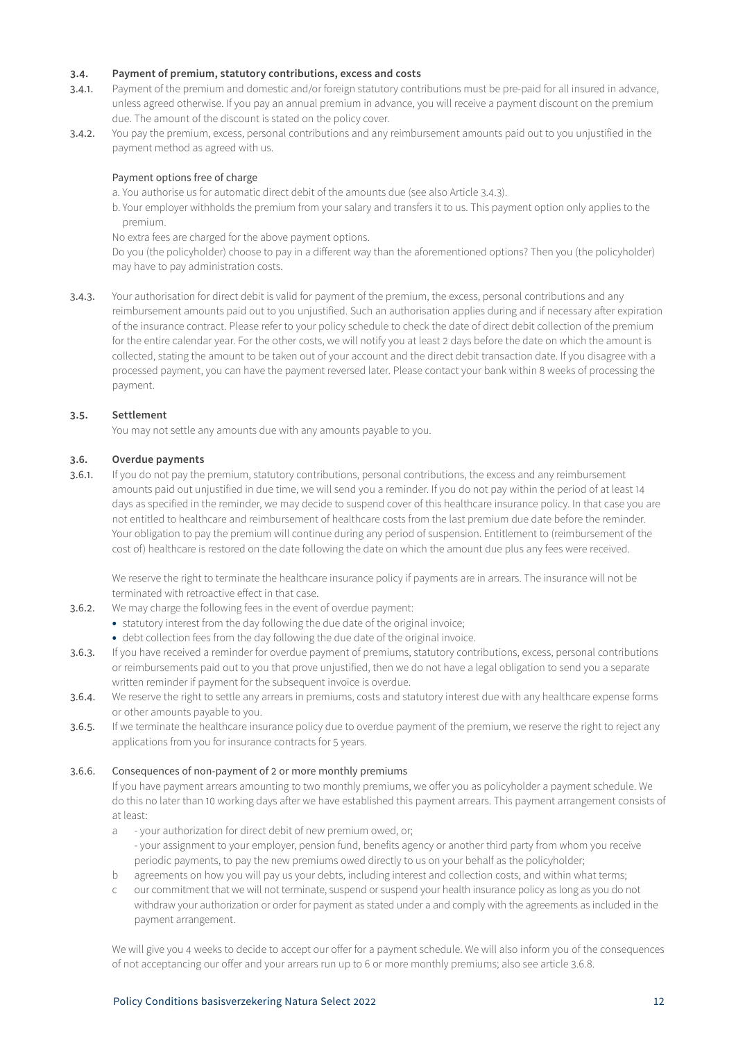### 3.4. Payment of premium, statutory contributions, excess and costs

3.4.1. Payment of the premium and domestic and/or foreign statutory contributions must be pre-paid for all insured in advance, unless agreed otherwise. If you pay an annual premium in advance, you will receive a payment discount on the premium due. The amount of the discount is stated on the policy cover.

3.4.2. You pay the premium, excess, personal contributions and any reimbursement amounts paid out to you unjustified in the payment method as agreed with us.

Payment options free of charge

a. You authorise us for automatic direct debit of the amounts due (see also Article 3.4.3).

b. Your employer withholds the premium from your salary and transfers it to us. This payment option only applies to the premium.

No extra fees are charged for the above payment options.

Do you (the policyholder) choose to pay in a different way than the aforementioned options? Then you (the policyholder) may have to pay administration costs.

3.4.3. Your authorisation for direct debit is valid for payment of the premium, the excess, personal contributions and any reimbursement amounts paid out to you unjustified. Such an authorisation applies during and if necessary after expiration of the insurance contract. Please refer to your policy schedule to check the date of direct debit collection of the premium for the entire calendar year. For the other costs, we will notify you at least 2 days before the date on which the amount is collected, stating the amount to be taken out of your account and the direct debit transaction date. If you disagree with a processed payment, you can have the payment reversed later. Please contact your bank within 8 weeks of processing the payment.

### 3.5. Settlement

You may not settle any amounts due with any amounts payable to you.

### 3.6. Overdue payments

3.6.1. If you do not pay the premium, statutory contributions, personal contributions, the excess and any reimbursement amounts paid out unjustified in due time, we will send you a reminder. If you do not pay within the period of at least 14 days as specified in the reminder, we may decide to suspend cover of this healthcare insurance policy. In that case you are not entitled to healthcare and reimbursement of healthcare costs from the last premium due date before the reminder. Your obligation to pay the premium will continue during any period of suspension. Entitlement to (reimbursement of the cost of) healthcare is restored on the date following the date on which the amount due plus any fees were received.

We reserve the right to terminate the healthcare insurance policy if payments are in arrears. The insurance will not be terminated with retroactive effect in that case.

3.6.2. We may charge the following fees in the event of overdue payment:

- statutory interest from the day following the due date of the original invoice;
- debt collection fees from the day following the due date of the original invoice.

3.6.3. If you have received a reminder for overdue payment of premiums, statutory contributions, excess, personal contributions or reimbursements paid out to you that prove unjustified, then we do not have a legal obligation to send you a separate written reminder if payment for the subsequent invoice is overdue.

3.6.4. We reserve the right to settle any arrears in premiums, costs and statutory interest due with any healthcare expense forms or other amounts payable to you.

3.6.5. If we terminate the healthcare insurance policy due to overdue payment of the premium, we reserve the right to reject any applications from you for insurance contracts for 5 years.

3.6.6. Consequences of non-payment of 2 or more monthly premiums

If you have payment arrears amounting to two monthly premiums, we offer you as policyholder a payment schedule. We do this no later than 10 working days after we have established this payment arrears. This payment arrangement consists of at least:

a - your authorization for direct debit of new premium owed, or;
 - your assignment to your employer, pension fund, benefits agency or another third party from whom you receive periodic payments, to pay the new premiums owed directly to us on your behalf as the policyholder;

b agreements on how you will pay us your debts, including interest and collection costs, and within what terms;

c our commitment that we will not terminate, suspend or suspend your health insurance policy as long as you do not withdraw your authorization or order for payment as stated under a and comply with the agreements as included in the payment arrangement.

We will give you 4 weeks to decide to accept our offer for a payment schedule. We will also inform you of the consequences of not acceptancing our offer and your arrears run up to 6 or more monthly premiums; also see article 3.6.8.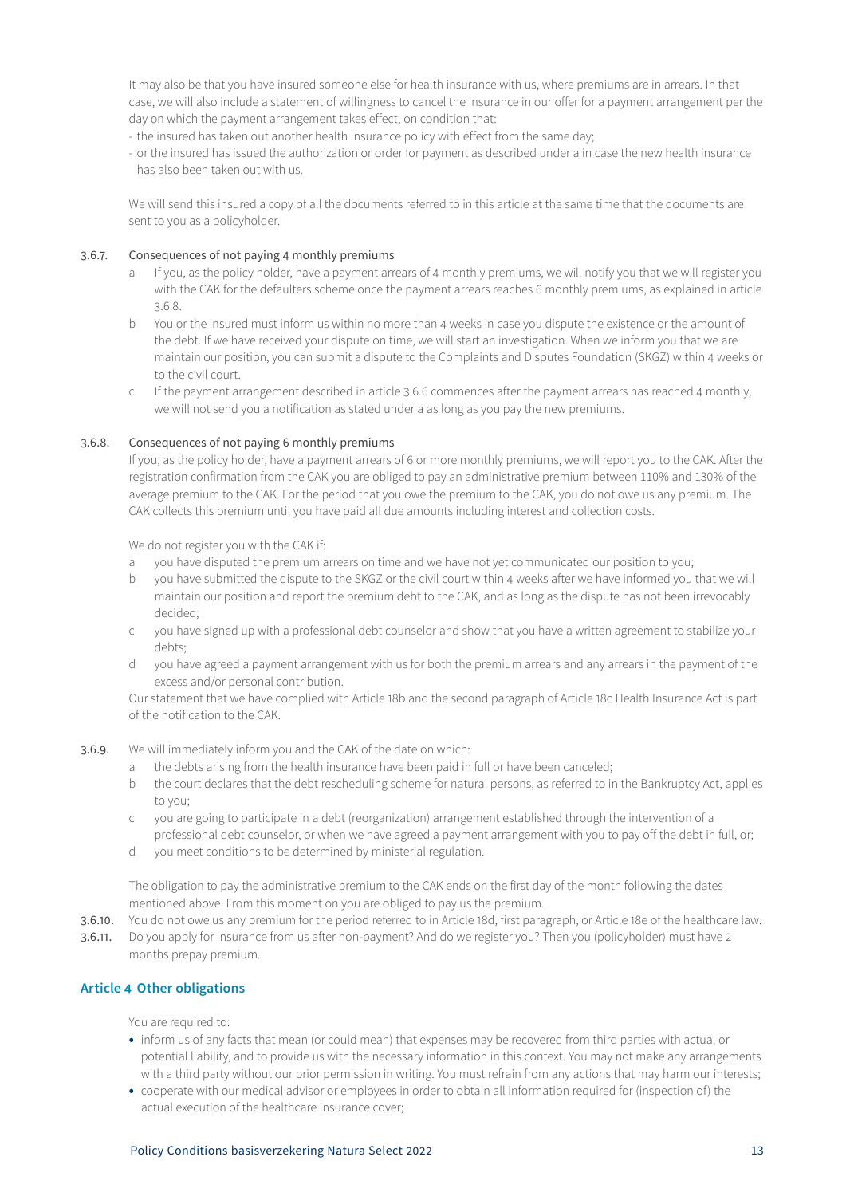It may also be that you have insured someone else for health insurance with us, where premiums are in arrears. In that case, we will also include a statement of willingness to cancel the insurance in our offer for a payment arrangement per the day on which the payment arrangement takes effect, on condition that:

- the insured has taken out another health insurance policy with effect from the same day;
- or the insured has issued the authorization or order for payment as described under a in case the new health insurance has also been taken out with us.

We will send this insured a copy of all the documents referred to in this article at the same time that the documents are sent to you as a policyholder.

**3.6.7. Consequences of not paying 4 monthly premiums**

a. If you, as the policy holder, have a payment arrears of 4 monthly premiums, we will notify you that we will register you with the CAK for the defaulters scheme once the payment arrears reaches 6 monthly premiums, as explained in article 3.6.8.
b. You or the insured must inform us within no more than 4 weeks in case you dispute the existence or the amount of the debt. If we have received your dispute on time, we will start an investigation. When we inform you that we are maintain our position, you can submit a dispute to the Complaints and Disputes Foundation (SKGZ) within 4 weeks or to the civil court.
c. If the payment arrangement described in article 3.6.6 commences after the payment arrears has reached 4 monthly, we will not send you a notification as stated under a as long as you pay the new premiums.

**3.6.8. Consequences of not paying 6 monthly premiums**

If you, as the policy holder, have a payment arrears of 6 or more monthly premiums, we will report you to the CAK. After the registration confirmation from the CAK you are obliged to pay an administrative premium between 110% and 130% of the average premium to the CAK. For the period that you owe the premium to the CAK, you do not owe us any premium. The CAK collects this premium until you have paid all due amounts including interest and collection costs.

We do not register you with the CAK if:

a. you have disputed the premium arrears on time and we have not yet communicated our position to you;
b. you have submitted the dispute to the SKGZ or the civil court within 4 weeks after we have informed you that we will maintain our position and report the premium debt to the CAK, and as long as the dispute has not been irrevocably decided;
c. you have signed up with a professional debt counselor and show that you have a written agreement to stabilize your debts;
d. you have agreed a payment arrangement with us for both the premium arrears and any arrears in the payment of the excess and/or personal contribution.

Our statement that we have complied with Article 18b and the second paragraph of Article 18c Health Insurance Act is part of the notification to the CAK.

**3.6.9.** We will immediately inform you and the CAK of the date on which:

a. the debts arising from the health insurance have been paid in full or have been canceled;
b. the court declares that the debt rescheduling scheme for natural persons, as referred to in the Bankruptcy Act, applies to you;
c. you are going to participate in a debt (reorganization) arrangement established through the intervention of a professional debt counselor, or when we have agreed a payment arrangement with you to pay off the debt in full, or;
d. you meet conditions to be determined by ministerial regulation.

The obligation to pay the administrative premium to the CAK ends on the first day of the month following the dates mentioned above. From this moment on you are obliged to pay us the premium.

**3.6.10.** You do not owe us any premium for the period referred to in Article 18d, first paragraph, or Article 18e of the healthcare law.

**3.6.11.** Do you apply for insurance from us after non-payment? And do we register you? Then you (policyholder) must have 2 months prepay premium.

## Article 4 Other obligations

You are required to:

- inform us of any facts that mean (or could mean) that expenses may be recovered from third parties with actual or potential liability, and to provide us with the necessary information in this context. You may not make any arrangements with a third party without our prior permission in writing. You must refrain from any actions that may harm our interests;
- cooperate with our medical advisor or employees in order to obtain all information required for (inspection of) the actual execution of the healthcare insurance cover;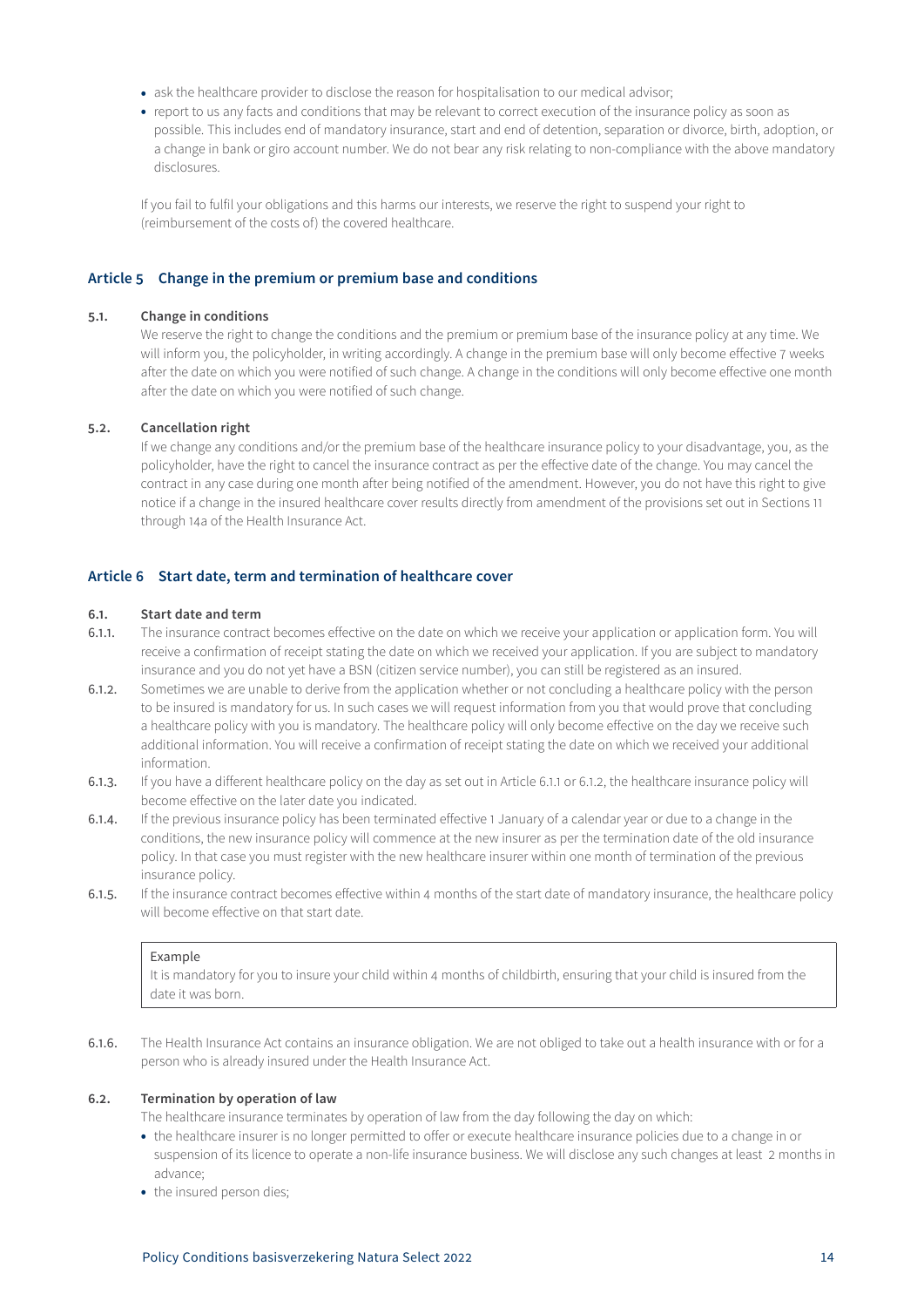- ask the healthcare provider to disclose the reason for hospitalisation to our medical advisor;
- report to us any facts and conditions that may be relevant to correct execution of the insurance policy as soon as possible. This includes end of mandatory insurance, start and end of detention, separation or divorce, birth, adoption, or a change in bank or giro account number. We do not bear any risk relating to non-compliance with the above mandatory disclosures.

If you fail to fulfil your obligations and this harms our interests, we reserve the right to suspend your right to (reimbursement of the costs of) the covered healthcare.

## Article 5 Change in the premium or premium base and conditions

### 5.1. Change in conditions

We reserve the right to change the conditions and the premium or premium base of the insurance policy at any time. We will inform you, the policyholder, in writing accordingly. A change in the premium base will only become effective 7 weeks after the date on which you were notified of such change. A change in the conditions will only become effective one month after the date on which you were notified of such change.

### 5.2. Cancellation right

If we change any conditions and/or the premium base of the healthcare insurance policy to your disadvantage, you, as the policyholder, have the right to cancel the insurance contract as per the effective date of the change. You may cancel the contract in any case during one month after being notified of the amendment. However, you do not have this right to give notice if a change in the insured healthcare cover results directly from amendment of the provisions set out in Sections 11 through 14a of the Health Insurance Act.

## Article 6 Start date, term and termination of healthcare cover

### 6.1. Start date and term

6.1.1. The insurance contract becomes effective on the date on which we receive your application or application form. You will receive a confirmation of receipt stating the date on which we received your application. If you are subject to mandatory insurance and you do not yet have a BSN (citizen service number), you can still be registered as an insured.

6.1.2. Sometimes we are unable to derive from the application whether or not concluding a healthcare policy with the person to be insured is mandatory for us. In such cases we will request information from you that would prove that concluding a healthcare policy with you is mandatory. The healthcare policy will only become effective on the day we receive such additional information. You will receive a confirmation of receipt stating the date on which we received your additional information.

6.1.3. If you have a different healthcare policy on the day as set out in Article 6.1.1 or 6.1.2, the healthcare insurance policy will become effective on the later date you indicated.

6.1.4. If the previous insurance policy has been terminated effective 1 January of a calendar year or due to a change in the conditions, the new insurance policy will commence at the new insurer as per the termination date of the old insurance policy. In that case you must register with the new healthcare insurer within one month of termination of the previous insurance policy.

6.1.5. If the insurance contract becomes effective within 4 months of the start date of mandatory insurance, the healthcare policy will become effective on that start date.

> Example
> It is mandatory for you to insure your child within 4 months of childbirth, ensuring that your child is insured from the date it was born.

6.1.6. The Health Insurance Act contains an insurance obligation. We are not obliged to take out a health insurance with or for a person who is already insured under the Health Insurance Act.

### 6.2. Termination by operation of law

The healthcare insurance terminates by operation of law from the day following the day on which:

- the healthcare insurer is no longer permitted to offer or execute healthcare insurance policies due to a change in or suspension of its licence to operate a non-life insurance business. We will disclose any such changes at least 2 months in advance;
- the insured person dies;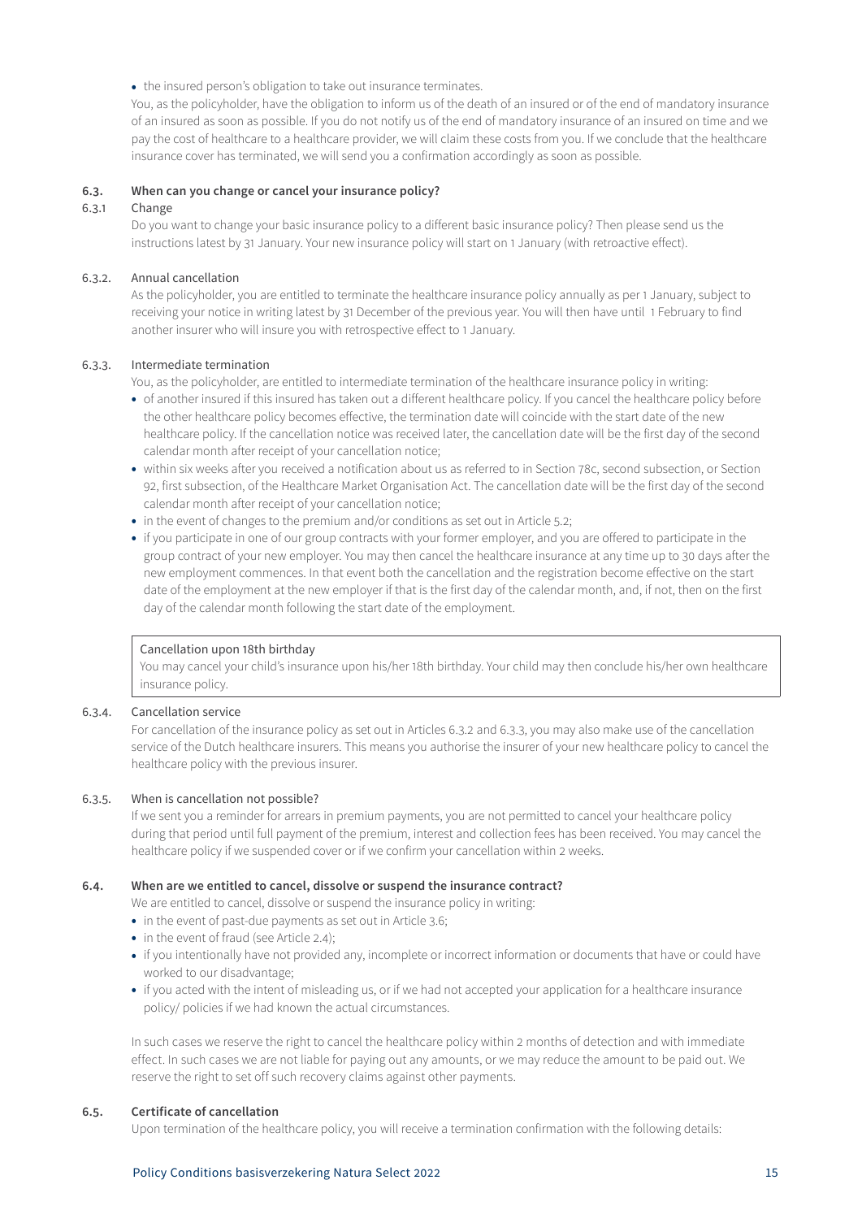- the insured person's obligation to take out insurance terminates.

You, as the policyholder, have the obligation to inform us of the death of an insured or of the end of mandatory insurance of an insured as soon as possible. If you do not notify us of the end of mandatory insurance of an insured on time and we pay the cost of healthcare to a healthcare provider, we will claim these costs from you. If we conclude that the healthcare insurance cover has terminated, we will send you a confirmation accordingly as soon as possible.

### 6.3. When can you change or cancel your insurance policy?

#### 6.3.1 Change

Do you want to change your basic insurance policy to a different basic insurance policy? Then please send us the instructions latest by 31 January. Your new insurance policy will start on 1 January (with retroactive effect).

#### 6.3.2. Annual cancellation

As the policyholder, you are entitled to terminate the healthcare insurance policy annually as per 1 January, subject to receiving your notice in writing latest by 31 December of the previous year. You will then have until 1 February to find another insurer who will insure you with retrospective effect to 1 January.

#### 6.3.3. Intermediate termination

You, as the policyholder, are entitled to intermediate termination of the healthcare insurance policy in writing:

- of another insured if this insured has taken out a different healthcare policy. If you cancel the healthcare policy before the other healthcare policy becomes effective, the termination date will coincide with the start date of the new healthcare policy. If the cancellation notice was received later, the cancellation date will be the first day of the second calendar month after receipt of your cancellation notice;
- within six weeks after you received a notification about us as referred to in Section 78c, second subsection, or Section 92, first subsection, of the Healthcare Market Organisation Act. The cancellation date will be the first day of the second calendar month after receipt of your cancellation notice;
- in the event of changes to the premium and/or conditions as set out in Article 5.2;
- if you participate in one of our group contracts with your former employer, and you are offered to participate in the group contract of your new employer. You may then cancel the healthcare insurance at any time up to 30 days after the new employment commences. In that event both the cancellation and the registration become effective on the start date of the employment at the new employer if that is the first day of the calendar month, and, if not, then on the first day of the calendar month following the start date of the employment.

> Cancellation upon 18th birthday
>
> You may cancel your child's insurance upon his/her 18th birthday. Your child may then conclude his/her own healthcare insurance policy.

#### 6.3.4. Cancellation service

For cancellation of the insurance policy as set out in Articles 6.3.2 and 6.3.3, you may also make use of the cancellation service of the Dutch healthcare insurers. This means you authorise the insurer of your new healthcare policy to cancel the healthcare policy with the previous insurer.

#### 6.3.5. When is cancellation not possible?

If we sent you a reminder for arrears in premium payments, you are not permitted to cancel your healthcare policy during that period until full payment of the premium, interest and collection fees has been received. You may cancel the healthcare policy if we suspended cover or if we confirm your cancellation within 2 weeks.

### 6.4. When are we entitled to cancel, dissolve or suspend the insurance contract?

We are entitled to cancel, dissolve or suspend the insurance policy in writing:

- in the event of past-due payments as set out in Article 3.6;
- in the event of fraud (see Article 2.4);
- if you intentionally have not provided any, incomplete or incorrect information or documents that have or could have worked to our disadvantage;
- if you acted with the intent of misleading us, or if we had not accepted your application for a healthcare insurance policy/ policies if we had known the actual circumstances.

In such cases we reserve the right to cancel the healthcare policy within 2 months of detection and with immediate effect. In such cases we are not liable for paying out any amounts, or we may reduce the amount to be paid out. We reserve the right to set off such recovery claims against other payments.

### 6.5. Certificate of cancellation

Upon termination of the healthcare policy, you will receive a termination confirmation with the following details: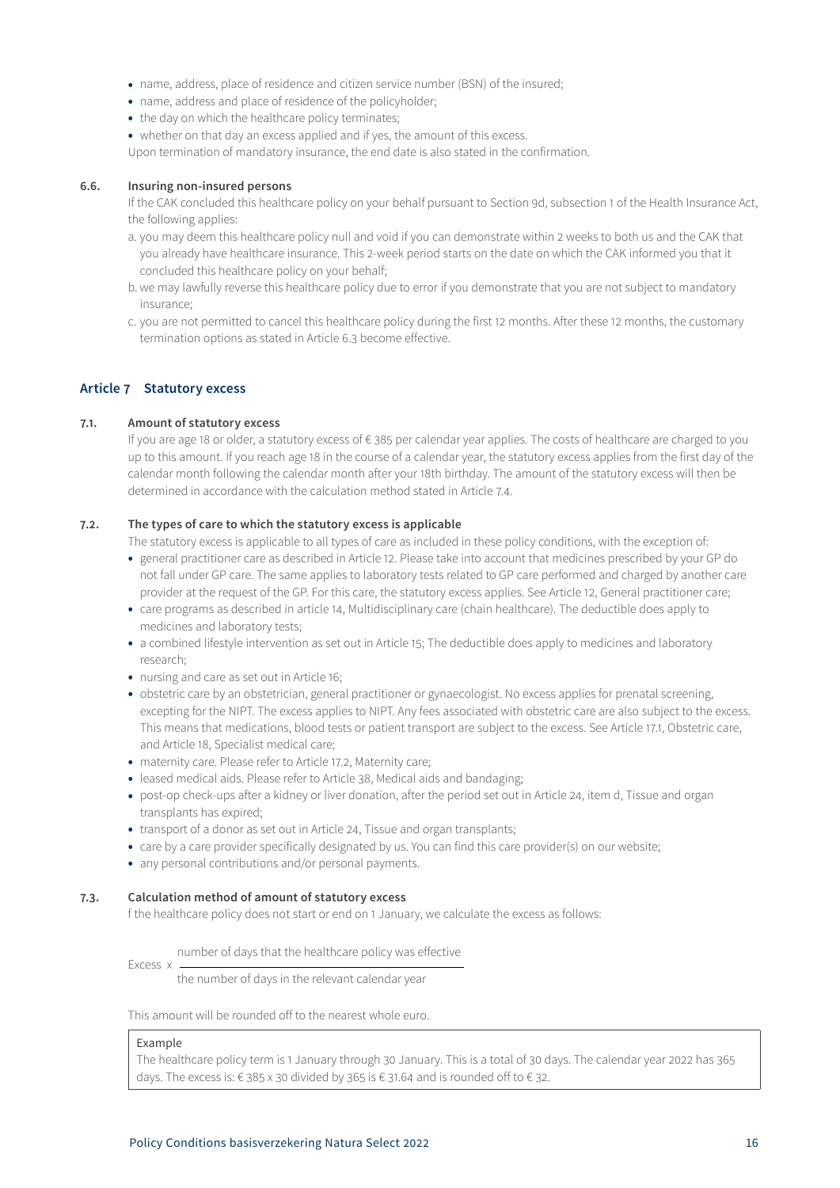- name, address, place of residence and citizen service number (BSN) of the insured;
- name, address and place of residence of the policyholder;
- the day on which the healthcare policy terminates;
- whether on that day an excess applied and if yes, the amount of this excess.

Upon termination of mandatory insurance, the end date is also stated in the confirmation.

### 6.6. Insuring non-insured persons

If the CAK concluded this healthcare policy on your behalf pursuant to Section 9d, subsection 1 of the Health Insurance Act, the following applies:

a. you may deem this healthcare policy null and void if you can demonstrate within 2 weeks to both us and the CAK that you already have healthcare insurance. This 2-week period starts on the date on which the CAK informed you that it concluded this healthcare policy on your behalf;
b. we may lawfully reverse this healthcare policy due to error if you demonstrate that you are not subject to mandatory insurance;
c. you are not permitted to cancel this healthcare policy during the first 12 months. After these 12 months, the customary termination options as stated in Article 6.3 become effective.

## Article 7 Statutory excess

### 7.1. Amount of statutory excess

If you are age 18 or older, a statutory excess of € 385 per calendar year applies. The costs of healthcare are charged to you up to this amount. If you reach age 18 in the course of a calendar year, the statutory excess applies from the first day of the calendar month following the calendar month after your 18th birthday. The amount of the statutory excess will then be determined in accordance with the calculation method stated in Article 7.4.

### 7.2. The types of care to which the statutory excess is applicable

The statutory excess is applicable to all types of care as included in these policy conditions, with the exception of:

- general practitioner care as described in Article 12. Please take into account that medicines prescribed by your GP do not fall under GP care. The same applies to laboratory tests related to GP care performed and charged by another care provider at the request of the GP. For this care, the statutory excess applies. See Article 12, General practitioner care;
- care programs as described in article 14, Multidisciplinary care (chain healthcare). The deductible does apply to medicines and laboratory tests;
- a combined lifestyle intervention as set out in Article 15; The deductible does apply to medicines and laboratory research;
- nursing and care as set out in Article 16;
- obstetric care by an obstetrician, general practitioner or gynaecologist. No excess applies for prenatal screening, excepting for the NIPT. The excess applies to NIPT. Any fees associated with obstetric care are also subject to the excess. This means that medications, blood tests or patient transport are subject to the excess. See Article 17.1, Obstetric care, and Article 18, Specialist medical care;
- maternity care. Please refer to Article 17.2, Maternity care;
- leased medical aids. Please refer to Article 38, Medical aids and bandaging;
- post-op check-ups after a kidney or liver donation, after the period set out in Article 24, item d, Tissue and organ transplants has expired;
- transport of a donor as set out in Article 24, Tissue and organ transplants;
- care by a care provider specifically designated by us. You can find this care provider(s) on our website;
- any personal contributions and/or personal payments.

### 7.3. Calculation method of amount of statutory excess

f the healthcare policy does not start or end on 1 January, we calculate the excess as follows:

$$\text{Excess} \times \frac{\text{number of days that the healthcare policy was effective}}{\text{the number of days in the relevant calendar year}}$$

This amount will be rounded off to the nearest whole euro.

> Example
> The healthcare policy term is 1 January through 30 January. This is a total of 30 days. The calendar year 2022 has 365 days. The excess is: € 385 x 30 divided by 365 is € 31.64 and is rounded off to € 32.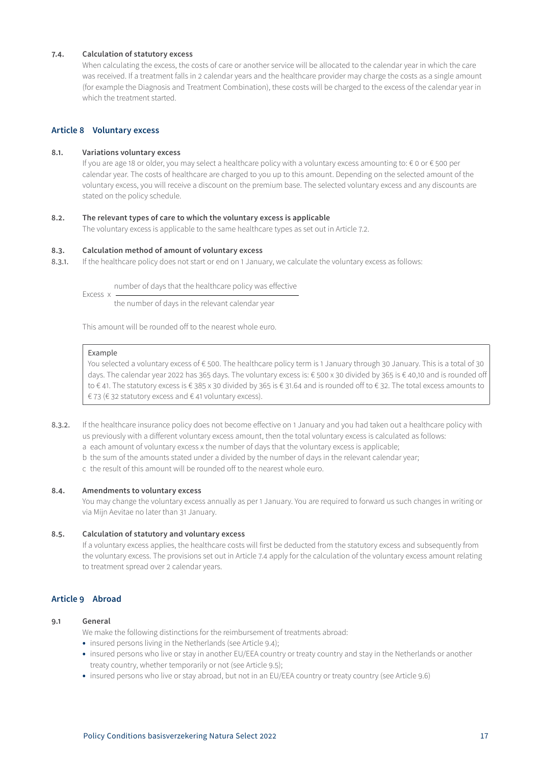### 7.4. Calculation of statutory excess

When calculating the excess, the costs of care or another service will be allocated to the calendar year in which the care was received. If a treatment falls in 2 calendar years and the healthcare provider may charge the costs as a single amount (for example the Diagnosis and Treatment Combination), these costs will be charged to the excess of the calendar year in which the treatment started.

## Article 8 Voluntary excess

### 8.1. Variations voluntary excess

If you are age 18 or older, you may select a healthcare policy with a voluntary excess amounting to: € 0 or € 500 per calendar year. The costs of healthcare are charged to you up to this amount. Depending on the selected amount of the voluntary excess, you will receive a discount on the premium base. The selected voluntary excess and any discounts are stated on the policy schedule.

### 8.2. The relevant types of care to which the voluntary excess is applicable

The voluntary excess is applicable to the same healthcare types as set out in Article 7.2.

### 8.3. Calculation method of amount of voluntary excess

8.3.1. If the healthcare policy does not start or end on 1 January, we calculate the voluntary excess as follows:

$$\text{Excess} \times \frac{\text{number of days that the healthcare policy was effective}}{\text{the number of days in the relevant calendar year}}$$

This amount will be rounded off to the nearest whole euro.

> Example
>
> You selected a voluntary excess of € 500. The healthcare policy term is 1 January through 30 January. This is a total of 30 days. The calendar year 2022 has 365 days. The voluntary excess is: € 500 x 30 divided by 365 is € 40,10 and is rounded off to € 41. The statutory excess is € 385 x 30 divided by 365 is € 31.64 and is rounded off to € 32. The total excess amounts to € 73 (€ 32 statutory excess and € 41 voluntary excess).

8.3.2. If the healthcare insurance policy does not become effective on 1 January and you had taken out a healthcare policy with us previously with a different voluntary excess amount, then the total voluntary excess is calculated as follows:

a each amount of voluntary excess x the number of days that the voluntary excess is applicable;
b the sum of the amounts stated under a divided by the number of days in the relevant calendar year;
c the result of this amount will be rounded off to the nearest whole euro.

### 8.4. Amendments to voluntary excess

You may change the voluntary excess annually as per 1 January. You are required to forward us such changes in writing or via Mijn Aevitae no later than 31 January.

### 8.5. Calculation of statutory and voluntary excess

If a voluntary excess applies, the healthcare costs will first be deducted from the statutory excess and subsequently from the voluntary excess. The provisions set out in Article 7.4 apply for the calculation of the voluntary excess amount relating to treatment spread over 2 calendar years.

## Article 9 Abroad

### 9.1 General

We make the following distinctions for the reimbursement of treatments abroad:

- insured persons living in the Netherlands (see Article 9.4);
- insured persons who live or stay in another EU/EEA country or treaty country and stay in the Netherlands or another treaty country, whether temporarily or not (see Article 9.5);
- insured persons who live or stay abroad, but not in an EU/EEA country or treaty country (see Article 9.6)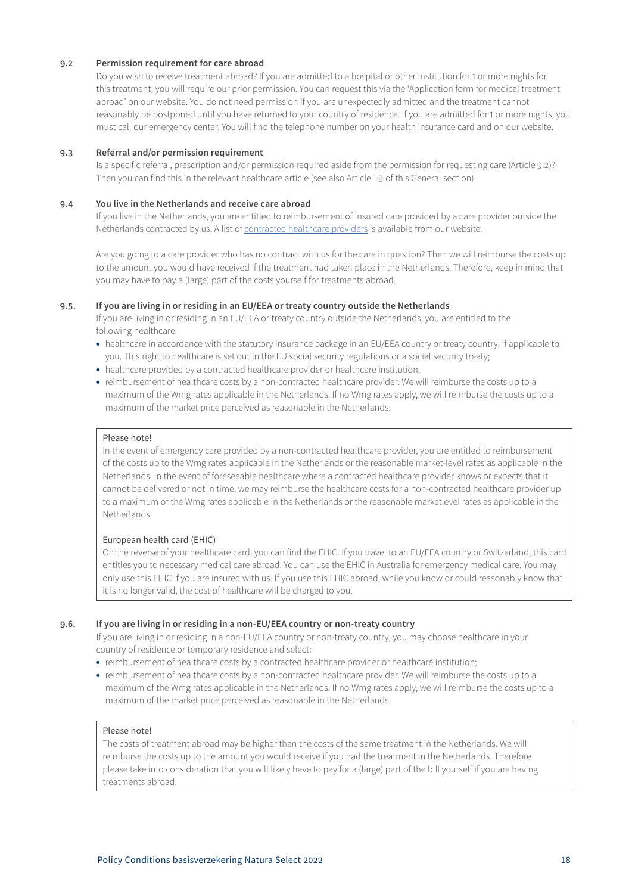### 9.2 Permission requirement for care abroad

Do you wish to receive treatment abroad? If you are admitted to a hospital or other institution for 1 or more nights for this treatment, you will require our prior permission. You can request this via the 'Application form for medical treatment abroad' on our website. You do not need permission if you are unexpectedly admitted and the treatment cannot reasonably be postponed until you have returned to your country of residence. If you are admitted for 1 or more nights, you must call our emergency center. You will find the telephone number on your health insurance card and on our website.

### 9.3 Referral and/or permission requirement

Is a specific referral, prescription and/or permission required aside from the permission for requesting care (Article 9.2)? Then you can find this in the relevant healthcare article (see also Article 1.9 of this General section).

### 9.4 You live in the Netherlands and receive care abroad

If you live in the Netherlands, you are entitled to reimbursement of insured care provided by a care provider outside the Netherlands contracted by us. A list of contracted healthcare providers is available from our website.

Are you going to a care provider who has no contract with us for the care in question? Then we will reimburse the costs up to the amount you would have received if the treatment had taken place in the Netherlands. Therefore, keep in mind that you may have to pay a (large) part of the costs yourself for treatments abroad.

### 9.5. If you are living in or residing in an EU/EEA or treaty country outside the Netherlands

If you are living in or residing in an EU/EEA or treaty country outside the Netherlands, you are entitled to the following healthcare:

- healthcare in accordance with the statutory insurance package in an EU/EEA country or treaty country, if applicable to you. This right to healthcare is set out in the EU social security regulations or a social security treaty;
- healthcare provided by a contracted healthcare provider or healthcare institution;
- reimbursement of healthcare costs by a non-contracted healthcare provider. We will reimburse the costs up to a maximum of the Wmg rates applicable in the Netherlands. If no Wmg rates apply, we will reimburse the costs up to a maximum of the market price perceived as reasonable in the Netherlands.

> Please note!
>
> In the event of emergency care provided by a non-contracted healthcare provider, you are entitled to reimbursement of the costs up to the Wmg rates applicable in the Netherlands or the reasonable market-level rates as applicable in the Netherlands. In the event of foreseeable healthcare where a contracted healthcare provider knows or expects that it cannot be delivered or not in time, we may reimburse the healthcare costs for a non-contracted healthcare provider up to a maximum of the Wmg rates applicable in the Netherlands or the reasonable marketlevel rates as applicable in the Netherlands.
>
> European health card (EHIC)
>
> On the reverse of your healthcare card, you can find the EHIC. If you travel to an EU/EEA country or Switzerland, this card entitles you to necessary medical care abroad. You can use the EHIC in Australia for emergency medical care. You may only use this EHIC if you are insured with us. If you use this EHIC abroad, while you know or could reasonably know that it is no longer valid, the cost of healthcare will be charged to you.

### 9.6. If you are living in or residing in a non-EU/EEA country or non-treaty country

If you are living in or residing in a non-EU/EEA country or non-treaty country, you may choose healthcare in your country of residence or temporary residence and select:

- reimbursement of healthcare costs by a contracted healthcare provider or healthcare institution;
- reimbursement of healthcare costs by a non-contracted healthcare provider. We will reimburse the costs up to a maximum of the Wmg rates applicable in the Netherlands. If no Wmg rates apply, we will reimburse the costs up to a maximum of the market price perceived as reasonable in the Netherlands.

> Please note!
>
> The costs of treatment abroad may be higher than the costs of the same treatment in the Netherlands. We will reimburse the costs up to the amount you would receive if you had the treatment in the Netherlands. Therefore please take into consideration that you will likely have to pay for a (large) part of the bill yourself if you are having treatments abroad.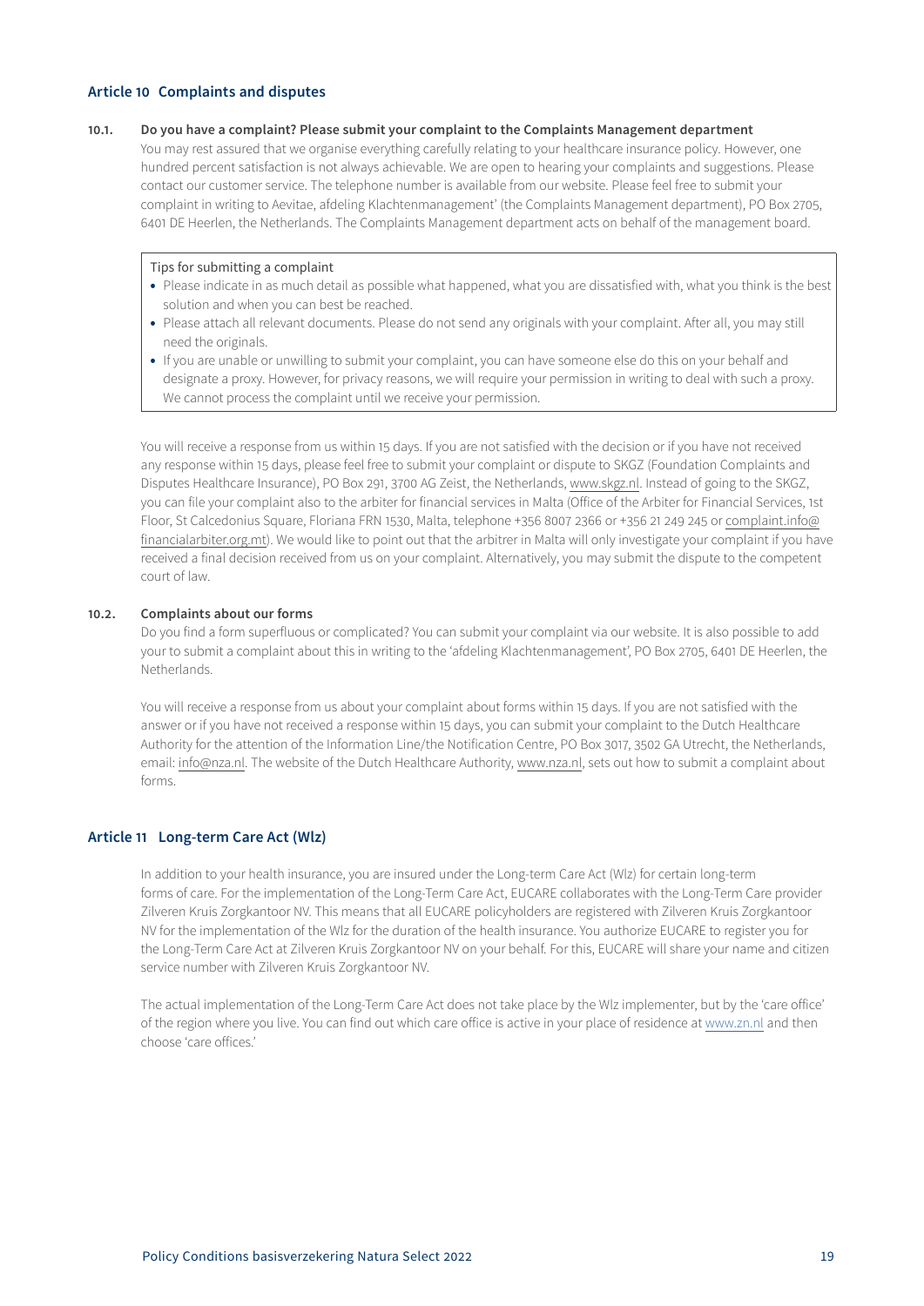## Article 10 Complaints and disputes

### 10.1. Do you have a complaint? Please submit your complaint to the Complaints Management department

You may rest assured that we organise everything carefully relating to your healthcare insurance policy. However, one hundred percent satisfaction is not always achievable. We are open to hearing your complaints and suggestions. Please contact our customer service. The telephone number is available from our website. Please feel free to submit your complaint in writing to Aevitae, afdeling Klachtenmanagement' (the Complaints Management department), PO Box 2705, 6401 DE Heerlen, the Netherlands. The Complaints Management department acts on behalf of the management board.

> Tips for submitting a complaint
>
> - Please indicate in as much detail as possible what happened, what you are dissatisfied with, what you think is the best solution and when you can best be reached.
> - Please attach all relevant documents. Please do not send any originals with your complaint. After all, you may still need the originals.
> - If you are unable or unwilling to submit your complaint, you can have someone else do this on your behalf and designate a proxy. However, for privacy reasons, we will require your permission in writing to deal with such a proxy. We cannot process the complaint until we receive your permission.

You will receive a response from us within 15 days. If you are not satisfied with the decision or if you have not received any response within 15 days, please feel free to submit your complaint or dispute to SKGZ (Foundation Complaints and Disputes Healthcare Insurance), PO Box 291, 3700 AG Zeist, the Netherlands, www.skgz.nl. Instead of going to the SKGZ, you can file your complaint also to the arbiter for financial services in Malta (Office of the Arbiter for Financial Services, 1st Floor, St Calcedonius Square, Floriana FRN 1530, Malta, telephone +356 8007 2366 or +356 21 249 245 or complaint.info@financialarbiter.org.mt). We would like to point out that the arbitrer in Malta will only investigate your complaint if you have received a final decision received from us on your complaint. Alternatively, you may submit the dispute to the competent court of law.

### 10.2. Complaints about our forms

Do you find a form superfluous or complicated? You can submit your complaint via our website. It is also possible to add your to submit a complaint about this in writing to the 'afdeling Klachtenmanagement', PO Box 2705, 6401 DE Heerlen, the Netherlands.

You will receive a response from us about your complaint about forms within 15 days. If you are not satisfied with the answer or if you have not received a response within 15 days, you can submit your complaint to the Dutch Healthcare Authority for the attention of the Information Line/the Notification Centre, PO Box 3017, 3502 GA Utrecht, the Netherlands, email: info@nza.nl. The website of the Dutch Healthcare Authority, www.nza.nl, sets out how to submit a complaint about forms.

## Article 11 Long-term Care Act (Wlz)

In addition to your health insurance, you are insured under the Long-term Care Act (Wlz) for certain long-term forms of care. For the implementation of the Long-Term Care Act, EUCARE collaborates with the Long-Term Care provider Zilveren Kruis Zorgkantoor NV. This means that all EUCARE policyholders are registered with Zilveren Kruis Zorgkantoor NV for the implementation of the Wlz for the duration of the health insurance. You authorize EUCARE to register you for the Long-Term Care Act at Zilveren Kruis Zorgkantoor NV on your behalf. For this, EUCARE will share your name and citizen service number with Zilveren Kruis Zorgkantoor NV.

The actual implementation of the Long-Term Care Act does not take place by the Wlz implementer, but by the 'care office' of the region where you live. You can find out which care office is active in your place of residence at www.zn.nl and then choose 'care offices.'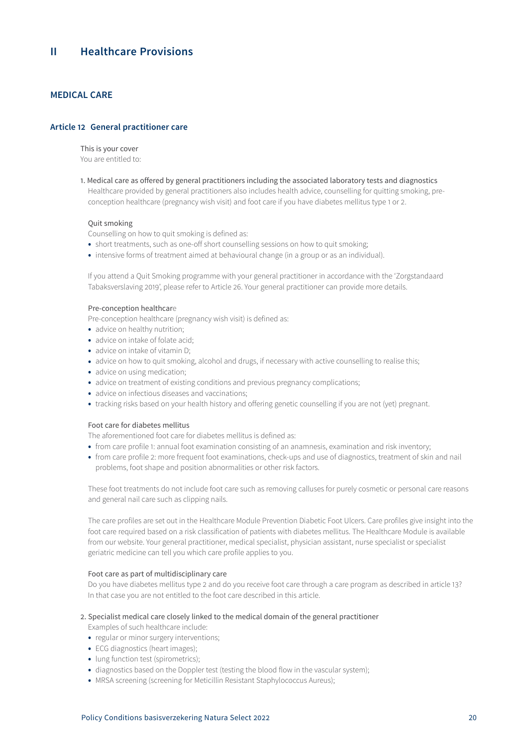# II Healthcare Provisions

## MEDICAL CARE

### Article 12 General practitioner care

This is your cover

You are entitled to:

1. Medical care as offered by general practitioners including the associated laboratory tests and diagnostics
   Healthcare provided by general practitioners also includes health advice, counselling for quitting smoking, pre-conception healthcare (pregnancy wish visit) and foot care if you have diabetes mellitus type 1 or 2.

   Quit smoking

   Counselling on how to quit smoking is defined as:
   - short treatments, such as one-off short counselling sessions on how to quit smoking;
   - intensive forms of treatment aimed at behavioural change (in a group or as an individual).

   If you attend a Quit Smoking programme with your general practitioner in accordance with the 'Zorgstandaard Tabaksverslaving 2019', please refer to Article 26. Your general practitioner can provide more details.

   Pre-conception healthcare

   Pre-conception healthcare (pregnancy wish visit) is defined as:
   - advice on healthy nutrition;
   - advice on intake of folate acid;
   - advice on intake of vitamin D;
   - advice on how to quit smoking, alcohol and drugs, if necessary with active counselling to realise this;
   - advice on using medication;
   - advice on treatment of existing conditions and previous pregnancy complications;
   - advice on infectious diseases and vaccinations;
   - tracking risks based on your health history and offering genetic counselling if you are not (yet) pregnant.

   Foot care for diabetes mellitus

   The aforementioned foot care for diabetes mellitus is defined as:
   - from care profile 1: annual foot examination consisting of an anamnesis, examination and risk inventory;
   - from care profile 2: more frequent foot examinations, check-ups and use of diagnostics, treatment of skin and nail problems, foot shape and position abnormalities or other risk factors.

   These foot treatments do not include foot care such as removing calluses for purely cosmetic or personal care reasons and general nail care such as clipping nails.

   The care profiles are set out in the Healthcare Module Prevention Diabetic Foot Ulcers. Care profiles give insight into the foot care required based on a risk classification of patients with diabetes mellitus. The Healthcare Module is available from our website. Your general practitioner, medical specialist, physician assistant, nurse specialist or specialist geriatric medicine can tell you which care profile applies to you.

   Foot care as part of multidisciplinary care

   Do you have diabetes mellitus type 2 and do you receive foot care through a care program as described in article 13? In that case you are not entitled to the foot care described in this article.

2. Specialist medical care closely linked to the medical domain of the general practitioner
   Examples of such healthcare include:
   - regular or minor surgery interventions;
   - ECG diagnostics (heart images);
   - lung function test (spirometrics);
   - diagnostics based on the Doppler test (testing the blood flow in the vascular system);
   - MRSA screening (screening for Meticillin Resistant Staphylococcus Aureus);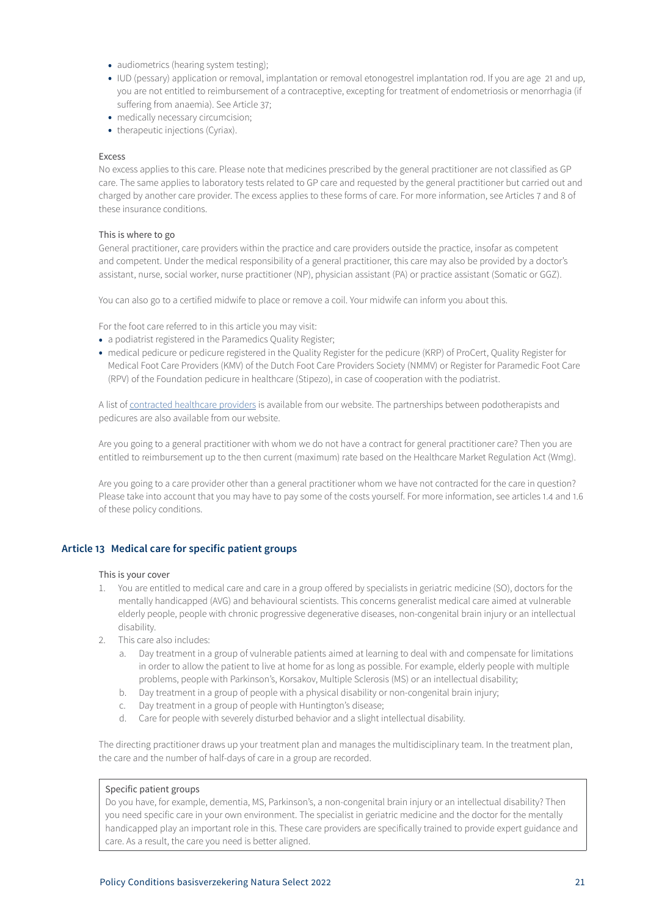- audiometrics (hearing system testing);
- IUD (pessary) application or removal, implantation or removal etonogestrel implantation rod. If you are age 21 and up, you are not entitled to reimbursement of a contraceptive, excepting for treatment of endometriosis or menorrhagia (if suffering from anaemia). See Article 37;
- medically necessary circumcision;
- therapeutic injections (Cyriax).

Excess

No excess applies to this care. Please note that medicines prescribed by the general practitioner are not classified as GP care. The same applies to laboratory tests related to GP care and requested by the general practitioner but carried out and charged by another care provider. The excess applies to these forms of care. For more information, see Articles 7 and 8 of these insurance conditions.

This is where to go

General practitioner, care providers within the practice and care providers outside the practice, insofar as competent and competent. Under the medical responsibility of a general practitioner, this care may also be provided by a doctor's assistant, nurse, social worker, nurse practitioner (NP), physician assistant (PA) or practice assistant (Somatic or GGZ).

You can also go to a certified midwife to place or remove a coil. Your midwife can inform you about this.

For the foot care referred to in this article you may visit:

- a podiatrist registered in the Paramedics Quality Register;
- medical pedicure or pedicure registered in the Quality Register for the pedicure (KRP) of ProCert, Quality Register for Medical Foot Care Providers (KMV) of the Dutch Foot Care Providers Society (NMMV) or Register for Paramedic Foot Care (RPV) of the Foundation pedicure in healthcare (Stipezo), in case of cooperation with the podiatrist.

A list of contracted healthcare providers is available from our website. The partnerships between podotherapists and pedicures are also available from our website.

Are you going to a general practitioner with whom we do not have a contract for general practitioner care? Then you are entitled to reimbursement up to the then current (maximum) rate based on the Healthcare Market Regulation Act (Wmg).

Are you going to a care provider other than a general practitioner whom we have not contracted for the care in question? Please take into account that you may have to pay some of the costs yourself. For more information, see articles 1.4 and 1.6 of these policy conditions.

## Article 13 Medical care for specific patient groups

This is your cover

1. You are entitled to medical care and care in a group offered by specialists in geriatric medicine (SO), doctors for the mentally handicapped (AVG) and behavioural scientists. This concerns generalist medical care aimed at vulnerable elderly people, people with chronic progressive degenerative diseases, non-congenital brain injury or an intellectual disability.
2. This care also includes:
   a. Day treatment in a group of vulnerable patients aimed at learning to deal with and compensate for limitations in order to allow the patient to live at home for as long as possible. For example, elderly people with multiple problems, people with Parkinson's, Korsakov, Multiple Sclerosis (MS) or an intellectual disability;
   b. Day treatment in a group of people with a physical disability or non-congenital brain injury;
   c. Day treatment in a group of people with Huntington's disease;
   d. Care for people with severely disturbed behavior and a slight intellectual disability.

The directing practitioner draws up your treatment plan and manages the multidisciplinary team. In the treatment plan, the care and the number of half-days of care in a group are recorded.

> Specific patient groups
>
> Do you have, for example, dementia, MS, Parkinson's, a non-congenital brain injury or an intellectual disability? Then you need specific care in your own environment. The specialist in geriatric medicine and the doctor for the mentally handicapped play an important role in this. These care providers are specifically trained to provide expert guidance and care. As a result, the care you need is better aligned.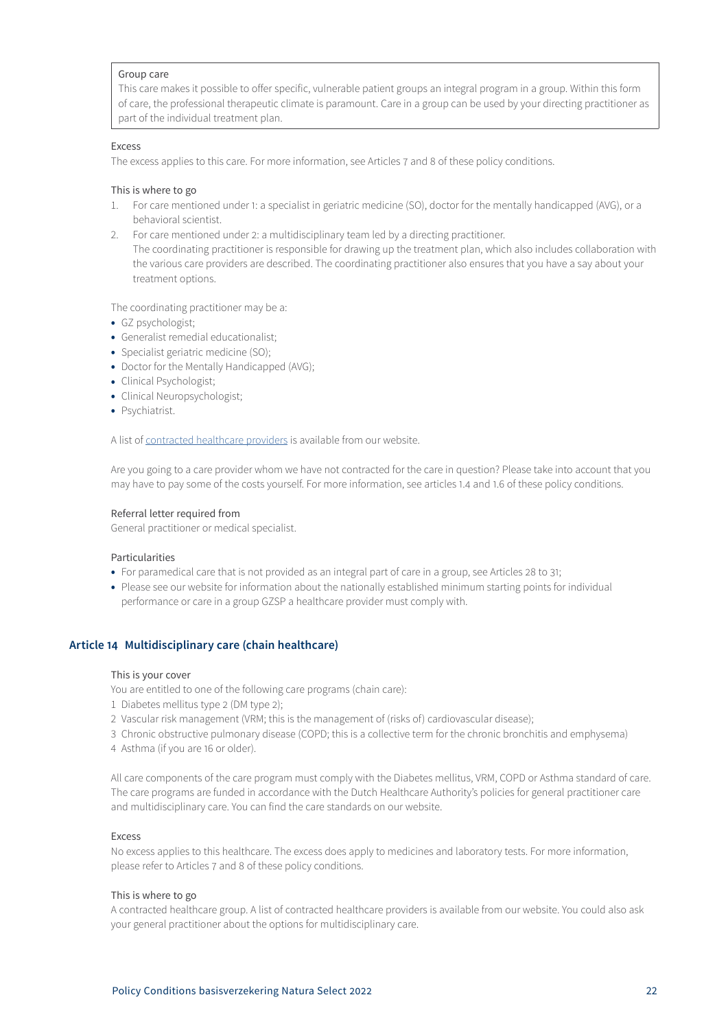> Group care
> This care makes it possible to offer specific, vulnerable patient groups an integral program in a group. Within this form of care, the professional therapeutic climate is paramount. Care in a group can be used by your directing practitioner as part of the individual treatment plan.

Excess

The excess applies to this care. For more information, see Articles 7 and 8 of these policy conditions.

This is where to go

1. For care mentioned under 1: a specialist in geriatric medicine (SO), doctor for the mentally handicapped (AVG), or a behavioral scientist.
2. For care mentioned under 2: a multidisciplinary team led by a directing practitioner.
   The coordinating practitioner is responsible for drawing up the treatment plan, which also includes collaboration with the various care providers are described. The coordinating practitioner also ensures that you have a say about your treatment options.

The coordinating practitioner may be a:

- GZ psychologist;
- Generalist remedial educationalist;
- Specialist geriatric medicine (SO);
- Doctor for the Mentally Handicapped (AVG);
- Clinical Psychologist;
- Clinical Neuropsychologist;
- Psychiatrist.

A list of contracted healthcare providers is available from our website.

Are you going to a care provider whom we have not contracted for the care in question? Please take into account that you may have to pay some of the costs yourself. For more information, see articles 1.4 and 1.6 of these policy conditions.

Referral letter required from

General practitioner or medical specialist.

Particularities

- For paramedical care that is not provided as an integral part of care in a group, see Articles 28 to 31;
- Please see our website for information about the nationally established minimum starting points for individual performance or care in a group GZSP a healthcare provider must comply with.

## Article 14 Multidisciplinary care (chain healthcare)

This is your cover

You are entitled to one of the following care programs (chain care):

1 Diabetes mellitus type 2 (DM type 2);
2 Vascular risk management (VRM; this is the management of (risks of) cardiovascular disease);
3 Chronic obstructive pulmonary disease (COPD; this is a collective term for the chronic bronchitis and emphysema)
4 Asthma (if you are 16 or older).

All care components of the care program must comply with the Diabetes mellitus, VRM, COPD or Asthma standard of care. The care programs are funded in accordance with the Dutch Healthcare Authority's policies for general practitioner care and multidisciplinary care. You can find the care standards on our website.

Excess

No excess applies to this healthcare. The excess does apply to medicines and laboratory tests. For more information, please refer to Articles 7 and 8 of these policy conditions.

This is where to go

A contracted healthcare group. A list of contracted healthcare providers is available from our website. You could also ask your general practitioner about the options for multidisciplinary care.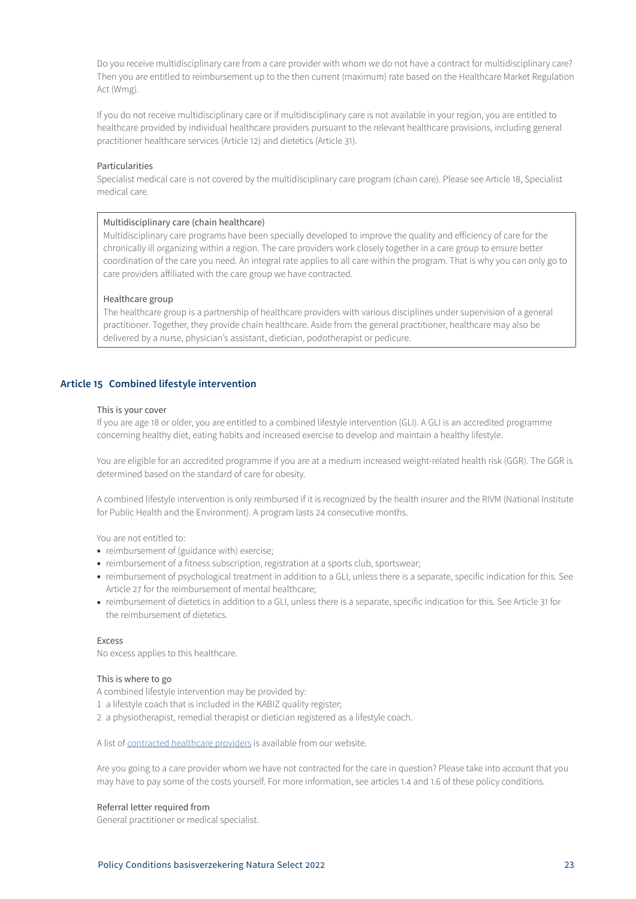Do you receive multidisciplinary care from a care provider with whom we do not have a contract for multidisciplinary care? Then you are entitled to reimbursement up to the then current (maximum) rate based on the Healthcare Market Regulation Act (Wmg).

If you do not receive multidisciplinary care or if multidisciplinary care is not available in your region, you are entitled to healthcare provided by individual healthcare providers pursuant to the relevant healthcare provisions, including general practitioner healthcare services (Article 12) and dietetics (Article 31).

Particularities

Specialist medical care is not covered by the multidisciplinary care program (chain care). Please see Article 18, Specialist medical care.

> Multidisciplinary care (chain healthcare)
>
> Multidisciplinary care programs have been specially developed to improve the quality and efficiency of care for the chronically ill organizing within a region. The care providers work closely together in a care group to ensure better coordination of the care you need. An integral rate applies to all care within the program. That is why you can only go to care providers affiliated with the care group we have contracted.
>
> Healthcare group
>
> The healthcare group is a partnership of healthcare providers with various disciplines under supervision of a general practitioner. Together, they provide chain healthcare. Aside from the general practitioner, healthcare may also be delivered by a nurse, physician's assistant, dietician, podotherapist or pedicure.

## Article 15 Combined lifestyle intervention

This is your cover

If you are age 18 or older, you are entitled to a combined lifestyle intervention (GLI). A GLI is an accredited programme concerning healthy diet, eating habits and increased exercise to develop and maintain a healthy lifestyle.

You are eligible for an accredited programme if you are at a medium increased weight-related health risk (GGR). The GGR is determined based on the standard of care for obesity.

A combined lifestyle intervention is only reimbursed if it is recognized by the health insurer and the RIVM (National Institute for Public Health and the Environment). A program lasts 24 consecutive months.

You are not entitled to:

- reimbursement of (guidance with) exercise;
- reimbursement of a fitness subscription, registration at a sports club, sportswear;
- reimbursement of psychological treatment in addition to a GLI, unless there is a separate, specific indication for this. See Article 27 for the reimbursement of mental healthcare;
- reimbursement of dietetics in addition to a GLI, unless there is a separate, specific indication for this. See Article 31 for the reimbursement of dietetics.

Excess

No excess applies to this healthcare.

This is where to go

A combined lifestyle intervention may be provided by:

1. a lifestyle coach that is included in the KABIZ quality register;
2. a physiotherapist, remedial therapist or dietician registered as a lifestyle coach.

A list of contracted healthcare providers is available from our website.

Are you going to a care provider whom we have not contracted for the care in question? Please take into account that you may have to pay some of the costs yourself. For more information, see articles 1.4 and 1.6 of these policy conditions.

Referral letter required from

General practitioner or medical specialist.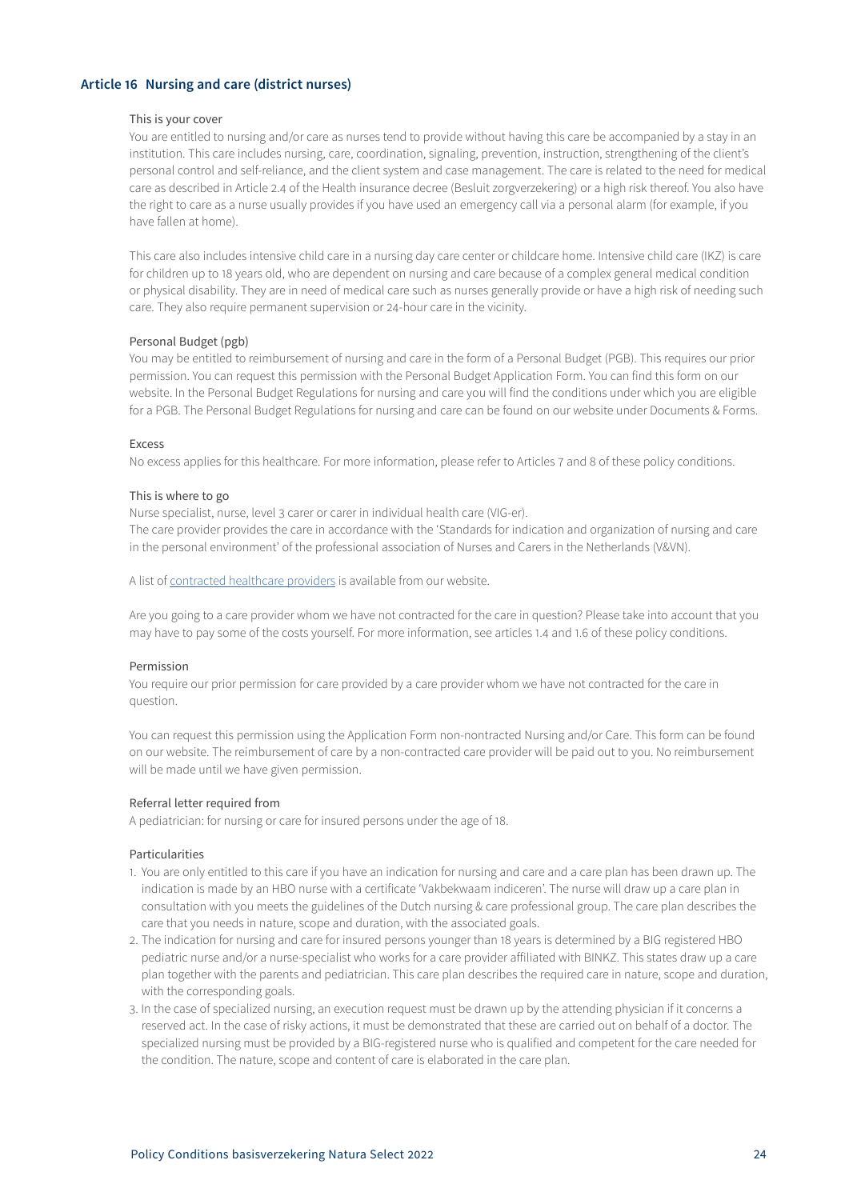## Article 16 Nursing and care (district nurses)

### This is your cover

You are entitled to nursing and/or care as nurses tend to provide without having this care be accompanied by a stay in an institution. This care includes nursing, care, coordination, signaling, prevention, instruction, strengthening of the client's personal control and self-reliance, and the client system and case management. The care is related to the need for medical care as described in Article 2.4 of the Health insurance decree (Besluit zorgverzekering) or a high risk thereof. You also have the right to care as a nurse usually provides if you have used an emergency call via a personal alarm (for example, if you have fallen at home).

This care also includes intensive child care in a nursing day care center or childcare home. Intensive child care (IKZ) is care for children up to 18 years old, who are dependent on nursing and care because of a complex general medical condition or physical disability. They are in need of medical care such as nurses generally provide or have a high risk of needing such care. They also require permanent supervision or 24-hour care in the vicinity.

### Personal Budget (pgb)

You may be entitled to reimbursement of nursing and care in the form of a Personal Budget (PGB). This requires our prior permission. You can request this permission with the Personal Budget Application Form. You can find this form on our website. In the Personal Budget Regulations for nursing and care you will find the conditions under which you are eligible for a PGB. The Personal Budget Regulations for nursing and care can be found on our website under Documents & Forms.

### Excess

No excess applies for this healthcare. For more information, please refer to Articles 7 and 8 of these policy conditions.

### This is where to go

Nurse specialist, nurse, level 3 carer or carer in individual health care (VIG-er).
The care provider provides the care in accordance with the 'Standards for indication and organization of nursing and care in the personal environment' of the professional association of Nurses and Carers in the Netherlands (V&VN).

A list of contracted healthcare providers is available from our website.

Are you going to a care provider whom we have not contracted for the care in question? Please take into account that you may have to pay some of the costs yourself. For more information, see articles 1.4 and 1.6 of these policy conditions.

### Permission

You require our prior permission for care provided by a care provider whom we have not contracted for the care in question.

You can request this permission using the Application Form non-nontracted Nursing and/or Care. This form can be found on our website. The reimbursement of care by a non-contracted care provider will be paid out to you. No reimbursement will be made until we have given permission.

### Referral letter required from

A pediatrician: for nursing or care for insured persons under the age of 18.

### Particularities

1. You are only entitled to this care if you have an indication for nursing and care and a care plan has been drawn up. The indication is made by an HBO nurse with a certificate 'Vakbekwaam indiceren'. The nurse will draw up a care plan in consultation with you meets the guidelines of the Dutch nursing & care professional group. The care plan describes the care that you needs in nature, scope and duration, with the associated goals.
2. The indication for nursing and care for insured persons younger than 18 years is determined by a BIG registered HBO pediatric nurse and/or a nurse-specialist who works for a care provider affiliated with BINKZ. This states draw up a care plan together with the parents and pediatrician. This care plan describes the required care in nature, scope and duration, with the corresponding goals.
3. In the case of specialized nursing, an execution request must be drawn up by the attending physician if it concerns a reserved act. In the case of risky actions, it must be demonstrated that these are carried out on behalf of a doctor. The specialized nursing must be provided by a BIG-registered nurse who is qualified and competent for the care needed for the condition. The nature, scope and content of care is elaborated in the care plan.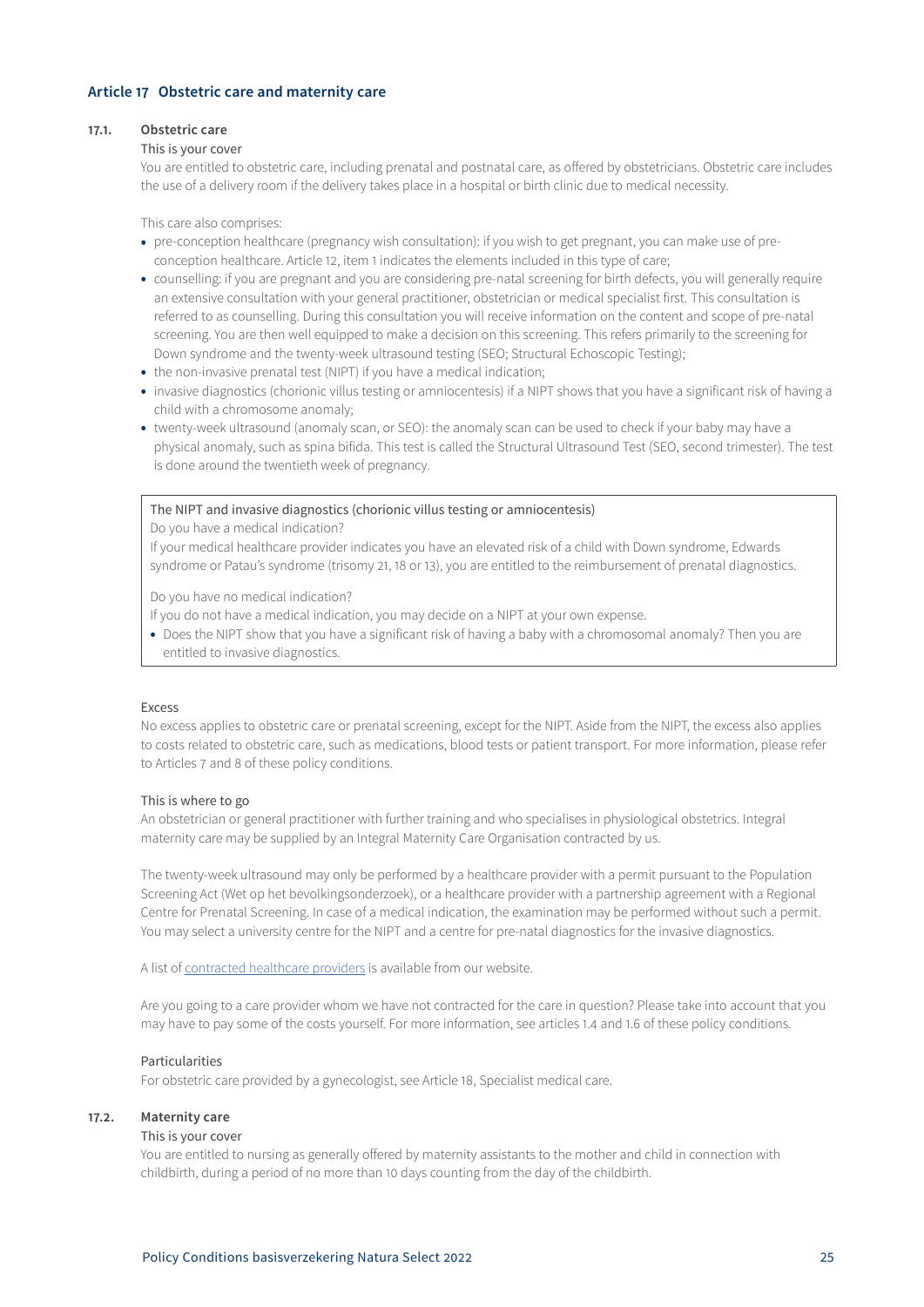## Article 17 Obstetric care and maternity care

### 17.1. Obstetric care

This is your cover

You are entitled to obstetric care, including prenatal and postnatal care, as offered by obstetricians. Obstetric care includes the use of a delivery room if the delivery takes place in a hospital or birth clinic due to medical necessity.

This care also comprises:

- pre-conception healthcare (pregnancy wish consultation): if you wish to get pregnant, you can make use of pre-conception healthcare. Article 12, item 1 indicates the elements included in this type of care;
- counselling: if you are pregnant and you are considering pre-natal screening for birth defects, you will generally require an extensive consultation with your general practitioner, obstetrician or medical specialist first. This consultation is referred to as counselling. During this consultation you will receive information on the content and scope of pre-natal screening. You are then well equipped to make a decision on this screening. This refers primarily to the screening for Down syndrome and the twenty-week ultrasound testing (SEO; Structural Echoscopic Testing);
- the non-invasive prenatal test (NIPT) if you have a medical indication;
- invasive diagnostics (chorionic villus testing or amniocentesis) if a NIPT shows that you have a significant risk of having a child with a chromosome anomaly;
- twenty-week ultrasound (anomaly scan, or SEO): the anomaly scan can be used to check if your baby may have a physical anomaly, such as spina bifida. This test is called the Structural Ultrasound Test (SEO, second trimester). The test is done around the twentieth week of pregnancy.

> The NIPT and invasive diagnostics (chorionic villus testing or amniocentesis)
>
> Do you have a medical indication?
> If your medical healthcare provider indicates you have an elevated risk of a child with Down syndrome, Edwards syndrome or Patau's syndrome (trisomy 21, 18 or 13), you are entitled to the reimbursement of prenatal diagnostics.
>
> Do you have no medical indication?
> If you do not have a medical indication, you may decide on a NIPT at your own expense.
>
> - Does the NIPT show that you have a significant risk of having a baby with a chromosomal anomaly? Then you are entitled to invasive diagnostics.

Excess

No excess applies to obstetric care or prenatal screening, except for the NIPT. Aside from the NIPT, the excess also applies to costs related to obstetric care, such as medications, blood tests or patient transport. For more information, please refer to Articles 7 and 8 of these policy conditions.

This is where to go

An obstetrician or general practitioner with further training and who specialises in physiological obstetrics. Integral maternity care may be supplied by an Integral Maternity Care Organisation contracted by us.

The twenty-week ultrasound may only be performed by a healthcare provider with a permit pursuant to the Population Screening Act (Wet op het bevolkingsonderzoek), or a healthcare provider with a partnership agreement with a Regional Centre for Prenatal Screening. In case of a medical indication, the examination may be performed without such a permit. You may select a university centre for the NIPT and a centre for pre-natal diagnostics for the invasive diagnostics.

A list of contracted healthcare providers is available from our website.

Are you going to a care provider whom we have not contracted for the care in question? Please take into account that you may have to pay some of the costs yourself. For more information, see articles 1.4 and 1.6 of these policy conditions.

Particularities

For obstetric care provided by a gynecologist, see Article 18, Specialist medical care.

### 17.2. Maternity care

This is your cover

You are entitled to nursing as generally offered by maternity assistants to the mother and child in connection with childbirth, during a period of no more than 10 days counting from the day of the childbirth.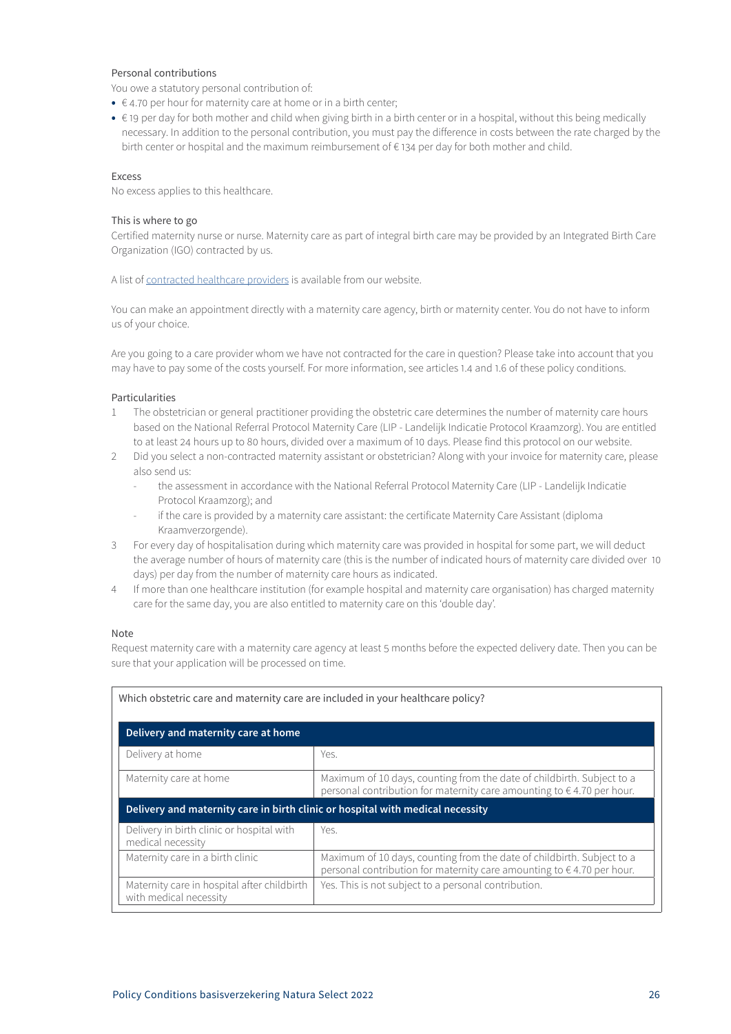### Personal contributions

You owe a statutory personal contribution of:

- € 4.70 per hour for maternity care at home or in a birth center;
- € 19 per day for both mother and child when giving birth in a birth center or in a hospital, without this being medically necessary. In addition to the personal contribution, you must pay the difference in costs between the rate charged by the birth center or hospital and the maximum reimbursement of € 134 per day for both mother and child.

### Excess

No excess applies to this healthcare.

### This is where to go

Certified maternity nurse or nurse. Maternity care as part of integral birth care may be provided by an Integrated Birth Care Organization (IGO) contracted by us.

A list of contracted healthcare providers is available from our website.

You can make an appointment directly with a maternity care agency, birth or maternity center. You do not have to inform us of your choice.

Are you going to a care provider whom we have not contracted for the care in question? Please take into account that you may have to pay some of the costs yourself. For more information, see articles 1.4 and 1.6 of these policy conditions.

### Particularities

1. The obstetrician or general practitioner providing the obstetric care determines the number of maternity care hours based on the National Referral Protocol Maternity Care (LIP - Landelijk Indicatie Protocol Kraamzorg). You are entitled to at least 24 hours up to 80 hours, divided over a maximum of 10 days. Please find this protocol on our website.
2. Did you select a non-contracted maternity assistant or obstetrician? Along with your invoice for maternity care, please also send us:
   - the assessment in accordance with the National Referral Protocol Maternity Care (LIP - Landelijk Indicatie Protocol Kraamzorg); and
   - if the care is provided by a maternity care assistant: the certificate Maternity Care Assistant (diploma Kraamverzorgende).
3. For every day of hospitalisation during which maternity care was provided in hospital for some part, we will deduct the average number of hours of maternity care (this is the number of indicated hours of maternity care divided over 10 days) per day from the number of maternity care hours as indicated.
4. If more than one healthcare institution (for example hospital and maternity care organisation) has charged maternity care for the same day, you are also entitled to maternity care on this 'double day'.

### Note

Request maternity care with a maternity care agency at least 5 months before the expected delivery date. Then you can be sure that your application will be processed on time.

Which obstetric care and maternity care are included in your healthcare policy?

| **Delivery and maternity care at home** | |
|---|---|
| Delivery at home | Yes. |
| Maternity care at home | Maximum of 10 days, counting from the date of childbirth. Subject to a personal contribution for maternity care amounting to € 4.70 per hour. |
| **Delivery and maternity care in birth clinic or hospital with medical necessity** | |
| Delivery in birth clinic or hospital with medical necessity | Yes. |
| Maternity care in a birth clinic | Maximum of 10 days, counting from the date of childbirth. Subject to a personal contribution for maternity care amounting to € 4.70 per hour. |
| Maternity care in hospital after childbirth with medical necessity | Yes. This is not subject to a personal contribution. |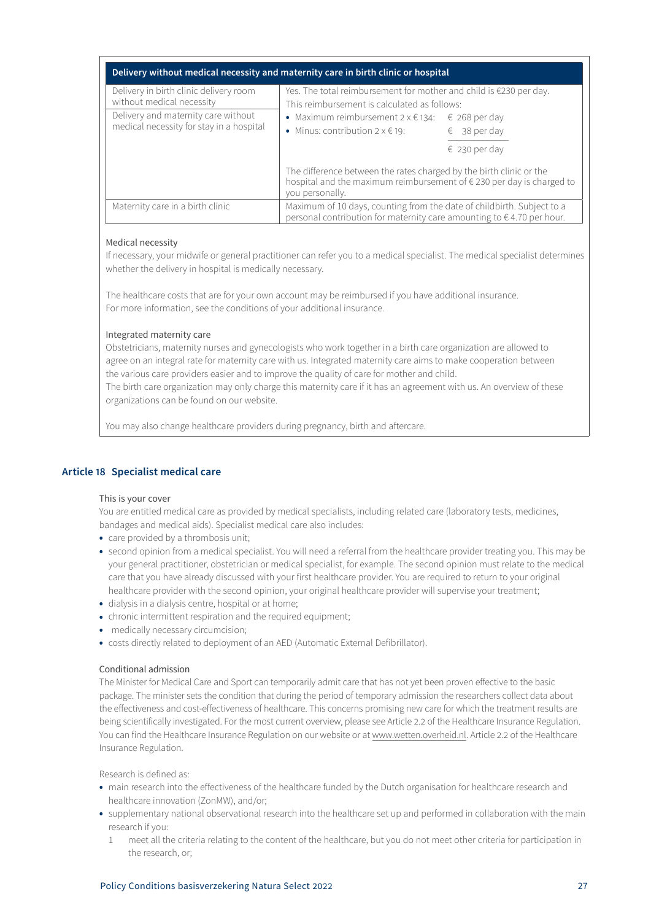| Delivery without medical necessity and maternity care in birth clinic or hospital | |
|---|---|
| Delivery in birth clinic delivery room without medical necessity<br><br>Delivery and maternity care without medical necessity for stay in a hospital | Yes. The total reimbursement for mother and child is €230 per day. This reimbursement is calculated as follows:<br>• Maximum reimbursement 2 x € 134: € 268 per day<br>• Minus: contribution 2 x € 19: € 38 per day<br>€ 230 per day<br><br>The difference between the rates charged by the birth clinic or the hospital and the maximum reimbursement of € 230 per day is charged to you personally. |
| Maternity care in a birth clinic | Maximum of 10 days, counting from the date of childbirth. Subject to a personal contribution for maternity care amounting to € 4.70 per hour. |

Medical necessity
If necessary, your midwife or general practitioner can refer you to a medical specialist. The medical specialist determines whether the delivery in hospital is medically necessary.

The healthcare costs that are for your own account may be reimbursed if you have additional insurance. For more information, see the conditions of your additional insurance.

Integrated maternity care
Obstetricians, maternity nurses and gynecologists who work together in a birth care organization are allowed to agree on an integral rate for maternity care with us. Integrated maternity care aims to make cooperation between the various care providers easier and to improve the quality of care for mother and child.
The birth care organization may only charge this maternity care if it has an agreement with us. An overview of these organizations can be found on our website.

You may also change healthcare providers during pregnancy, birth and aftercare.

## Article 18 Specialist medical care

This is your cover
You are entitled medical care as provided by medical specialists, including related care (laboratory tests, medicines, bandages and medical aids). Specialist medical care also includes:

- care provided by a thrombosis unit;
- second opinion from a medical specialist. You will need a referral from the healthcare provider treating you. This may be your general practitioner, obstetrician or medical specialist, for example. The second opinion must relate to the medical care that you have already discussed with your first healthcare provider. You are required to return to your original healthcare provider with the second opinion, your original healthcare provider will supervise your treatment;
- dialysis in a dialysis centre, hospital or at home;
- chronic intermittent respiration and the required equipment;
- medically necessary circumcision;
- costs directly related to deployment of an AED (Automatic External Defibrillator).

Conditional admission
The Minister for Medical Care and Sport can temporarily admit care that has not yet been proven effective to the basic package. The minister sets the condition that during the period of temporary admission the researchers collect data about the effectiveness and cost-effectiveness of healthcare. This concerns promising new care for which the treatment results are being scientifically investigated. For the most current overview, please see Article 2.2 of the Healthcare Insurance Regulation. You can find the Healthcare Insurance Regulation on our website or at www.wetten.overheid.nl. Article 2.2 of the Healthcare Insurance Regulation.

Research is defined as:

- main research into the effectiveness of the healthcare funded by the Dutch organisation for healthcare research and healthcare innovation (ZonMW), and/or;
- supplementary national observational research into the healthcare set up and performed in collaboration with the main research if you:
  1. meet all the criteria relating to the content of the healthcare, but you do not meet other criteria for participation in the research, or;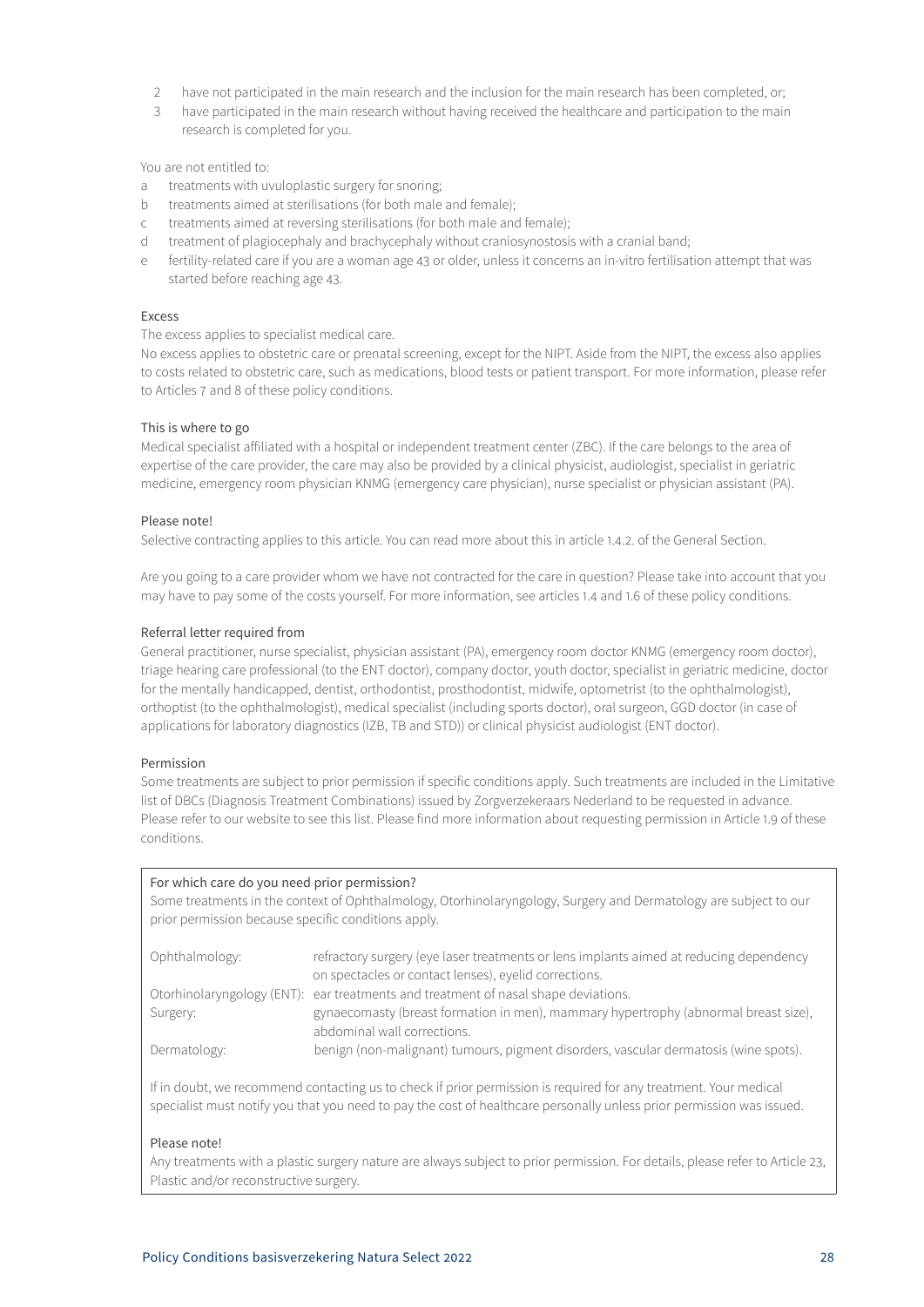2 have not participated in the main research and the inclusion for the main research has been completed, or;
3 have participated in the main research without having received the healthcare and participation to the main research is completed for you.

You are not entitled to:

a treatments with uvuloplastic surgery for snoring;
b treatments aimed at sterilisations (for both male and female);
c treatments aimed at reversing sterilisations (for both male and female);
d treatment of plagiocephaly and brachycephaly without craniosynostosis with a cranial band;
e fertility-related care if you are a woman age 43 or older, unless it concerns an in-vitro fertilisation attempt that was started before reaching age 43.

#### Excess

The excess applies to specialist medical care.

No excess applies to obstetric care or prenatal screening, except for the NIPT. Aside from the NIPT, the excess also applies to costs related to obstetric care, such as medications, blood tests or patient transport. For more information, please refer to Articles 7 and 8 of these policy conditions.

#### This is where to go

Medical specialist affiliated with a hospital or independent treatment center (ZBC). If the care belongs to the area of expertise of the care provider, the care may also be provided by a clinical physicist, audiologist, specialist in geriatric medicine, emergency room physician KNMG (emergency care physician), nurse specialist or physician assistant (PA).

#### Please note!

Selective contracting applies to this article. You can read more about this in article 1.4.2. of the General Section.

Are you going to a care provider whom we have not contracted for the care in question? Please take into account that you may have to pay some of the costs yourself. For more information, see articles 1.4 and 1.6 of these policy conditions.

#### Referral letter required from

General practitioner, nurse specialist, physician assistant (PA), emergency room doctor KNMG (emergency room doctor), triage hearing care professional (to the ENT doctor), company doctor, youth doctor, specialist in geriatric medicine, doctor for the mentally handicapped, dentist, orthodontist, prosthodontist, midwife, optometrist (to the ophthalmologist), orthoptist (to the ophthalmologist), medical specialist (including sports doctor), oral surgeon, GGD doctor (in case of applications for laboratory diagnostics (IZB, TB and STD)) or clinical physicist audiologist (ENT doctor).

#### Permission

Some treatments are subject to prior permission if specific conditions apply. Such treatments are included in the Limitative list of DBCs (Diagnosis Treatment Combinations) issued by Zorgverzekeraars Nederland to be requested in advance. Please refer to our website to see this list. Please find more information about requesting permission in Article 1.9 of these conditions.

#### For which care do you need prior permission?

Some treatments in the context of Ophthalmology, Otorhinolaryngology, Surgery and Dermatology are subject to our prior permission because specific conditions apply.

| | |
|---|---|
| Ophthalmology: | refractory surgery (eye laser treatments or lens implants aimed at reducing dependency on spectacles or contact lenses), eyelid corrections. |
| Otorhinolaryngology (ENT): | ear treatments and treatment of nasal shape deviations. |
| Surgery: | gynaecomasty (breast formation in men), mammary hypertrophy (abnormal breast size), abdominal wall corrections. |
| Dermatology: | benign (non-malignant) tumours, pigment disorders, vascular dermatosis (wine spots). |

If in doubt, we recommend contacting us to check if prior permission is required for any treatment. Your medical specialist must notify you that you need to pay the cost of healthcare personally unless prior permission was issued.

#### Please note!

Any treatments with a plastic surgery nature are always subject to prior permission. For details, please refer to Article 23, Plastic and/or reconstructive surgery.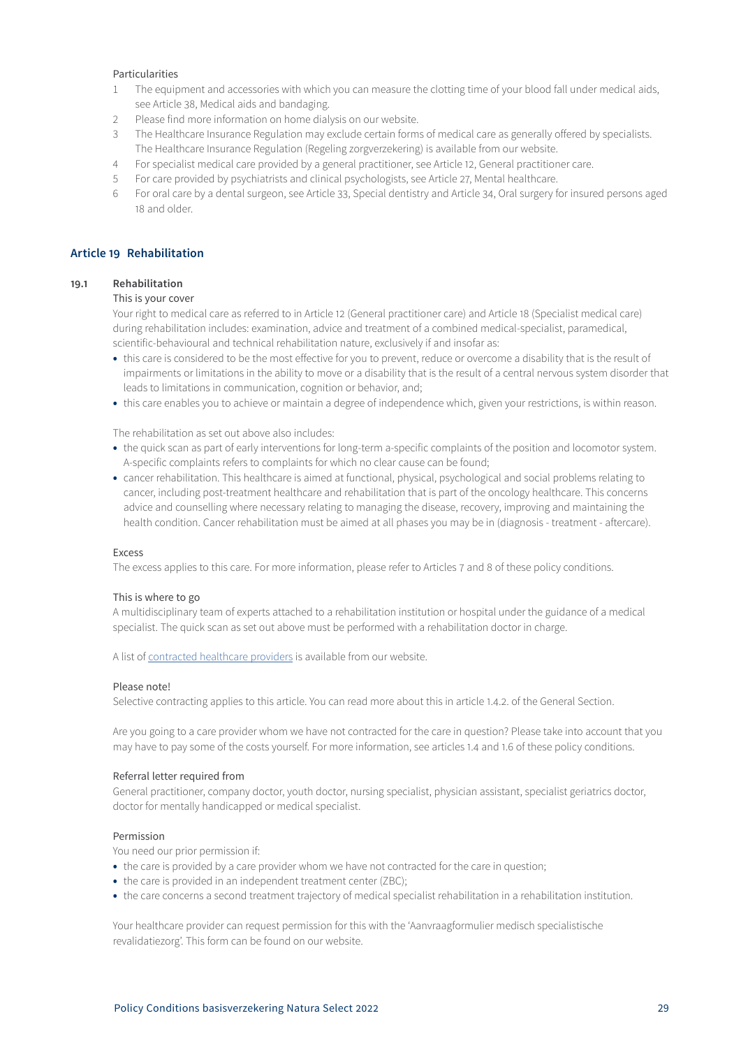Particularities

1. The equipment and accessories with which you can measure the clotting time of your blood fall under medical aids, see Article 38, Medical aids and bandaging.
2. Please find more information on home dialysis on our website.
3. The Healthcare Insurance Regulation may exclude certain forms of medical care as generally offered by specialists. The Healthcare Insurance Regulation (Regeling zorgverzekering) is available from our website.
4. For specialist medical care provided by a general practitioner, see Article 12, General practitioner care.
5. For care provided by psychiatrists and clinical psychologists, see Article 27, Mental healthcare.
6. For oral care by a dental surgeon, see Article 33, Special dentistry and Article 34, Oral surgery for insured persons aged 18 and older.

## Article 19 Rehabilitation

### 19.1 Rehabilitation

This is your cover

Your right to medical care as referred to in Article 12 (General practitioner care) and Article 18 (Specialist medical care) during rehabilitation includes: examination, advice and treatment of a combined medical-specialist, paramedical, scientific-behavioural and technical rehabilitation nature, exclusively if and insofar as:

- this care is considered to be the most effective for you to prevent, reduce or overcome a disability that is the result of impairments or limitations in the ability to move or a disability that is the result of a central nervous system disorder that leads to limitations in communication, cognition or behavior, and;
- this care enables you to achieve or maintain a degree of independence which, given your restrictions, is within reason.

The rehabilitation as set out above also includes:

- the quick scan as part of early interventions for long-term a-specific complaints of the position and locomotor system. A-specific complaints refers to complaints for which no clear cause can be found;
- cancer rehabilitation. This healthcare is aimed at functional, physical, psychological and social problems relating to cancer, including post-treatment healthcare and rehabilitation that is part of the oncology healthcare. This concerns advice and counselling where necessary relating to managing the disease, recovery, improving and maintaining the health condition. Cancer rehabilitation must be aimed at all phases you may be in (diagnosis - treatment - aftercare).

Excess

The excess applies to this care. For more information, please refer to Articles 7 and 8 of these policy conditions.

This is where to go

A multidisciplinary team of experts attached to a rehabilitation institution or hospital under the guidance of a medical specialist. The quick scan as set out above must be performed with a rehabilitation doctor in charge.

A list of contracted healthcare providers is available from our website.

Please note!

Selective contracting applies to this article. You can read more about this in article 1.4.2. of the General Section.

Are you going to a care provider whom we have not contracted for the care in question? Please take into account that you may have to pay some of the costs yourself. For more information, see articles 1.4 and 1.6 of these policy conditions.

Referral letter required from

General practitioner, company doctor, youth doctor, nursing specialist, physician assistant, specialist geriatrics doctor, doctor for mentally handicapped or medical specialist.

Permission

You need our prior permission if:

- the care is provided by a care provider whom we have not contracted for the care in question;
- the care is provided in an independent treatment center (ZBC);
- the care concerns a second treatment trajectory of medical specialist rehabilitation in a rehabilitation institution.

Your healthcare provider can request permission for this with the 'Aanvraagformulier medisch specialistische revalidatiezorg'. This form can be found on our website.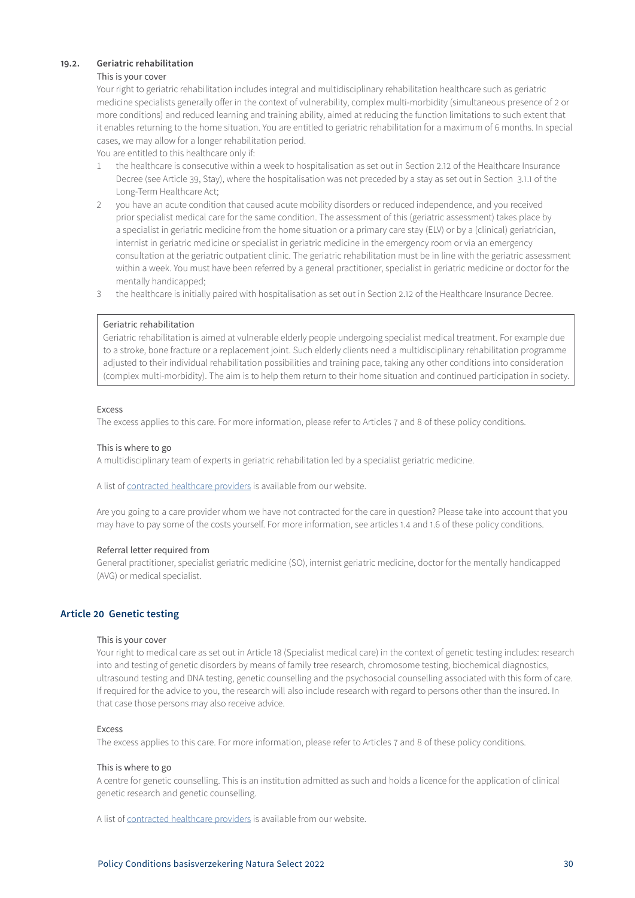### 19.2. Geriatric rehabilitation

This is your cover

Your right to geriatric rehabilitation includes integral and multidisciplinary rehabilitation healthcare such as geriatric medicine specialists generally offer in the context of vulnerability, complex multi-morbidity (simultaneous presence of 2 or more conditions) and reduced learning and training ability, aimed at reducing the function limitations to such extent that it enables returning to the home situation. You are entitled to geriatric rehabilitation for a maximum of 6 months. In special cases, we may allow for a longer rehabilitation period.

You are entitled to this healthcare only if:

1. the healthcare is consecutive within a week to hospitalisation as set out in Section 2.12 of the Healthcare Insurance Decree (see Article 39, Stay), where the hospitalisation was not preceded by a stay as set out in Section 3.1.1 of the Long-Term Healthcare Act;
2. you have an acute condition that caused acute mobility disorders or reduced independence, and you received prior specialist medical care for the same condition. The assessment of this (geriatric assessment) takes place by a specialist in geriatric medicine from the home situation or a primary care stay (ELV) or by a (clinical) geriatrician, internist in geriatric medicine or specialist in geriatric medicine in the emergency room or via an emergency consultation at the geriatric outpatient clinic. The geriatric rehabilitation must be in line with the geriatric assessment within a week. You must have been referred by a general practitioner, specialist in geriatric medicine or doctor for the mentally handicapped;
3. the healthcare is initially paired with hospitalisation as set out in Section 2.12 of the Healthcare Insurance Decree.

> Geriatric rehabilitation
> Geriatric rehabilitation is aimed at vulnerable elderly people undergoing specialist medical treatment. For example due to a stroke, bone fracture or a replacement joint. Such elderly clients need a multidisciplinary rehabilitation programme adjusted to their individual rehabilitation possibilities and training pace, taking any other conditions into consideration (complex multi-morbidity). The aim is to help them return to their home situation and continued participation in society.

Excess

The excess applies to this care. For more information, please refer to Articles 7 and 8 of these policy conditions.

This is where to go

A multidisciplinary team of experts in geriatric rehabilitation led by a specialist geriatric medicine.

A list of contracted healthcare providers is available from our website.

Are you going to a care provider whom we have not contracted for the care in question? Please take into account that you may have to pay some of the costs yourself. For more information, see articles 1.4 and 1.6 of these policy conditions.

Referral letter required from

General practitioner, specialist geriatric medicine (SO), internist geriatric medicine, doctor for the mentally handicapped (AVG) or medical specialist.

## Article 20 Genetic testing

This is your cover

Your right to medical care as set out in Article 18 (Specialist medical care) in the context of genetic testing includes: research into and testing of genetic disorders by means of family tree research, chromosome testing, biochemical diagnostics, ultrasound testing and DNA testing, genetic counselling and the psychosocial counselling associated with this form of care. If required for the advice to you, the research will also include research with regard to persons other than the insured. In that case those persons may also receive advice.

Excess

The excess applies to this care. For more information, please refer to Articles 7 and 8 of these policy conditions.

This is where to go

A centre for genetic counselling. This is an institution admitted as such and holds a licence for the application of clinical genetic research and genetic counselling.

A list of contracted healthcare providers is available from our website.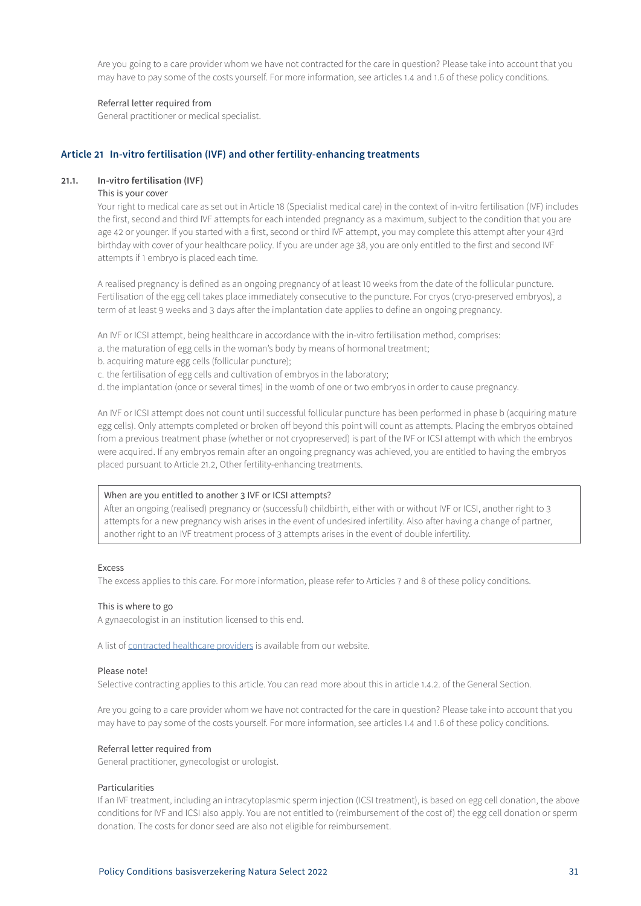Are you going to a care provider whom we have not contracted for the care in question? Please take into account that you may have to pay some of the costs yourself. For more information, see articles 1.4 and 1.6 of these policy conditions.

Referral letter required from

General practitioner or medical specialist.

## Article 21 In-vitro fertilisation (IVF) and other fertility-enhancing treatments

### 21.1. In-vitro fertilisation (IVF)

This is your cover

Your right to medical care as set out in Article 18 (Specialist medical care) in the context of in-vitro fertilisation (IVF) includes the first, second and third IVF attempts for each intended pregnancy as a maximum, subject to the condition that you are age 42 or younger. If you started with a first, second or third IVF attempt, you may complete this attempt after your 43rd birthday with cover of your healthcare policy. If you are under age 38, you are only entitled to the first and second IVF attempts if 1 embryo is placed each time.

A realised pregnancy is defined as an ongoing pregnancy of at least 10 weeks from the date of the follicular puncture. Fertilisation of the egg cell takes place immediately consecutive to the puncture. For cryos (cryo-preserved embryos), a term of at least 9 weeks and 3 days after the implantation date applies to define an ongoing pregnancy.

An IVF or ICSI attempt, being healthcare in accordance with the in-vitro fertilisation method, comprises:

a. the maturation of egg cells in the woman's body by means of hormonal treatment;
b. acquiring mature egg cells (follicular puncture);
c. the fertilisation of egg cells and cultivation of embryos in the laboratory;
d. the implantation (once or several times) in the womb of one or two embryos in order to cause pregnancy.

An IVF or ICSI attempt does not count until successful follicular puncture has been performed in phase b (acquiring mature egg cells). Only attempts completed or broken off beyond this point will count as attempts. Placing the embryos obtained from a previous treatment phase (whether or not cryopreserved) is part of the IVF or ICSI attempt with which the embryos were acquired. If any embryos remain after an ongoing pregnancy was achieved, you are entitled to having the embryos placed pursuant to Article 21.2, Other fertility-enhancing treatments.

> When are you entitled to another 3 IVF or ICSI attempts?
>
> After an ongoing (realised) pregnancy or (successful) childbirth, either with or without IVF or ICSI, another right to 3 attempts for a new pregnancy wish arises in the event of undesired infertility. Also after having a change of partner, another right to an IVF treatment process of 3 attempts arises in the event of double infertility.

Excess

The excess applies to this care. For more information, please refer to Articles 7 and 8 of these policy conditions.

This is where to go

A gynaecologist in an institution licensed to this end.

A list of contracted healthcare providers is available from our website.

Please note!

Selective contracting applies to this article. You can read more about this in article 1.4.2. of the General Section.

Are you going to a care provider whom we have not contracted for the care in question? Please take into account that you may have to pay some of the costs yourself. For more information, see articles 1.4 and 1.6 of these policy conditions.

Referral letter required from

General practitioner, gynecologist or urologist.

Particularities

If an IVF treatment, including an intracytoplasmic sperm injection (ICSI treatment), is based on egg cell donation, the above conditions for IVF and ICSI also apply. You are not entitled to (reimbursement of the cost of) the egg cell donation or sperm donation. The costs for donor seed are also not eligible for reimbursement.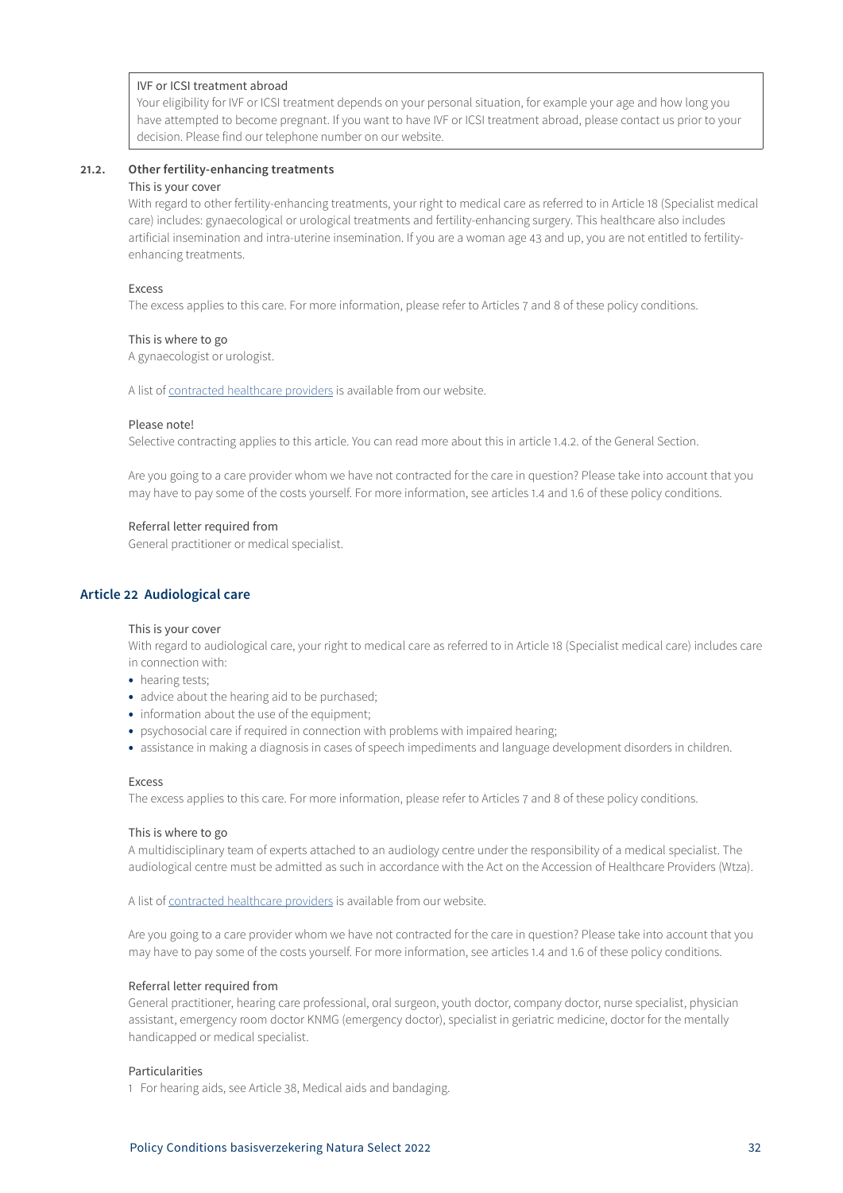> IVF or ICSI treatment abroad
> Your eligibility for IVF or ICSI treatment depends on your personal situation, for example your age and how long you have attempted to become pregnant. If you want to have IVF or ICSI treatment abroad, please contact us prior to your decision. Please find our telephone number on our website.

### 21.2. Other fertility-enhancing treatments

This is your cover

With regard to other fertility-enhancing treatments, your right to medical care as referred to in Article 18 (Specialist medical care) includes: gynaecological or urological treatments and fertility-enhancing surgery. This healthcare also includes artificial insemination and intra-uterine insemination. If you are a woman age 43 and up, you are not entitled to fertility-enhancing treatments.

Excess

The excess applies to this care. For more information, please refer to Articles 7 and 8 of these policy conditions.

This is where to go

A gynaecologist or urologist.

A list of contracted healthcare providers is available from our website.

Please note!

Selective contracting applies to this article. You can read more about this in article 1.4.2. of the General Section.

Are you going to a care provider whom we have not contracted for the care in question? Please take into account that you may have to pay some of the costs yourself. For more information, see articles 1.4 and 1.6 of these policy conditions.

Referral letter required from

General practitioner or medical specialist.

## Article 22 Audiological care

This is your cover

With regard to audiological care, your right to medical care as referred to in Article 18 (Specialist medical care) includes care in connection with:

- hearing tests;
- advice about the hearing aid to be purchased;
- information about the use of the equipment;
- psychosocial care if required in connection with problems with impaired hearing;
- assistance in making a diagnosis in cases of speech impediments and language development disorders in children.

Excess

The excess applies to this care. For more information, please refer to Articles 7 and 8 of these policy conditions.

This is where to go

A multidisciplinary team of experts attached to an audiology centre under the responsibility of a medical specialist. The audiological centre must be admitted as such in accordance with the Act on the Accession of Healthcare Providers (Wtza).

A list of contracted healthcare providers is available from our website.

Are you going to a care provider whom we have not contracted for the care in question? Please take into account that you may have to pay some of the costs yourself. For more information, see articles 1.4 and 1.6 of these policy conditions.

Referral letter required from

General practitioner, hearing care professional, oral surgeon, youth doctor, company doctor, nurse specialist, physician assistant, emergency room doctor KNMG (emergency doctor), specialist in geriatric medicine, doctor for the mentally handicapped or medical specialist.

Particularities

1 For hearing aids, see Article 38, Medical aids and bandaging.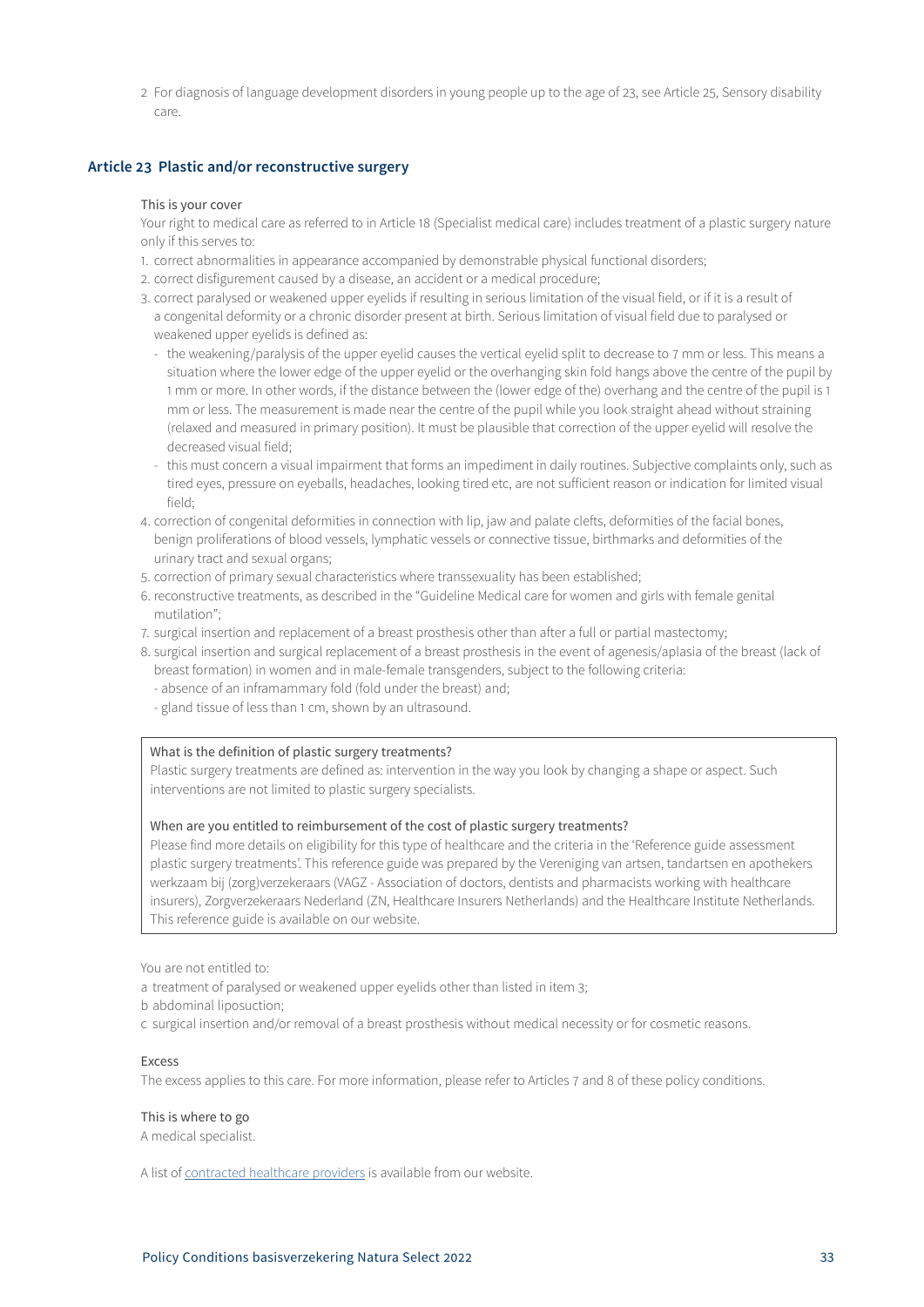2 For diagnosis of language development disorders in young people up to the age of 23, see Article 25, Sensory disability care.

## Article 23 Plastic and/or reconstructive surgery

This is your cover

Your right to medical care as referred to in Article 18 (Specialist medical care) includes treatment of a plastic surgery nature only if this serves to:

1. correct abnormalities in appearance accompanied by demonstrable physical functional disorders;
2. correct disfigurement caused by a disease, an accident or a medical procedure;
3. correct paralysed or weakened upper eyelids if resulting in serious limitation of the visual field, or if it is a result of a congenital deformity or a chronic disorder present at birth. Serious limitation of visual field due to paralysed or weakened upper eyelids is defined as:
   - the weakening/paralysis of the upper eyelid causes the vertical eyelid split to decrease to 7 mm or less. This means a situation where the lower edge of the upper eyelid or the overhanging skin fold hangs above the centre of the pupil by 1 mm or more. In other words, if the distance between the (lower edge of the) overhang and the centre of the pupil is 1 mm or less. The measurement is made near the centre of the pupil while you look straight ahead without straining (relaxed and measured in primary position). It must be plausible that correction of the upper eyelid will resolve the decreased visual field;
   - this must concern a visual impairment that forms an impediment in daily routines. Subjective complaints only, such as tired eyes, pressure on eyeballs, headaches, looking tired etc, are not sufficient reason or indication for limited visual field;
4. correction of congenital deformities in connection with lip, jaw and palate clefts, deformities of the facial bones, benign proliferations of blood vessels, lymphatic vessels or connective tissue, birthmarks and deformities of the urinary tract and sexual organs;
5. correction of primary sexual characteristics where transsexuality has been established;
6. reconstructive treatments, as described in the "Guideline Medical care for women and girls with female genital mutilation";
7. surgical insertion and replacement of a breast prosthesis other than after a full or partial mastectomy;
8. surgical insertion and surgical replacement of a breast prosthesis in the event of agenesis/aplasia of the breast (lack of breast formation) in women and in male-female transgenders, subject to the following criteria:
   - absence of an inframammary fold (fold under the breast) and;
   - gland tissue of less than 1 cm, shown by an ultrasound.

> What is the definition of plastic surgery treatments?
>
> Plastic surgery treatments are defined as: intervention in the way you look by changing a shape or aspect. Such interventions are not limited to plastic surgery specialists.
>
> When are you entitled to reimbursement of the cost of plastic surgery treatments?
>
> Please find more details on eligibility for this type of healthcare and the criteria in the 'Reference guide assessment plastic surgery treatments'. This reference guide was prepared by the Vereniging van artsen, tandartsen en apothekers werkzaam bij (zorg)verzekeraars (VAGZ - Association of doctors, dentists and pharmacists working with healthcare insurers), Zorgverzekeraars Nederland (ZN, Healthcare Insurers Netherlands) and the Healthcare Institute Netherlands. This reference guide is available on our website.

You are not entitled to:

a treatment of paralysed or weakened upper eyelids other than listed in item 3;

b abdominal liposuction;

c surgical insertion and/or removal of a breast prosthesis without medical necessity or for cosmetic reasons.

Excess

The excess applies to this care. For more information, please refer to Articles 7 and 8 of these policy conditions.

This is where to go

A medical specialist.

A list of contracted healthcare providers is available from our website.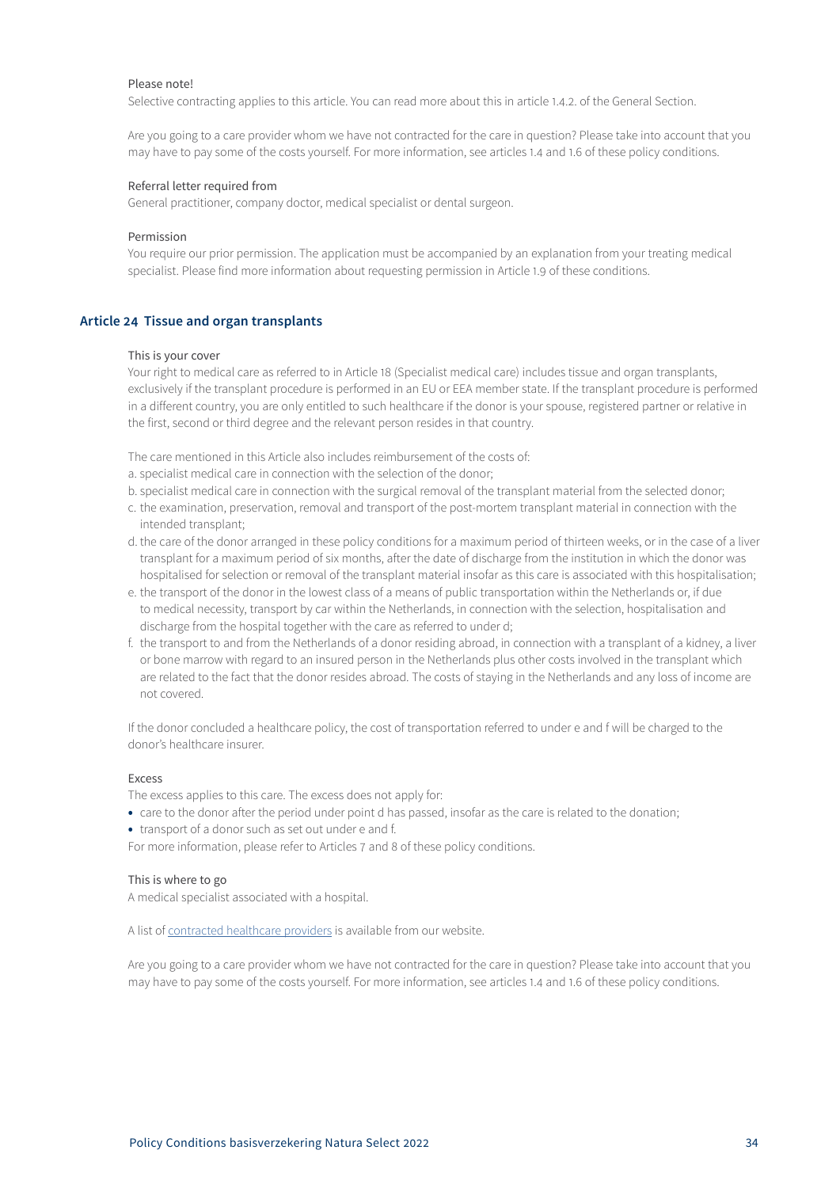Please note!

Selective contracting applies to this article. You can read more about this in article 1.4.2. of the General Section.

Are you going to a care provider whom we have not contracted for the care in question? Please take into account that you may have to pay some of the costs yourself. For more information, see articles 1.4 and 1.6 of these policy conditions.

Referral letter required from

General practitioner, company doctor, medical specialist or dental surgeon.

Permission

You require our prior permission. The application must be accompanied by an explanation from your treating medical specialist. Please find more information about requesting permission in Article 1.9 of these conditions.

## Article 24 Tissue and organ transplants

This is your cover

Your right to medical care as referred to in Article 18 (Specialist medical care) includes tissue and organ transplants, exclusively if the transplant procedure is performed in an EU or EEA member state. If the transplant procedure is performed in a different country, you are only entitled to such healthcare if the donor is your spouse, registered partner or relative in the first, second or third degree and the relevant person resides in that country.

The care mentioned in this Article also includes reimbursement of the costs of:

a. specialist medical care in connection with the selection of the donor;
b. specialist medical care in connection with the surgical removal of the transplant material from the selected donor;
c. the examination, preservation, removal and transport of the post-mortem transplant material in connection with the intended transplant;
d. the care of the donor arranged in these policy conditions for a maximum period of thirteen weeks, or in the case of a liver transplant for a maximum period of six months, after the date of discharge from the institution in which the donor was hospitalised for selection or removal of the transplant material insofar as this care is associated with this hospitalisation;
e. the transport of the donor in the lowest class of a means of public transportation within the Netherlands or, if due to medical necessity, transport by car within the Netherlands, in connection with the selection, hospitalisation and discharge from the hospital together with the care as referred to under d;
f. the transport to and from the Netherlands of a donor residing abroad, in connection with a transplant of a kidney, a liver or bone marrow with regard to an insured person in the Netherlands plus other costs involved in the transplant which are related to the fact that the donor resides abroad. The costs of staying in the Netherlands and any loss of income are not covered.

If the donor concluded a healthcare policy, the cost of transportation referred to under e and f will be charged to the donor's healthcare insurer.

Excess

The excess applies to this care. The excess does not apply for:

- care to the donor after the period under point d has passed, insofar as the care is related to the donation;
- transport of a donor such as set out under e and f.

For more information, please refer to Articles 7 and 8 of these policy conditions.

This is where to go

A medical specialist associated with a hospital.

A list of contracted healthcare providers is available from our website.

Are you going to a care provider whom we have not contracted for the care in question? Please take into account that you may have to pay some of the costs yourself. For more information, see articles 1.4 and 1.6 of these policy conditions.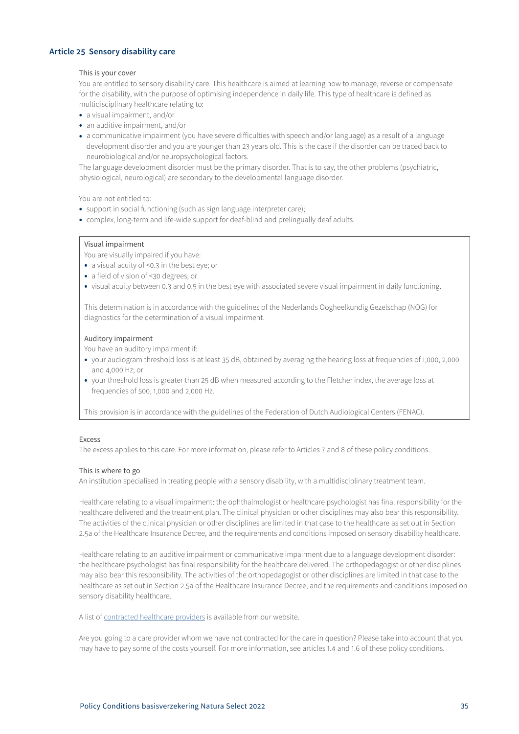## Article 25 Sensory disability care

This is your cover

You are entitled to sensory disability care. This healthcare is aimed at learning how to manage, reverse or compensate for the disability, with the purpose of optimising independence in daily life. This type of healthcare is defined as multidisciplinary healthcare relating to:

- a visual impairment, and/or
- an auditive impairment, and/or
- a communicative impairment (you have severe difficulties with speech and/or language) as a result of a language development disorder and you are younger than 23 years old. This is the case if the disorder can be traced back to neurobiological and/or neuropsychological factors.

The language development disorder must be the primary disorder. That is to say, the other problems (psychiatric, physiological, neurological) are secondary to the developmental language disorder.

You are not entitled to:

- support in social functioning (such as sign language interpreter care);
- complex, long-term and life-wide support for deaf-blind and prelingually deaf adults.

Visual impairment

You are visually impaired if you have:

- a visual acuity of <0.3 in the best eye; or
- a field of vision of <30 degrees; or
- visual acuity between 0.3 and 0.5 in the best eye with associated severe visual impairment in daily functioning.

This determination is in accordance with the guidelines of the Nederlands Oogheelkundig Gezelschap (NOG) for diagnostics for the determination of a visual impairment.

Auditory impairment

You have an auditory impairment if:

- your audiogram threshold loss is at least 35 dB, obtained by averaging the hearing loss at frequencies of 1,000, 2,000 and 4,000 Hz; or
- your threshold loss is greater than 25 dB when measured according to the Fletcher index, the average loss at frequencies of 500, 1,000 and 2,000 Hz.

This provision is in accordance with the guidelines of the Federation of Dutch Audiological Centers (FENAC).

Excess

The excess applies to this care. For more information, please refer to Articles 7 and 8 of these policy conditions.

This is where to go

An institution specialised in treating people with a sensory disability, with a multidisciplinary treatment team.

Healthcare relating to a visual impairment: the ophthalmologist or healthcare psychologist has final responsibility for the healthcare delivered and the treatment plan. The clinical physician or other disciplines may also bear this responsibility. The activities of the clinical physician or other disciplines are limited in that case to the healthcare as set out in Section 2.5a of the Healthcare Insurance Decree, and the requirements and conditions imposed on sensory disability healthcare.

Healthcare relating to an auditive impairment or communicative impairment due to a language development disorder: the healthcare psychologist has final responsibility for the healthcare delivered. The orthopedagogist or other disciplines may also bear this responsibility. The activities of the orthopedagogist or other disciplines are limited in that case to the healthcare as set out in Section 2.5a of the Healthcare Insurance Decree, and the requirements and conditions imposed on sensory disability healthcare.

A list of contracted healthcare providers is available from our website.

Are you going to a care provider whom we have not contracted for the care in question? Please take into account that you may have to pay some of the costs yourself. For more information, see articles 1.4 and 1.6 of these policy conditions.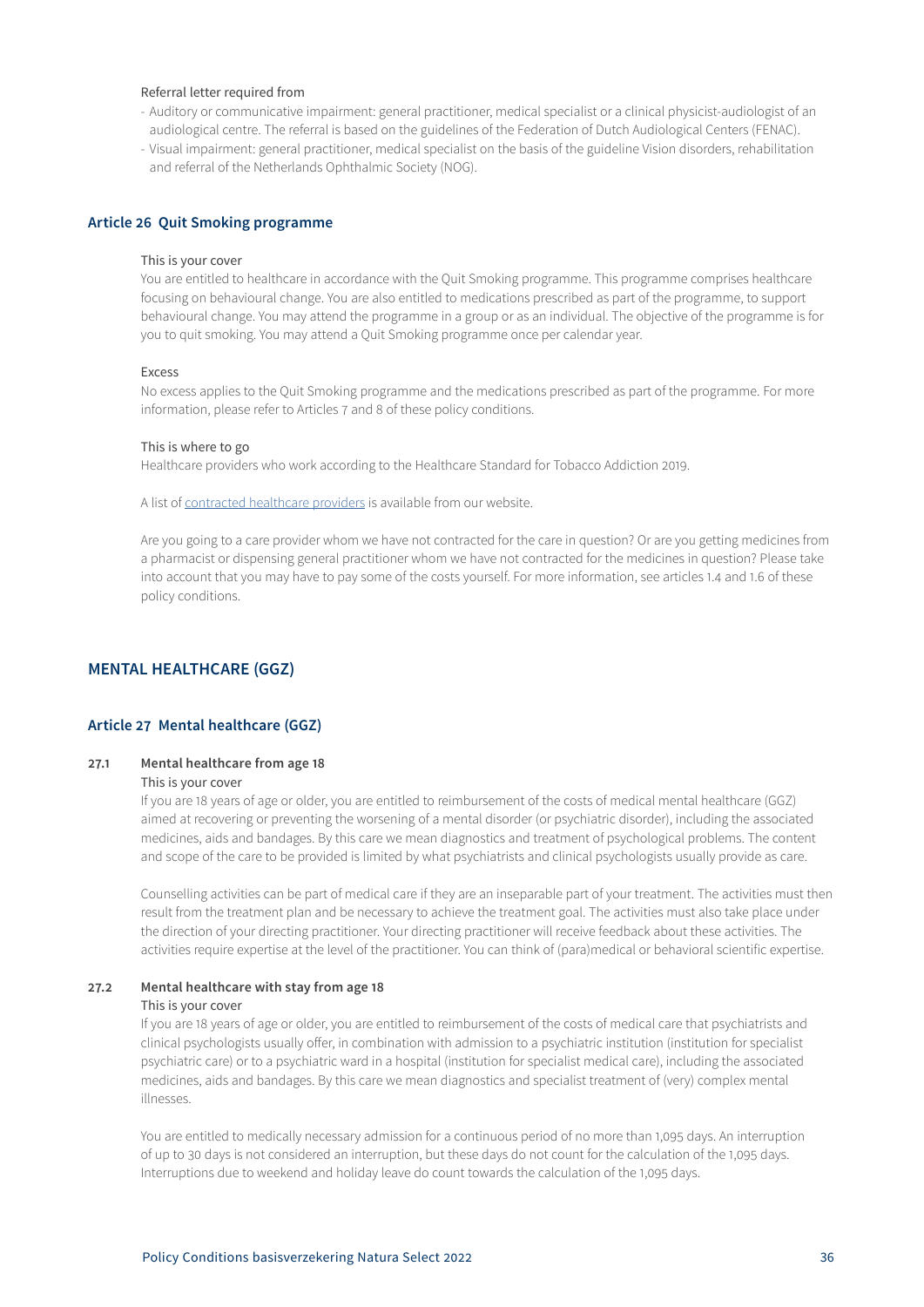Referral letter required from

- Auditory or communicative impairment: general practitioner, medical specialist or a clinical physicist-audiologist of an audiological centre. The referral is based on the guidelines of the Federation of Dutch Audiological Centers (FENAC).
- Visual impairment: general practitioner, medical specialist on the basis of the guideline Vision disorders, rehabilitation and referral of the Netherlands Ophthalmic Society (NOG).

### Article 26 Quit Smoking programme

This is your cover

You are entitled to healthcare in accordance with the Quit Smoking programme. This programme comprises healthcare focusing on behavioural change. You are also entitled to medications prescribed as part of the programme, to support behavioural change. You may attend the programme in a group or as an individual. The objective of the programme is for you to quit smoking. You may attend a Quit Smoking programme once per calendar year.

Excess

No excess applies to the Quit Smoking programme and the medications prescribed as part of the programme. For more information, please refer to Articles 7 and 8 of these policy conditions.

This is where to go

Healthcare providers who work according to the Healthcare Standard for Tobacco Addiction 2019.

A list of contracted healthcare providers is available from our website.

Are you going to a care provider whom we have not contracted for the care in question? Or are you getting medicines from a pharmacist or dispensing general practitioner whom we have not contracted for the medicines in question? Please take into account that you may have to pay some of the costs yourself. For more information, see articles 1.4 and 1.6 of these policy conditions.

## MENTAL HEALTHCARE (GGZ)

### Article 27 Mental healthcare (GGZ)

**27.1 Mental healthcare from age 18**

This is your cover

If you are 18 years of age or older, you are entitled to reimbursement of the costs of medical mental healthcare (GGZ) aimed at recovering or preventing the worsening of a mental disorder (or psychiatric disorder), including the associated medicines, aids and bandages. By this care we mean diagnostics and treatment of psychological problems. The content and scope of the care to be provided is limited by what psychiatrists and clinical psychologists usually provide as care.

Counselling activities can be part of medical care if they are an inseparable part of your treatment. The activities must then result from the treatment plan and be necessary to achieve the treatment goal. The activities must also take place under the direction of your directing practitioner. Your directing practitioner will receive feedback about these activities. The activities require expertise at the level of the practitioner. You can think of (para)medical or behavioral scientific expertise.

**27.2 Mental healthcare with stay from age 18**

This is your cover

If you are 18 years of age or older, you are entitled to reimbursement of the costs of medical care that psychiatrists and clinical psychologists usually offer, in combination with admission to a psychiatric institution (institution for specialist psychiatric care) or to a psychiatric ward in a hospital (institution for specialist medical care), including the associated medicines, aids and bandages. By this care we mean diagnostics and specialist treatment of (very) complex mental illnesses.

You are entitled to medically necessary admission for a continuous period of no more than 1,095 days. An interruption of up to 30 days is not considered an interruption, but these days do not count for the calculation of the 1,095 days. Interruptions due to weekend and holiday leave do count towards the calculation of the 1,095 days.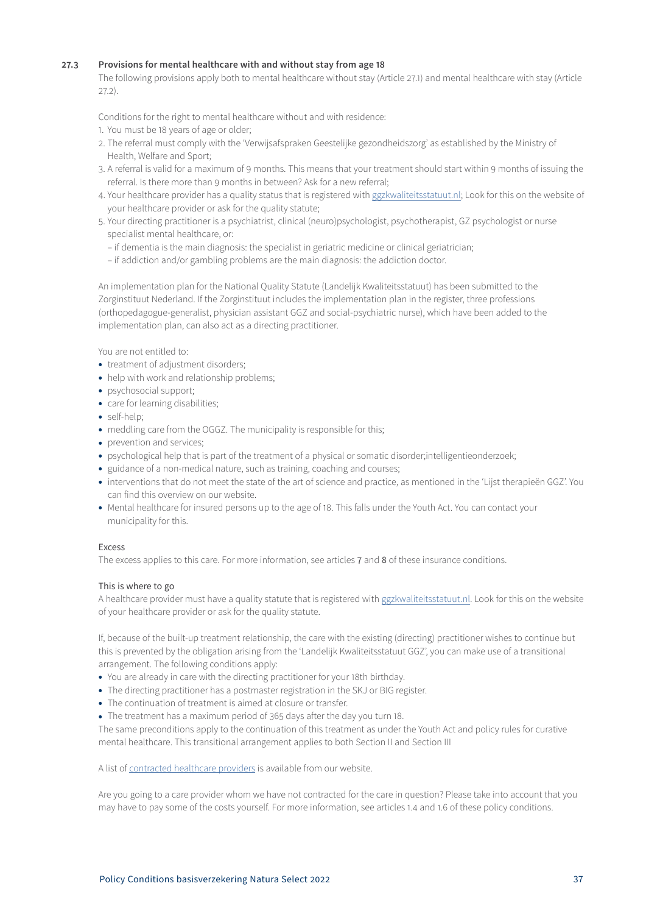## 27.3 Provisions for mental healthcare with and without stay from age 18

The following provisions apply both to mental healthcare without stay (Article 27.1) and mental healthcare with stay (Article 27.2).

Conditions for the right to mental healthcare without and with residence:

1. You must be 18 years of age or older;
2. The referral must comply with the 'Verwijsafspraken Geestelijke gezondheidszorg' as established by the Ministry of Health, Welfare and Sport;
3. A referral is valid for a maximum of 9 months. This means that your treatment should start within 9 months of issuing the referral. Is there more than 9 months in between? Ask for a new referral;
4. Your healthcare provider has a quality status that is registered with ggzkwaliteitsstatuut.nl; Look for this on the website of your healthcare provider or ask for the quality statute;
5. Your directing practitioner is a psychiatrist, clinical (neuro)psychologist, psychotherapist, GZ psychologist or nurse specialist mental healthcare, or:
   – if dementia is the main diagnosis: the specialist in geriatric medicine or clinical geriatrician;
   – if addiction and/or gambling problems are the main diagnosis: the addiction doctor.

An implementation plan for the National Quality Statute (Landelijk Kwaliteitsstatuut) has been submitted to the Zorginstituut Nederland. If the Zorginstituut includes the implementation plan in the register, three professions (orthopedagogue-generalist, physician assistant GGZ and social-psychiatric nurse), which have been added to the implementation plan, can also act as a directing practitioner.

You are not entitled to:

- treatment of adjustment disorders;
- help with work and relationship problems;
- psychosocial support;
- care for learning disabilities;
- self-help;
- meddling care from the OGGZ. The municipality is responsible for this;
- prevention and services;
- psychological help that is part of the treatment of a physical or somatic disorder;intelligentieonderzoek;
- guidance of a non-medical nature, such as training, coaching and courses;
- interventions that do not meet the state of the art of science and practice, as mentioned in the 'Lijst therapieën GGZ'. You can find this overview on our website.
- Mental healthcare for insured persons up to the age of 18. This falls under the Youth Act. You can contact your municipality for this.

Excess

The excess applies to this care. For more information, see articles 7 and 8 of these insurance conditions.

This is where to go

A healthcare provider must have a quality statute that is registered with ggzkwaliteitsstatuut.nl. Look for this on the website of your healthcare provider or ask for the quality statute.

If, because of the built-up treatment relationship, the care with the existing (directing) practitioner wishes to continue but this is prevented by the obligation arising from the 'Landelijk Kwaliteitsstatuut GGZ', you can make use of a transitional arrangement. The following conditions apply:

- You are already in care with the directing practitioner for your 18th birthday.
- The directing practitioner has a postmaster registration in the SKJ or BIG register.
- The continuation of treatment is aimed at closure or transfer.
- The treatment has a maximum period of 365 days after the day you turn 18.

The same preconditions apply to the continuation of this treatment as under the Youth Act and policy rules for curative mental healthcare. This transitional arrangement applies to both Section II and Section III

A list of contracted healthcare providers is available from our website.

Are you going to a care provider whom we have not contracted for the care in question? Please take into account that you may have to pay some of the costs yourself. For more information, see articles 1.4 and 1.6 of these policy conditions.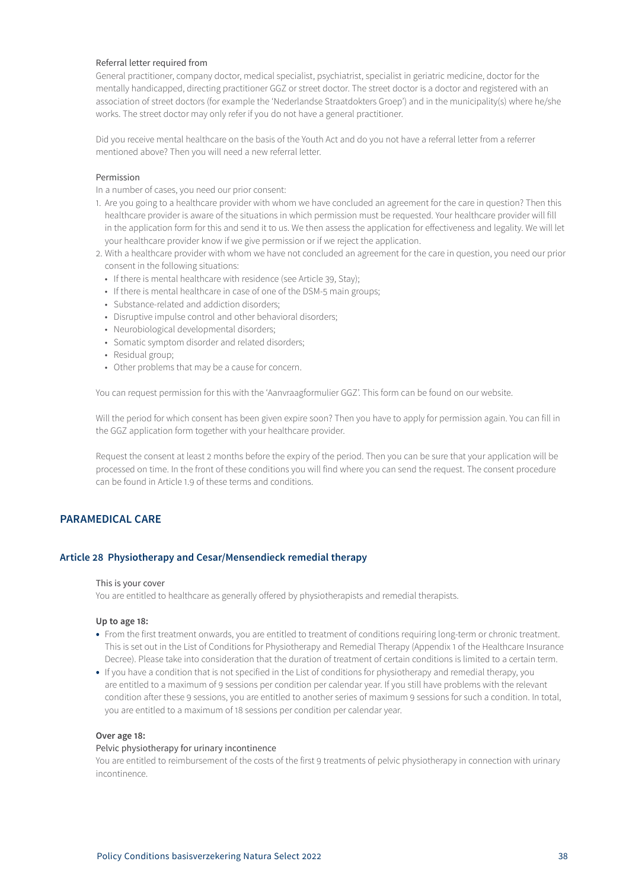Referral letter required from

General practitioner, company doctor, medical specialist, psychiatrist, specialist in geriatric medicine, doctor for the mentally handicapped, directing practitioner GGZ or street doctor. The street doctor is a doctor and registered with an association of street doctors (for example the 'Nederlandse Straatdokters Groep') and in the municipality(s) where he/she works. The street doctor may only refer if you do not have a general practitioner.

Did you receive mental healthcare on the basis of the Youth Act and do you not have a referral letter from a referrer mentioned above? Then you will need a new referral letter.

Permission

In a number of cases, you need our prior consent:

1. Are you going to a healthcare provider with whom we have concluded an agreement for the care in question? Then this healthcare provider is aware of the situations in which permission must be requested. Your healthcare provider will fill in the application form for this and send it to us. We then assess the application for effectiveness and legality. We will let your healthcare provider know if we give permission or if we reject the application.
2. With a healthcare provider with whom we have not concluded an agreement for the care in question, you need our prior consent in the following situations:
   - If there is mental healthcare with residence (see Article 39, Stay);
   - If there is mental healthcare in case of one of the DSM-5 main groups;
   - Substance-related and addiction disorders;
   - Disruptive impulse control and other behavioral disorders;
   - Neurobiological developmental disorders;
   - Somatic symptom disorder and related disorders;
   - Residual group;
   - Other problems that may be a cause for concern.

You can request permission for this with the 'Aanvraagformulier GGZ'. This form can be found on our website.

Will the period for which consent has been given expire soon? Then you have to apply for permission again. You can fill in the GGZ application form together with your healthcare provider.

Request the consent at least 2 months before the expiry of the period. Then you can be sure that your application will be processed on time. In the front of these conditions you will find where you can send the request. The consent procedure can be found in Article 1.9 of these terms and conditions.

## PARAMEDICAL CARE

### Article 28 Physiotherapy and Cesar/Mensendieck remedial therapy

This is your cover

You are entitled to healthcare as generally offered by physiotherapists and remedial therapists.

**Up to age 18:**

- From the first treatment onwards, you are entitled to treatment of conditions requiring long-term or chronic treatment. This is set out in the List of Conditions for Physiotherapy and Remedial Therapy (Appendix 1 of the Healthcare Insurance Decree). Please take into consideration that the duration of treatment of certain conditions is limited to a certain term.
- If you have a condition that is not specified in the List of conditions for physiotherapy and remedial therapy, you are entitled to a maximum of 9 sessions per condition per calendar year. If you still have problems with the relevant condition after these 9 sessions, you are entitled to another series of maximum 9 sessions for such a condition. In total, you are entitled to a maximum of 18 sessions per condition per calendar year.

**Over age 18:**

Pelvic physiotherapy for urinary incontinence

You are entitled to reimbursement of the costs of the first 9 treatments of pelvic physiotherapy in connection with urinary incontinence.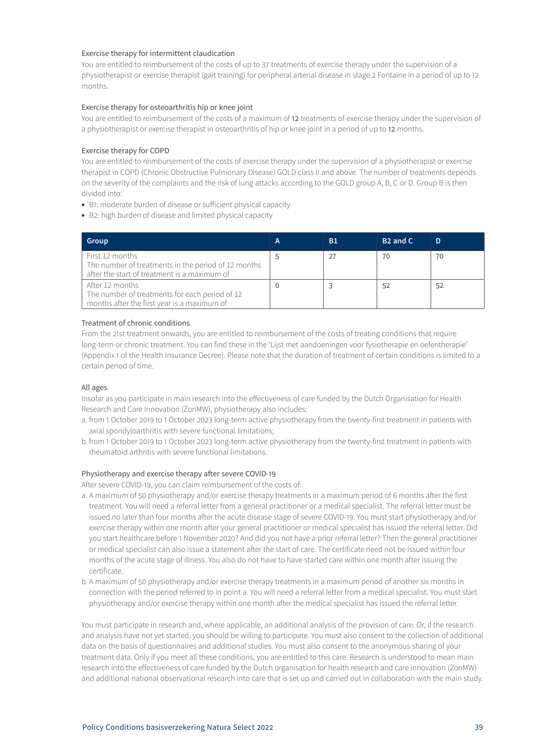### Exercise therapy for intermittent claudication

You are entitled to reimbursement of the costs of up to 37 treatments of exercise therapy under the supervision of a physiotherapist or exercise therapist (gait training) for peripheral arterial disease in stage 2 Fontaine in a period of up to 12 months.

### Exercise therapy for osteoarthritis hip or knee joint

You are entitled to reimbursement of the costs of a maximum of **12** treatments of exercise therapy under the supervision of a physiotherapist or exercise therapist in osteoarthritis of hip or knee joint in a period of up to **12** months.

### Exercise therapy for COPD

You are entitled to reimbursement of the costs of exercise therapy under the supervision of a physiotherapist or exercise therapist in COPD (Chronic Obstructive Pulmonary Disease) GOLD class II and above. The number of treatments depends on the severity of the complaints and the risk of lung attacks according to the GOLD group A, B, C or D. Group B is then divided into:

- B1: moderate burden of disease or sufficient physical capacity
- B2: high burden of disease and limited physical capacity

| Group | A | B1 | B2 and C | D |
|---|---|---|---|---|
| First 12 months<br>The number of treatments in the period of 12 months after the start of treatment is a maximum of | 5 | 27 | 70 | 70 |
| After 12 months<br>The number of treatments for each period of 12 months after the first year is a maximum of | 0 | 3 | 52 | 52 |

### Treatment of chronic conditions

From the 21st treatment onwards, you are entitled to reimbursement of the costs of treating conditions that require long-term or chronic treatment. You can find these in the 'Lijst met aandoeningen voor fysiotherapie en oefentherapie' (Appendix 1 of the Health Insurance Decree). Please note that the duration of treatment of certain conditions is limited to a certain period of time.

### All ages

Insofar as you participate in main research into the effectiveness of care funded by the Dutch Organisation for Health Research and Care Innovation (ZonMW), physiotherapy also includes:

a. from 1 October 2019 to 1 October 2023 long-term active physiotherapy from the twenty-first treatment in patients with axial spondyloarthritis with severe functional limitations;
b. from 1 October 2019 to 1 October 2023 long-term active physiotherapy from the twenty-first treatment in patients with rheumatoid arthritis with severe functional limitations.

### Physiotherapy and exercise therapy after severe COVID-19

After severe COVID-19, you can claim reimbursement of the costs of:

a. A maximum of 50 physiotherapy and/or exercise therapy treatments in a maximum period of 6 months after the first treatment. You will need a referral letter from a general practitioner or a medical specialist. The referral letter must be issued no later than four months after the acute disease stage of severe COVID-19. You must start physiotherapy and/or exercise therapy within one month after your general practitioner or medical specialist has issued the referral letter. Did you start healthcare before 1 November 2020? And did you not have a prior referral letter? Then the general practitioner or medical specialist can also issue a statement after the start of care. The certificate need not be issued within four months of the acute stage of illness. You also do not have to have started care within one month after issuing the certificate.
b. A maximum of 50 physiotherapy and/or exercise therapy treatments in a maximum period of another six months in connection with the period referred to in point a. You will need a referral letter from a medical specialist. You must start physiotherapy and/or exercise therapy within one month after the medical specialist has issued the referral letter.

You must participate in research and, where applicable, an additional analysis of the provision of care. Or, if the research and analysis have not yet started, you should be willing to participate. You must also consent to the collection of additional data on the basis of questionnaires and additional studies. You must also consent to the anonymous sharing of your treatment data. Only if you meet all these conditions, you are entitled to this care. Research is understood to mean main research into the effectiveness of care funded by the Dutch organisation for health research and care innovation (ZonMW) and additional national observational research into care that is set up and carried out in collaboration with the main study.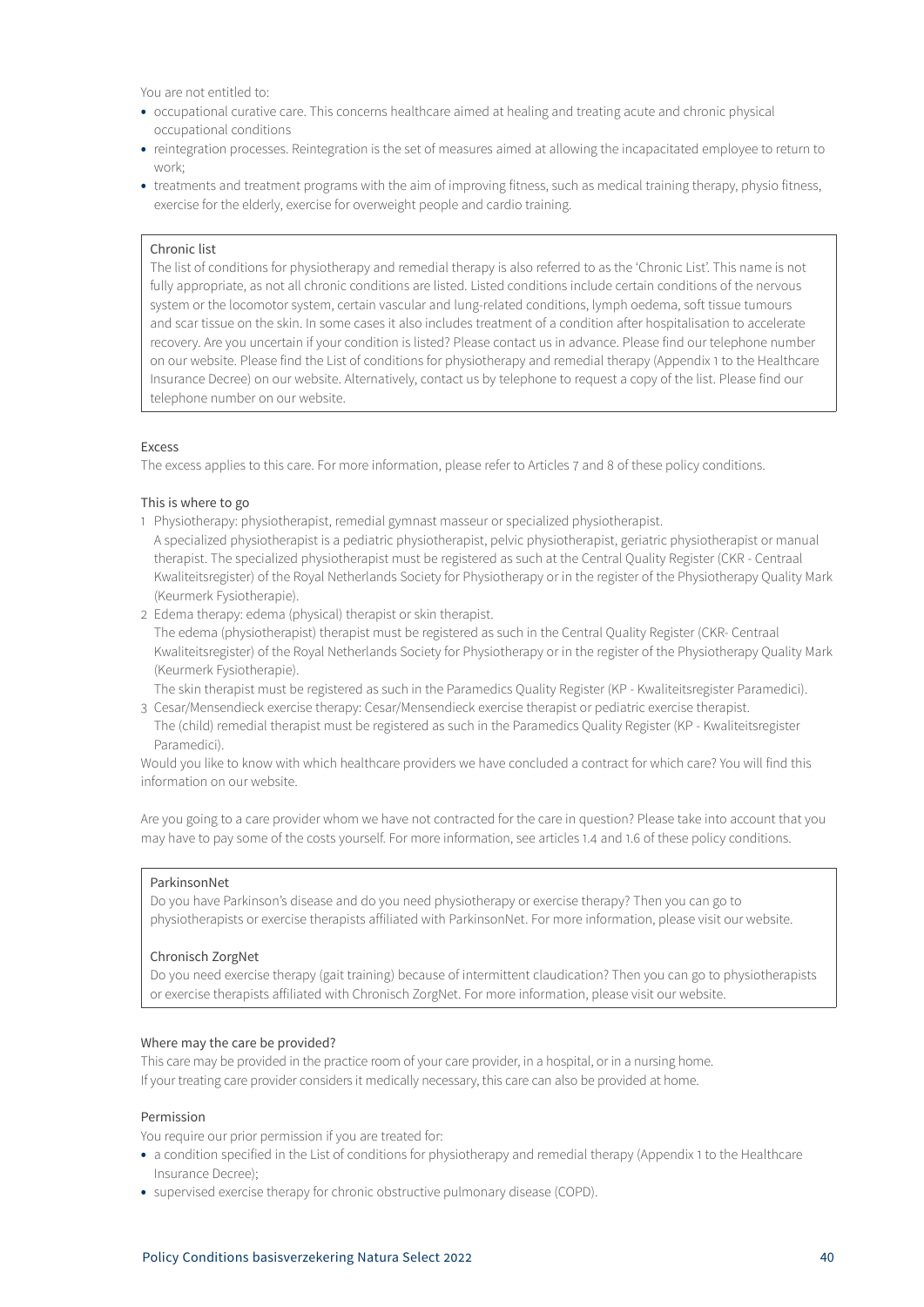You are not entitled to:

- occupational curative care. This concerns healthcare aimed at healing and treating acute and chronic physical occupational conditions
- reintegration processes. Reintegration is the set of measures aimed at allowing the incapacitated employee to return to work;
- treatments and treatment programs with the aim of improving fitness, such as medical training therapy, physio fitness, exercise for the elderly, exercise for overweight people and cardio training.

> Chronic list
>
> The list of conditions for physiotherapy and remedial therapy is also referred to as the 'Chronic List'. This name is not fully appropriate, as not all chronic conditions are listed. Listed conditions include certain conditions of the nervous system or the locomotor system, certain vascular and lung-related conditions, lymph oedema, soft tissue tumours and scar tissue on the skin. In some cases it also includes treatment of a condition after hospitalisation to accelerate recovery. Are you uncertain if your condition is listed? Please contact us in advance. Please find our telephone number on our website. Please find the List of conditions for physiotherapy and remedial therapy (Appendix 1 to the Healthcare Insurance Decree) on our website. Alternatively, contact us by telephone to request a copy of the list. Please find our telephone number on our website.

Excess

The excess applies to this care. For more information, please refer to Articles 7 and 8 of these policy conditions.

This is where to go

1. Physiotherapy: physiotherapist, remedial gymnast masseur or specialized physiotherapist.
   A specialized physiotherapist is a pediatric physiotherapist, pelvic physiotherapist, geriatric physiotherapist or manual therapist. The specialized physiotherapist must be registered as such at the Central Quality Register (CKR - Centraal Kwaliteitsregister) of the Royal Netherlands Society for Physiotherapy or in the register of the Physiotherapy Quality Mark (Keurmerk Fysiotherapie).
2. Edema therapy: edema (physical) therapist or skin therapist.
   The edema (physiotherapist) therapist must be registered as such in the Central Quality Register (CKR- Centraal Kwaliteitsregister) of the Royal Netherlands Society for Physiotherapy or in the register of the Physiotherapy Quality Mark (Keurmerk Fysiotherapie).
   The skin therapist must be registered as such in the Paramedics Quality Register (KP - Kwaliteitsregister Paramedici).
3. Cesar/Mensendieck exercise therapy: Cesar/Mensendieck exercise therapist or pediatric exercise therapist.
   The (child) remedial therapist must be registered as such in the Paramedics Quality Register (KP - Kwaliteitsregister Paramedici).

Would you like to know with which healthcare providers we have concluded a contract for which care? You will find this information on our website.

Are you going to a care provider whom we have not contracted for the care in question? Please take into account that you may have to pay some of the costs yourself. For more information, see articles 1.4 and 1.6 of these policy conditions.

> ParkinsonNet
>
> Do you have Parkinson's disease and do you need physiotherapy or exercise therapy? Then you can go to physiotherapists or exercise therapists affiliated with ParkinsonNet. For more information, please visit our website.
>
> Chronisch ZorgNet
>
> Do you need exercise therapy (gait training) because of intermittent claudication? Then you can go to physiotherapists or exercise therapists affiliated with Chronisch ZorgNet. For more information, please visit our website.

Where may the care be provided?

This care may be provided in the practice room of your care provider, in a hospital, or in a nursing home.
If your treating care provider considers it medically necessary, this care can also be provided at home.

Permission

You require our prior permission if you are treated for:

- a condition specified in the List of conditions for physiotherapy and remedial therapy (Appendix 1 to the Healthcare Insurance Decree);
- supervised exercise therapy for chronic obstructive pulmonary disease (COPD).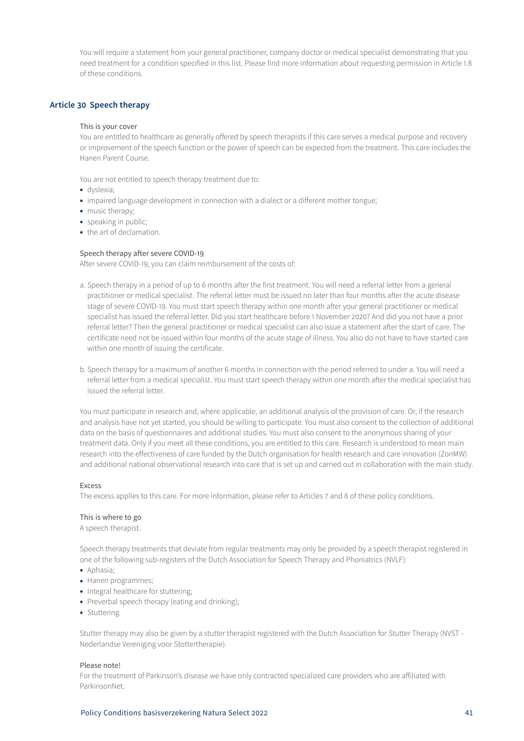You will require a statement from your general practitioner, company doctor or medical specialist demonstrating that you need treatment for a condition specified in this list. Please find more information about requesting permission in Article 1.8 of these conditions.

## Article 30 Speech therapy

This is your cover

You are entitled to healthcare as generally offered by speech therapists if this care serves a medical purpose and recovery or improvement of the speech function or the power of speech can be expected from the treatment. This care includes the Hanen Parent Course.

You are not entitled to speech therapy treatment due to:

- dyslexia;
- impaired language development in connection with a dialect or a different mother tongue;
- music therapy;
- speaking in public;
- the art of declamation.

Speech therapy after severe COVID-19

After severe COVID-19, you can claim reimbursement of the costs of:

a. Speech therapy in a period of up to 6 months after the first treatment. You will need a referral letter from a general practitioner or medical specialist. The referral letter must be issued no later than four months after the acute disease stage of severe COVID-19. You must start speech therapy within one month after your general practitioner or medical specialist has issued the referral letter. Did you start healthcare before 1 November 2020? And did you not have a prior referral letter? Then the general practitioner or medical specialist can also issue a statement after the start of care. The certificate need not be issued within four months of the acute stage of illness. You also do not have to have started care within one month of issuing the certificate.

b. Speech therapy for a maximum of another 6 months in connection with the period referred to under a. You will need a referral letter from a medical specialist. You must start speech therapy within one month after the medical specialist has issued the referral letter.

You must participate in research and, where applicable, an additional analysis of the provision of care. Or, if the research and analysis have not yet started, you should be willing to participate. You must also consent to the collection of additional data on the basis of questionnaires and additional studies. You must also consent to the anonymous sharing of your treatment data. Only if you meet all these conditions, you are entitled to this care. Research is understood to mean main research into the effectiveness of care funded by the Dutch organisation for health research and care innovation (ZonMW) and additional national observational research into care that is set up and carried out in collaboration with the main study.

Excess

The excess applies to this care. For more information, please refer to Articles 7 and 8 of these policy conditions.

This is where to go

A speech therapist.

Speech therapy treatments that deviate from regular treatments may only be provided by a speech therapist registered in one of the following sub-registers of the Dutch Association for Speech Therapy and Phoniatrics (NVLF):

- Aphasia;
- Hanen programmes;
- Integral healthcare for stuttering;
- Preverbal speech therapy (eating and drinking);
- Stuttering.

Stutter therapy may also be given by a stutter therapist registered with the Dutch Association for Stutter Therapy (NVST - Nederlandse Vereniging voor Stottertherapie).

Please note!

For the treatment of Parkinson's disease we have only contracted specialized care providers who are affiliated with ParkinsonNet.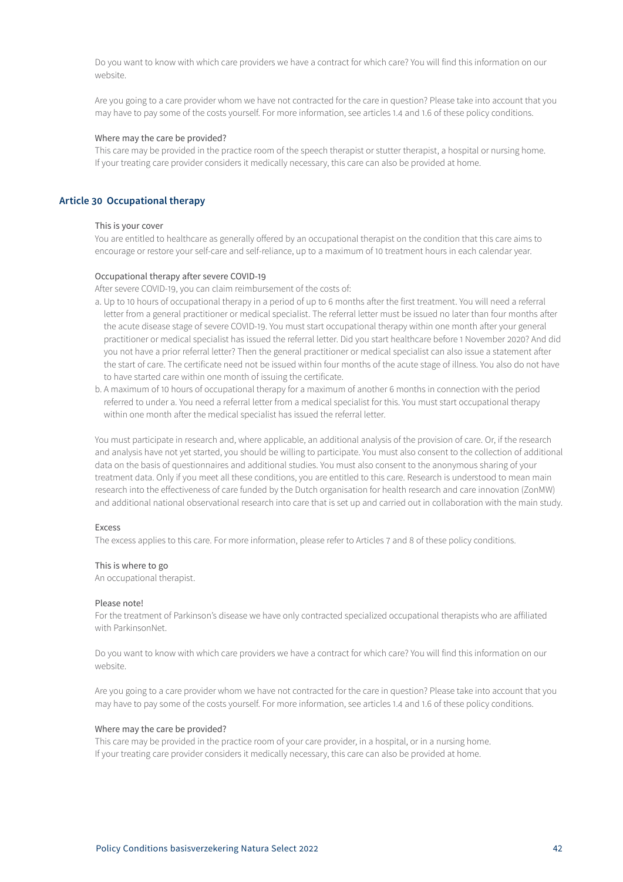Do you want to know with which care providers we have a contract for which care? You will find this information on our website.

Are you going to a care provider whom we have not contracted for the care in question? Please take into account that you may have to pay some of the costs yourself. For more information, see articles 1.4 and 1.6 of these policy conditions.

Where may the care be provided?
This care may be provided in the practice room of the speech therapist or stutter therapist, a hospital or nursing home. If your treating care provider considers it medically necessary, this care can also be provided at home.

## Article 30 Occupational therapy

This is your cover
You are entitled to healthcare as generally offered by an occupational therapist on the condition that this care aims to encourage or restore your self-care and self-reliance, up to a maximum of 10 treatment hours in each calendar year.

Occupational therapy after severe COVID-19
After severe COVID-19, you can claim reimbursement of the costs of:

a. Up to 10 hours of occupational therapy in a period of up to 6 months after the first treatment. You will need a referral letter from a general practitioner or medical specialist. The referral letter must be issued no later than four months after the acute disease stage of severe COVID-19. You must start occupational therapy within one month after your general practitioner or medical specialist has issued the referral letter. Did you start healthcare before 1 November 2020? And did you not have a prior referral letter? Then the general practitioner or medical specialist can also issue a statement after the start of care. The certificate need not be issued within four months of the acute stage of illness. You also do not have to have started care within one month of issuing the certificate.
b. A maximum of 10 hours of occupational therapy for a maximum of another 6 months in connection with the period referred to under a. You need a referral letter from a medical specialist for this. You must start occupational therapy within one month after the medical specialist has issued the referral letter.

You must participate in research and, where applicable, an additional analysis of the provision of care. Or, if the research and analysis have not yet started, you should be willing to participate. You must also consent to the collection of additional data on the basis of questionnaires and additional studies. You must also consent to the anonymous sharing of your treatment data. Only if you meet all these conditions, you are entitled to this care. Research is understood to mean main research into the effectiveness of care funded by the Dutch organisation for health research and care innovation (ZonMW) and additional national observational research into care that is set up and carried out in collaboration with the main study.

Excess
The excess applies to this care. For more information, please refer to Articles 7 and 8 of these policy conditions.

This is where to go
An occupational therapist.

Please note!
For the treatment of Parkinson's disease we have only contracted specialized occupational therapists who are affiliated with ParkinsonNet.

Do you want to know with which care providers we have a contract for which care? You will find this information on our website.

Are you going to a care provider whom we have not contracted for the care in question? Please take into account that you may have to pay some of the costs yourself. For more information, see articles 1.4 and 1.6 of these policy conditions.

Where may the care be provided?
This care may be provided in the practice room of your care provider, in a hospital, or in a nursing home. If your treating care provider considers it medically necessary, this care can also be provided at home.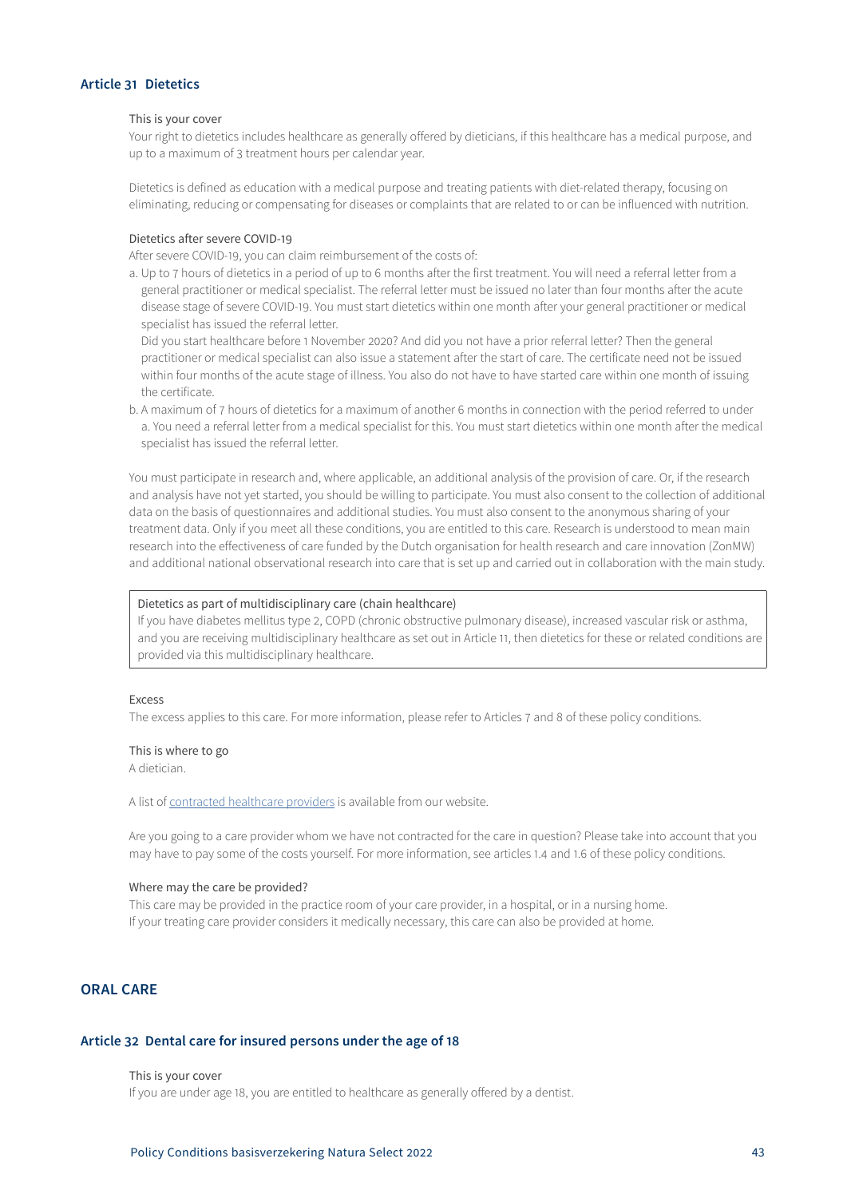## Article 31 Dietetics

This is your cover

Your right to dietetics includes healthcare as generally offered by dieticians, if this healthcare has a medical purpose, and up to a maximum of 3 treatment hours per calendar year.

Dietetics is defined as education with a medical purpose and treating patients with diet-related therapy, focusing on eliminating, reducing or compensating for diseases or complaints that are related to or can be influenced with nutrition.

Dietetics after severe COVID-19

After severe COVID-19, you can claim reimbursement of the costs of:

a. Up to 7 hours of dietetics in a period of up to 6 months after the first treatment. You will need a referral letter from a general practitioner or medical specialist. The referral letter must be issued no later than four months after the acute disease stage of severe COVID-19. You must start dietetics within one month after your general practitioner or medical specialist has issued the referral letter.
   Did you start healthcare before 1 November 2020? And did you not have a prior referral letter? Then the general practitioner or medical specialist can also issue a statement after the start of care. The certificate need not be issued within four months of the acute stage of illness. You also do not have to have started care within one month of issuing the certificate.
b. A maximum of 7 hours of dietetics for a maximum of another 6 months in connection with the period referred to under a. You need a referral letter from a medical specialist for this. You must start dietetics within one month after the medical specialist has issued the referral letter.

You must participate in research and, where applicable, an additional analysis of the provision of care. Or, if the research and analysis have not yet started, you should be willing to participate. You must also consent to the collection of additional data on the basis of questionnaires and additional studies. You must also consent to the anonymous sharing of your treatment data. Only if you meet all these conditions, you are entitled to this care. Research is understood to mean main research into the effectiveness of care funded by the Dutch organisation for health research and care innovation (ZonMW) and additional national observational research into care that is set up and carried out in collaboration with the main study.

> Dietetics as part of multidisciplinary care (chain healthcare)
> If you have diabetes mellitus type 2, COPD (chronic obstructive pulmonary disease), increased vascular risk or asthma, and you are receiving multidisciplinary healthcare as set out in Article 11, then dietetics for these or related conditions are provided via this multidisciplinary healthcare.

Excess

The excess applies to this care. For more information, please refer to Articles 7 and 8 of these policy conditions.

This is where to go

A dietician.

A list of contracted healthcare providers is available from our website.

Are you going to a care provider whom we have not contracted for the care in question? Please take into account that you may have to pay some of the costs yourself. For more information, see articles 1.4 and 1.6 of these policy conditions.

Where may the care be provided?

This care may be provided in the practice room of your care provider, in a hospital, or in a nursing home. If your treating care provider considers it medically necessary, this care can also be provided at home.

# ORAL CARE

## Article 32 Dental care for insured persons under the age of 18

This is your cover

If you are under age 18, you are entitled to healthcare as generally offered by a dentist.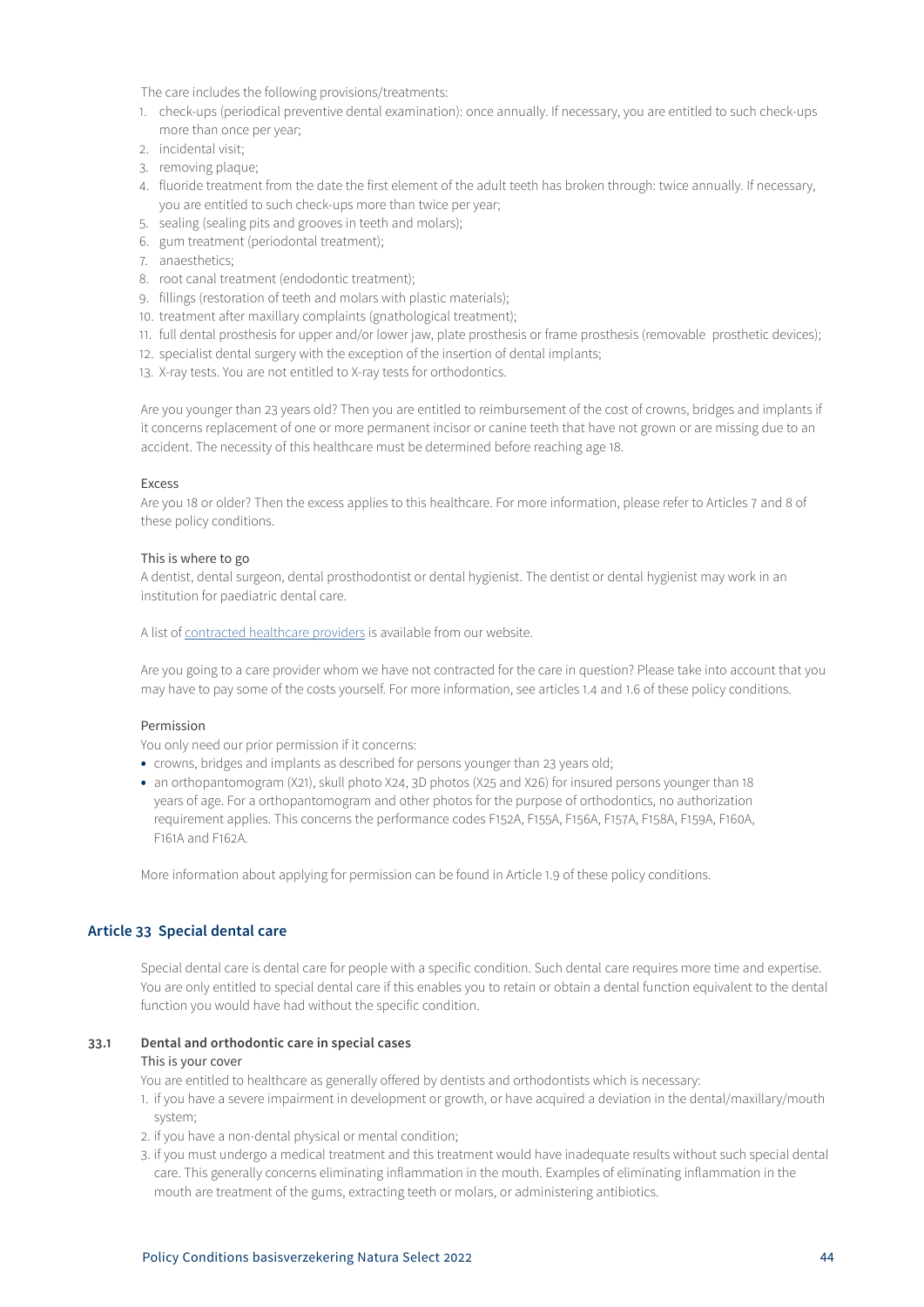The care includes the following provisions/treatments:

1. check-ups (periodical preventive dental examination): once annually. If necessary, you are entitled to such check-ups more than once per year;
2. incidental visit;
3. removing plaque;
4. fluoride treatment from the date the first element of the adult teeth has broken through: twice annually. If necessary, you are entitled to such check-ups more than twice per year;
5. sealing (sealing pits and grooves in teeth and molars);
6. gum treatment (periodontal treatment);
7. anaesthetics;
8. root canal treatment (endodontic treatment);
9. fillings (restoration of teeth and molars with plastic materials);
10. treatment after maxillary complaints (gnathological treatment);
11. full dental prosthesis for upper and/or lower jaw, plate prosthesis or frame prosthesis (removable prosthetic devices);
12. specialist dental surgery with the exception of the insertion of dental implants;
13. X-ray tests. You are not entitled to X-ray tests for orthodontics.

Are you younger than 23 years old? Then you are entitled to reimbursement of the cost of crowns, bridges and implants if it concerns replacement of one or more permanent incisor or canine teeth that have not grown or are missing due to an accident. The necessity of this healthcare must be determined before reaching age 18.

Excess

Are you 18 or older? Then the excess applies to this healthcare. For more information, please refer to Articles 7 and 8 of these policy conditions.

This is where to go

A dentist, dental surgeon, dental prosthodontist or dental hygienist. The dentist or dental hygienist may work in an institution for paediatric dental care.

A list of contracted healthcare providers is available from our website.

Are you going to a care provider whom we have not contracted for the care in question? Please take into account that you may have to pay some of the costs yourself. For more information, see articles 1.4 and 1.6 of these policy conditions.

Permission

You only need our prior permission if it concerns:

- crowns, bridges and implants as described for persons younger than 23 years old;
- an orthopantomogram (X21), skull photo X24, 3D photos (X25 and X26) for insured persons younger than 18 years of age. For a orthopantomogram and other photos for the purpose of orthodontics, no authorization requirement applies. This concerns the performance codes F152A, F155A, F156A, F157A, F158A, F159A, F160A, F161A and F162A.

More information about applying for permission can be found in Article 1.9 of these policy conditions.

## Article 33 Special dental care

Special dental care is dental care for people with a specific condition. Such dental care requires more time and expertise. You are only entitled to special dental care if this enables you to retain or obtain a dental function equivalent to the dental function you would have had without the specific condition.

### 33.1 Dental and orthodontic care in special cases

This is your cover

You are entitled to healthcare as generally offered by dentists and orthodontists which is necessary:

1. if you have a severe impairment in development or growth, or have acquired a deviation in the dental/maxillary/mouth system;
2. if you have a non-dental physical or mental condition;
3. if you must undergo a medical treatment and this treatment would have inadequate results without such special dental care. This generally concerns eliminating inflammation in the mouth. Examples of eliminating inflammation in the mouth are treatment of the gums, extracting teeth or molars, or administering antibiotics.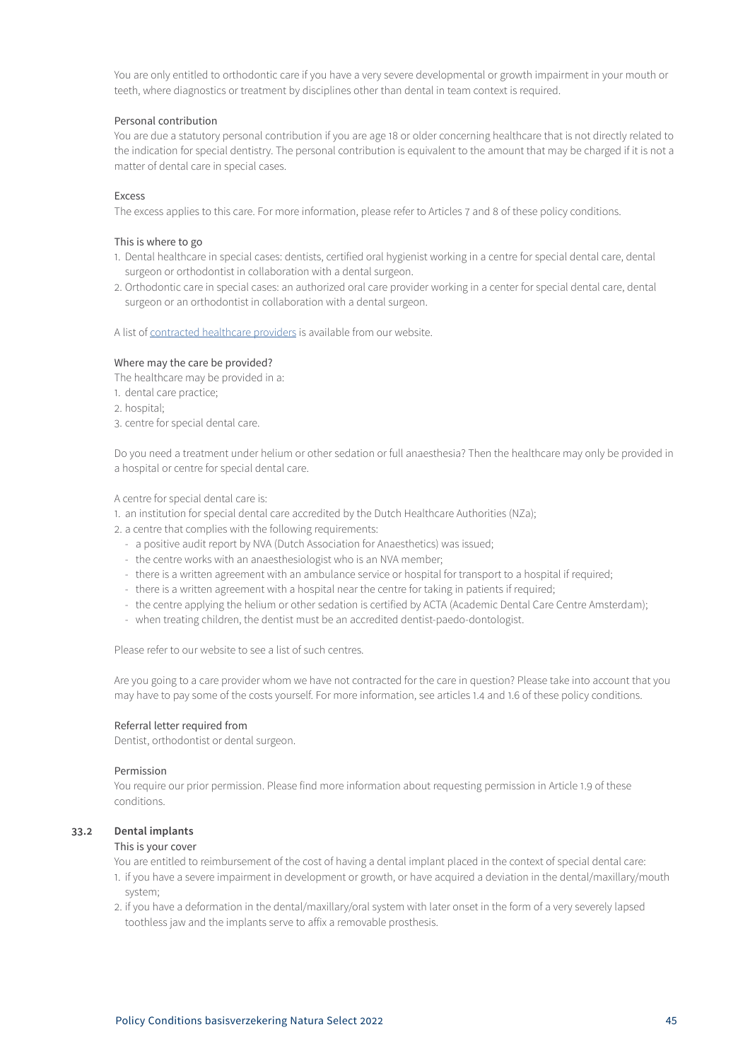You are only entitled to orthodontic care if you have a very severe developmental or growth impairment in your mouth or teeth, where diagnostics or treatment by disciplines other than dental in team context is required.

Personal contribution

You are due a statutory personal contribution if you are age 18 or older concerning healthcare that is not directly related to the indication for special dentistry. The personal contribution is equivalent to the amount that may be charged if it is not a matter of dental care in special cases.

Excess

The excess applies to this care. For more information, please refer to Articles 7 and 8 of these policy conditions.

This is where to go

1. Dental healthcare in special cases: dentists, certified oral hygienist working in a centre for special dental care, dental surgeon or orthodontist in collaboration with a dental surgeon.
2. Orthodontic care in special cases: an authorized oral care provider working in a center for special dental care, dental surgeon or an orthodontist in collaboration with a dental surgeon.

A list of contracted healthcare providers is available from our website.

Where may the care be provided?

The healthcare may be provided in a:

1. dental care practice;
2. hospital;
3. centre for special dental care.

Do you need a treatment under helium or other sedation or full anaesthesia? Then the healthcare may only be provided in a hospital or centre for special dental care.

A centre for special dental care is:

1. an institution for special dental care accredited by the Dutch Healthcare Authorities (NZa);
2. a centre that complies with the following requirements:
   - a positive audit report by NVA (Dutch Association for Anaesthetics) was issued;
   - the centre works with an anaesthesiologist who is an NVA member;
   - there is a written agreement with an ambulance service or hospital for transport to a hospital if required;
   - there is a written agreement with a hospital near the centre for taking in patients if required;
   - the centre applying the helium or other sedation is certified by ACTA (Academic Dental Care Centre Amsterdam);
   - when treating children, the dentist must be an accredited dentist-paedo-dontologist.

Please refer to our website to see a list of such centres.

Are you going to a care provider whom we have not contracted for the care in question? Please take into account that you may have to pay some of the costs yourself. For more information, see articles 1.4 and 1.6 of these policy conditions.

Referral letter required from

Dentist, orthodontist or dental surgeon.

Permission

You require our prior permission. Please find more information about requesting permission in Article 1.9 of these conditions.

### 33.2 Dental implants

This is your cover

You are entitled to reimbursement of the cost of having a dental implant placed in the context of special dental care:

1. if you have a severe impairment in development or growth, or have acquired a deviation in the dental/maxillary/mouth system;
2. if you have a deformation in the dental/maxillary/oral system with later onset in the form of a very severely lapsed toothless jaw and the implants serve to affix a removable prosthesis.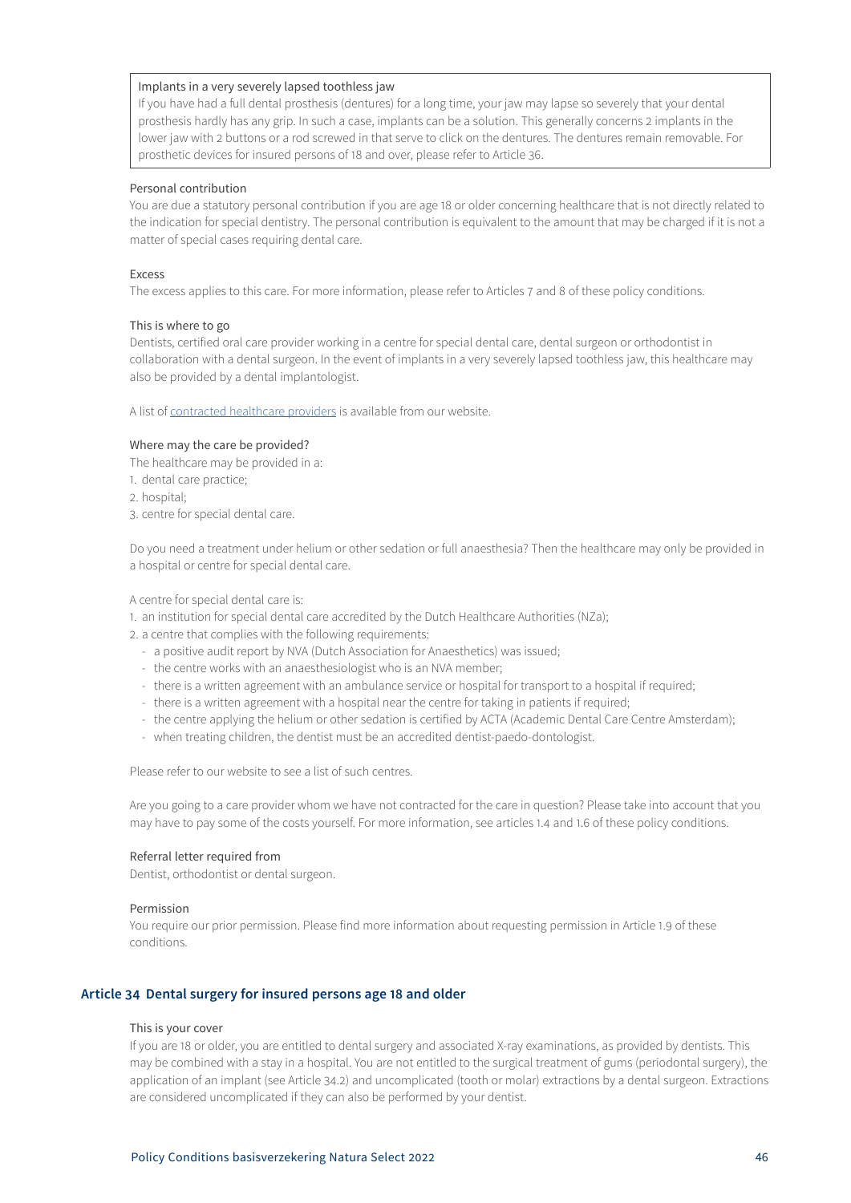> Implants in a very severely lapsed toothless jaw
> If you have had a full dental prosthesis (dentures) for a long time, your jaw may lapse so severely that your dental prosthesis hardly has any grip. In such a case, implants can be a solution. This generally concerns 2 implants in the lower jaw with 2 buttons or a rod screwed in that serve to click on the dentures. The dentures remain removable. For prosthetic devices for insured persons of 18 and over, please refer to Article 36.

Personal contribution

You are due a statutory personal contribution if you are age 18 or older concerning healthcare that is not directly related to the indication for special dentistry. The personal contribution is equivalent to the amount that may be charged if it is not a matter of special cases requiring dental care.

Excess

The excess applies to this care. For more information, please refer to Articles 7 and 8 of these policy conditions.

This is where to go

Dentists, certified oral care provider working in a centre for special dental care, dental surgeon or orthodontist in collaboration with a dental surgeon. In the event of implants in a very severely lapsed toothless jaw, this healthcare may also be provided by a dental implantologist.

A list of contracted healthcare providers is available from our website.

Where may the care be provided?

The healthcare may be provided in a:
1. dental care practice;
2. hospital;
3. centre for special dental care.

Do you need a treatment under helium or other sedation or full anaesthesia? Then the healthcare may only be provided in a hospital or centre for special dental care.

A centre for special dental care is:
1. an institution for special dental care accredited by the Dutch Healthcare Authorities (NZa);
2. a centre that complies with the following requirements:
   - a positive audit report by NVA (Dutch Association for Anaesthetics) was issued;
   - the centre works with an anaesthesiologist who is an NVA member;
   - there is a written agreement with an ambulance service or hospital for transport to a hospital if required;
   - there is a written agreement with a hospital near the centre for taking in patients if required;
   - the centre applying the helium or other sedation is certified by ACTA (Academic Dental Care Centre Amsterdam);
   - when treating children, the dentist must be an accredited dentist-paedo-dontologist.

Please refer to our website to see a list of such centres.

Are you going to a care provider whom we have not contracted for the care in question? Please take into account that you may have to pay some of the costs yourself. For more information, see articles 1.4 and 1.6 of these policy conditions.

Referral letter required from

Dentist, orthodontist or dental surgeon.

Permission

You require our prior permission. Please find more information about requesting permission in Article 1.9 of these conditions.

## Article 34 Dental surgery for insured persons age 18 and older

This is your cover

If you are 18 or older, you are entitled to dental surgery and associated X-ray examinations, as provided by dentists. This may be combined with a stay in a hospital. You are not entitled to the surgical treatment of gums (periodontal surgery), the application of an implant (see Article 34.2) and uncomplicated (tooth or molar) extractions by a dental surgeon. Extractions are considered uncomplicated if they can also be performed by your dentist.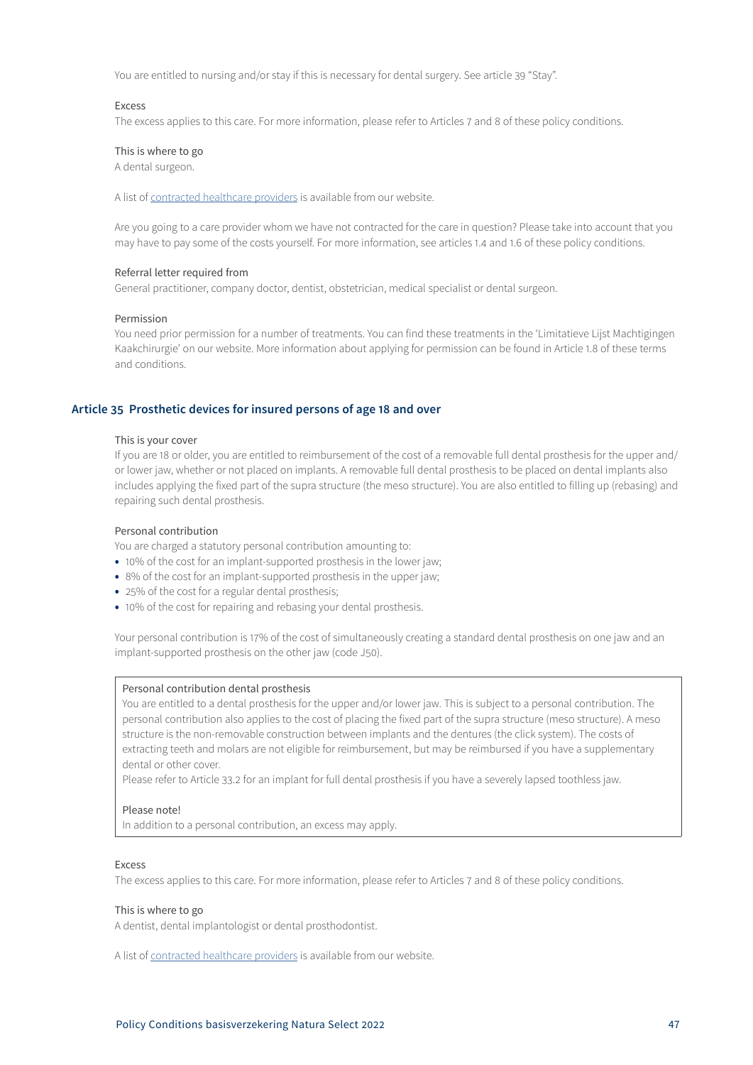You are entitled to nursing and/or stay if this is necessary for dental surgery. See article 39 "Stay".

Excess

The excess applies to this care. For more information, please refer to Articles 7 and 8 of these policy conditions.

This is where to go

A dental surgeon.

A list of [contracted healthcare providers](#) is available from our website.

Are you going to a care provider whom we have not contracted for the care in question? Please take into account that you may have to pay some of the costs yourself. For more information, see articles 1.4 and 1.6 of these policy conditions.

Referral letter required from

General practitioner, company doctor, dentist, obstetrician, medical specialist or dental surgeon.

Permission

You need prior permission for a number of treatments. You can find these treatments in the 'Limitatieve Lijst Machtigingen Kaakchirurgie' on our website. More information about applying for permission can be found in Article 1.8 of these terms and conditions.

## Article 35 Prosthetic devices for insured persons of age 18 and over

This is your cover

If you are 18 or older, you are entitled to reimbursement of the cost of a removable full dental prosthesis for the upper and/ or lower jaw, whether or not placed on implants. A removable full dental prosthesis to be placed on dental implants also includes applying the fixed part of the supra structure (the meso structure). You are also entitled to filling up (rebasing) and repairing such dental prosthesis.

Personal contribution

You are charged a statutory personal contribution amounting to:

- 10% of the cost for an implant-supported prosthesis in the lower jaw;
- 8% of the cost for an implant-supported prosthesis in the upper jaw;
- 25% of the cost for a regular dental prosthesis;
- 10% of the cost for repairing and rebasing your dental prosthesis.

Your personal contribution is 17% of the cost of simultaneously creating a standard dental prosthesis on one jaw and an implant-supported prosthesis on the other jaw (code J50).

> Personal contribution dental prosthesis
>
> You are entitled to a dental prosthesis for the upper and/or lower jaw. This is subject to a personal contribution. The personal contribution also applies to the cost of placing the fixed part of the supra structure (meso structure). A meso structure is the non-removable construction between implants and the dentures (the click system). The costs of extracting teeth and molars are not eligible for reimbursement, but may be reimbursed if you have a supplementary dental or other cover.
>
> Please refer to Article 33.2 for an implant for full dental prosthesis if you have a severely lapsed toothless jaw.
>
> Please note!
>
> In addition to a personal contribution, an excess may apply.

Excess

The excess applies to this care. For more information, please refer to Articles 7 and 8 of these policy conditions.

This is where to go

A dentist, dental implantologist or dental prosthodontist.

A list of [contracted healthcare providers](#) is available from our website.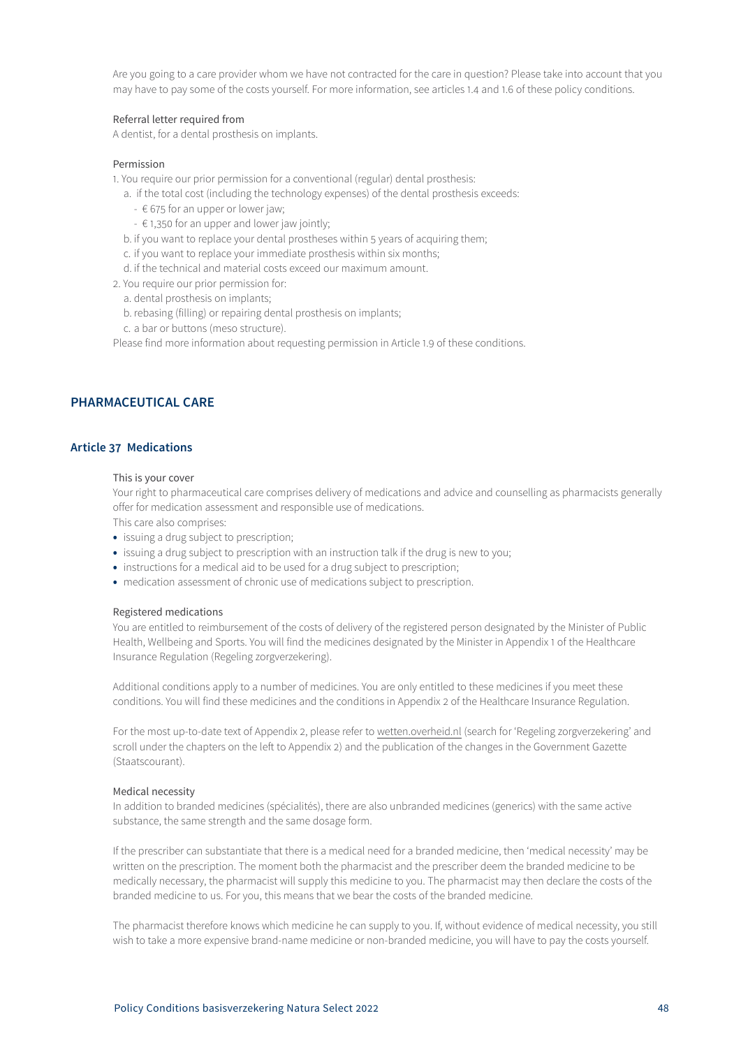Are you going to a care provider whom we have not contracted for the care in question? Please take into account that you may have to pay some of the costs yourself. For more information, see articles 1.4 and 1.6 of these policy conditions.

Referral letter required from

A dentist, for a dental prosthesis on implants.

Permission

1. You require our prior permission for a conventional (regular) dental prosthesis:
   a. if the total cost (including the technology expenses) of the dental prosthesis exceeds:
      - € 675 for an upper or lower jaw;
      - € 1,350 for an upper and lower jaw jointly;
   b. if you want to replace your dental prostheses within 5 years of acquiring them;
   c. if you want to replace your immediate prosthesis within six months;
   d. if the technical and material costs exceed our maximum amount.
2. You require our prior permission for:
   a. dental prosthesis on implants;
   b. rebasing (filling) or repairing dental prosthesis on implants;
   c. a bar or buttons (meso structure).

Please find more information about requesting permission in Article 1.9 of these conditions.

## PHARMACEUTICAL CARE

### Article 37 Medications

This is your cover

Your right to pharmaceutical care comprises delivery of medications and advice and counselling as pharmacists generally offer for medication assessment and responsible use of medications.

This care also comprises:

- issuing a drug subject to prescription;
- issuing a drug subject to prescription with an instruction talk if the drug is new to you;
- instructions for a medical aid to be used for a drug subject to prescription;
- medication assessment of chronic use of medications subject to prescription.

Registered medications

You are entitled to reimbursement of the costs of delivery of the registered person designated by the Minister of Public Health, Wellbeing and Sports. You will find the medicines designated by the Minister in Appendix 1 of the Healthcare Insurance Regulation (Regeling zorgverzekering).

Additional conditions apply to a number of medicines. You are only entitled to these medicines if you meet these conditions. You will find these medicines and the conditions in Appendix 2 of the Healthcare Insurance Regulation.

For the most up-to-date text of Appendix 2, please refer to wetten.overheid.nl (search for 'Regeling zorgverzekering' and scroll under the chapters on the left to Appendix 2) and the publication of the changes in the Government Gazette (Staatscourant).

Medical necessity

In addition to branded medicines (spécialités), there are also unbranded medicines (generics) with the same active substance, the same strength and the same dosage form.

If the prescriber can substantiate that there is a medical need for a branded medicine, then 'medical necessity' may be written on the prescription. The moment both the pharmacist and the prescriber deem the branded medicine to be medically necessary, the pharmacist will supply this medicine to you. The pharmacist may then declare the costs of the branded medicine to us. For you, this means that we bear the costs of the branded medicine.

The pharmacist therefore knows which medicine he can supply to you. If, without evidence of medical necessity, you still wish to take a more expensive brand-name medicine or non-branded medicine, you will have to pay the costs yourself.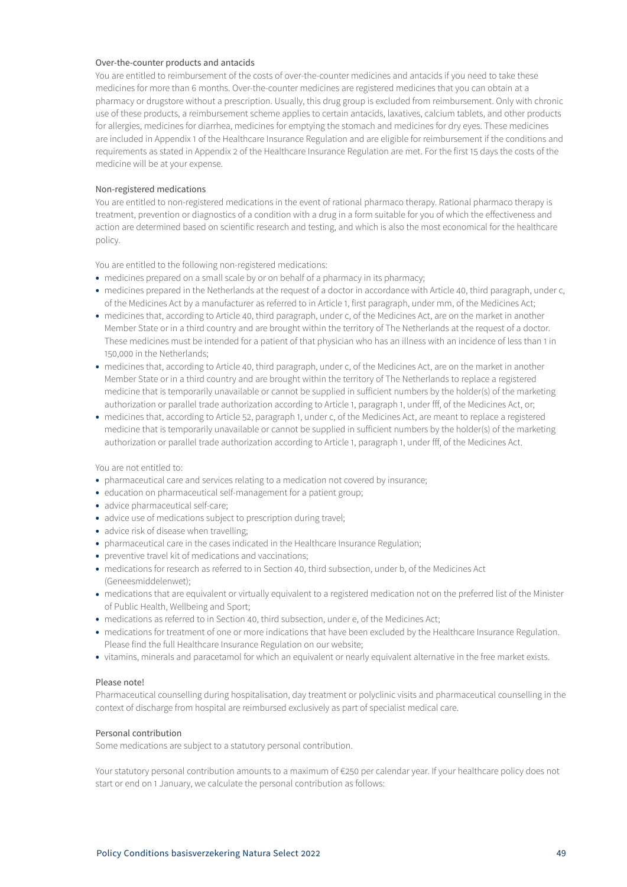### Over-the-counter products and antacids

You are entitled to reimbursement of the costs of over-the-counter medicines and antacids if you need to take these medicines for more than 6 months. Over-the-counter medicines are registered medicines that you can obtain at a pharmacy or drugstore without a prescription. Usually, this drug group is excluded from reimbursement. Only with chronic use of these products, a reimbursement scheme applies to certain antacids, laxatives, calcium tablets, and other products for allergies, medicines for diarrhea, medicines for emptying the stomach and medicines for dry eyes. These medicines are included in Appendix 1 of the Healthcare Insurance Regulation and are eligible for reimbursement if the conditions and requirements as stated in Appendix 2 of the Healthcare Insurance Regulation are met. For the first 15 days the costs of the medicine will be at your expense.

### Non-registered medications

You are entitled to non-registered medications in the event of rational pharmaco therapy. Rational pharmaco therapy is treatment, prevention or diagnostics of a condition with a drug in a form suitable for you of which the effectiveness and action are determined based on scientific research and testing, and which is also the most economical for the healthcare policy.

You are entitled to the following non-registered medications:

- medicines prepared on a small scale by or on behalf of a pharmacy in its pharmacy;
- medicines prepared in the Netherlands at the request of a doctor in accordance with Article 40, third paragraph, under c, of the Medicines Act by a manufacturer as referred to in Article 1, first paragraph, under mm, of the Medicines Act;
- medicines that, according to Article 40, third paragraph, under c, of the Medicines Act, are on the market in another Member State or in a third country and are brought within the territory of The Netherlands at the request of a doctor. These medicines must be intended for a patient of that physician who has an illness with an incidence of less than 1 in 150,000 in the Netherlands;
- medicines that, according to Article 40, third paragraph, under c, of the Medicines Act, are on the market in another Member State or in a third country and are brought within the territory of The Netherlands to replace a registered medicine that is temporarily unavailable or cannot be supplied in sufficient numbers by the holder(s) of the marketing authorization or parallel trade authorization according to Article 1, paragraph 1, under fff, of the Medicines Act, or;
- medicines that, according to Article 52, paragraph 1, under c, of the Medicines Act, are meant to replace a registered medicine that is temporarily unavailable or cannot be supplied in sufficient numbers by the holder(s) of the marketing authorization or parallel trade authorization according to Article 1, paragraph 1, under fff, of the Medicines Act.

You are not entitled to:

- pharmaceutical care and services relating to a medication not covered by insurance;
- education on pharmaceutical self-management for a patient group;
- advice pharmaceutical self-care;
- advice use of medications subject to prescription during travel;
- advice risk of disease when travelling;
- pharmaceutical care in the cases indicated in the Healthcare Insurance Regulation;
- preventive travel kit of medications and vaccinations;
- medications for research as referred to in Section 40, third subsection, under b, of the Medicines Act (Geneesmiddelenwet);
- medications that are equivalent or virtually equivalent to a registered medication not on the preferred list of the Minister of Public Health, Wellbeing and Sport;
- medications as referred to in Section 40, third subsection, under e, of the Medicines Act;
- medications for treatment of one or more indications that have been excluded by the Healthcare Insurance Regulation. Please find the full Healthcare Insurance Regulation on our website;
- vitamins, minerals and paracetamol for which an equivalent or nearly equivalent alternative in the free market exists.

### Please note!

Pharmaceutical counselling during hospitalisation, day treatment or polyclinic visits and pharmaceutical counselling in the context of discharge from hospital are reimbursed exclusively as part of specialist medical care.

### Personal contribution

Some medications are subject to a statutory personal contribution.

Your statutory personal contribution amounts to a maximum of €250 per calendar year. If your healthcare policy does not start or end on 1 January, we calculate the personal contribution as follows: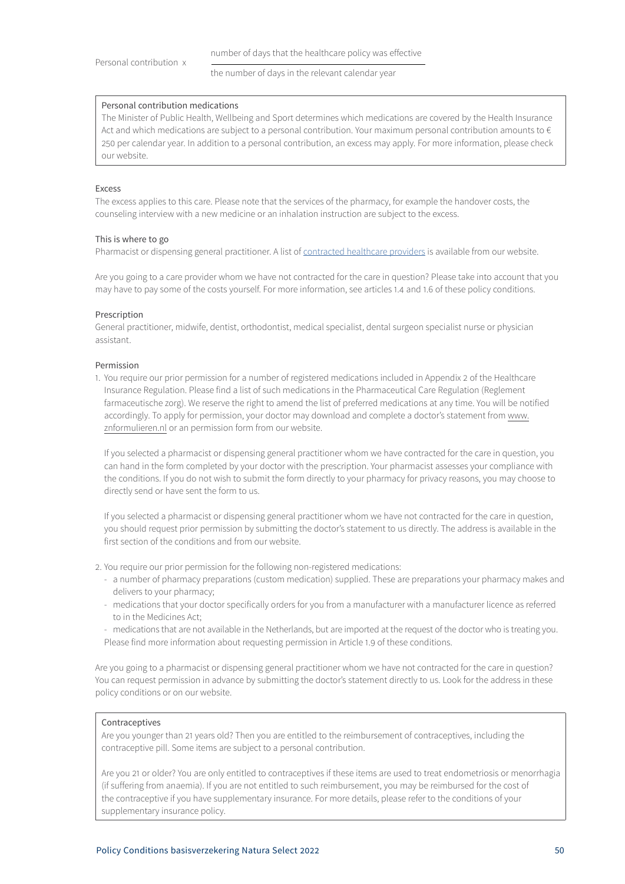$$\text{Personal contribution} \times \frac{\text{number of days that the healthcare policy was effective}}{\text{the number of days in the relevant calendar year}}$$

> Personal contribution medications
>
> The Minister of Public Health, Wellbeing and Sport determines which medications are covered by the Health Insurance Act and which medications are subject to a personal contribution. Your maximum personal contribution amounts to € 250 per calendar year. In addition to a personal contribution, an excess may apply. For more information, please check our website.

Excess

The excess applies to this care. Please note that the services of the pharmacy, for example the handover costs, the counseling interview with a new medicine or an inhalation instruction are subject to the excess.

This is where to go

Pharmacist or dispensing general practitioner. A list of contracted healthcare providers is available from our website.

Are you going to a care provider whom we have not contracted for the care in question? Please take into account that you may have to pay some of the costs yourself. For more information, see articles 1.4 and 1.6 of these policy conditions.

Prescription

General practitioner, midwife, dentist, orthodontist, medical specialist, dental surgeon specialist nurse or physician assistant.

Permission

1. You require our prior permission for a number of registered medications included in Appendix 2 of the Healthcare Insurance Regulation. Please find a list of such medications in the Pharmaceutical Care Regulation (Reglement farmaceutische zorg). We reserve the right to amend the list of preferred medications at any time. You will be notified accordingly. To apply for permission, your doctor may download and complete a doctor's statement from www.znformulieren.nl or an permission form from our website.

   If you selected a pharmacist or dispensing general practitioner whom we have contracted for the care in question, you can hand in the form completed by your doctor with the prescription. Your pharmacist assesses your compliance with the conditions. If you do not wish to submit the form directly to your pharmacy for privacy reasons, you may choose to directly send or have sent the form to us.

   If you selected a pharmacist or dispensing general practitioner whom we have not contracted for the care in question, you should request prior permission by submitting the doctor's statement to us directly. The address is available in the first section of the conditions and from our website.

2. You require our prior permission for the following non-registered medications:
   - a number of pharmacy preparations (custom medication) supplied. These are preparations your pharmacy makes and delivers to your pharmacy;
   - medications that your doctor specifically orders for you from a manufacturer with a manufacturer licence as referred to in the Medicines Act;
   - medications that are not available in the Netherlands, but are imported at the request of the doctor who is treating you.

   Please find more information about requesting permission in Article 1.9 of these conditions.

Are you going to a pharmacist or dispensing general practitioner whom we have not contracted for the care in question? You can request permission in advance by submitting the doctor's statement directly to us. Look for the address in these policy conditions or on our website.

> Contraceptives
>
> Are you younger than 21 years old? Then you are entitled to the reimbursement of contraceptives, including the contraceptive pill. Some items are subject to a personal contribution.
>
> Are you 21 or older? You are only entitled to contraceptives if these items are used to treat endometriosis or menorrhagia (if suffering from anaemia). If you are not entitled to such reimbursement, you may be reimbursed for the cost of the contraceptive if you have supplementary insurance. For more details, please refer to the conditions of your supplementary insurance policy.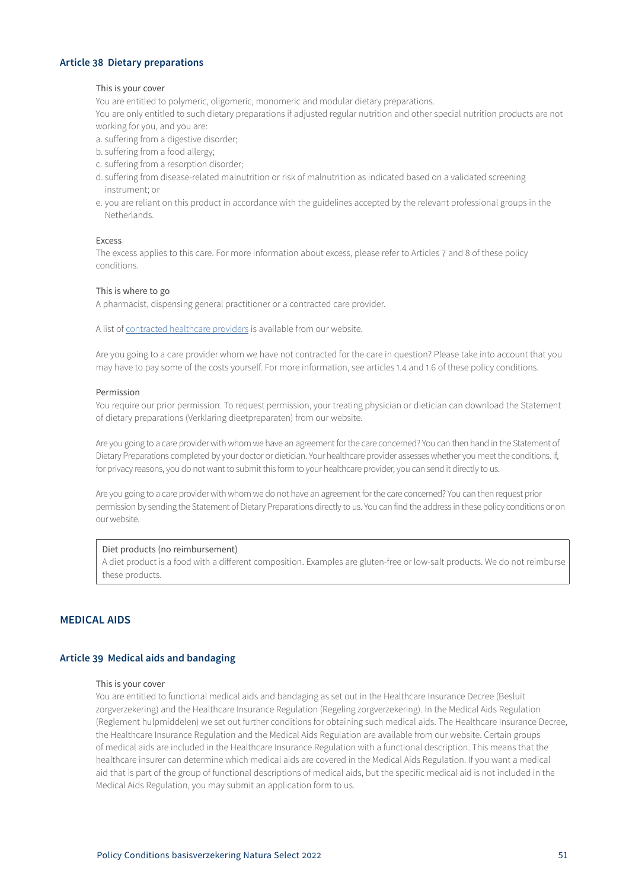## Article 38 Dietary preparations

This is your cover

You are entitled to polymeric, oligomeric, monomeric and modular dietary preparations.

You are only entitled to such dietary preparations if adjusted regular nutrition and other special nutrition products are not working for you, and you are:

a. suffering from a digestive disorder;
b. suffering from a food allergy;
c. suffering from a resorption disorder;
d. suffering from disease-related malnutrition or risk of malnutrition as indicated based on a validated screening instrument; or
e. you are reliant on this product in accordance with the guidelines accepted by the relevant professional groups in the Netherlands.

Excess

The excess applies to this care. For more information about excess, please refer to Articles 7 and 8 of these policy conditions.

This is where to go

A pharmacist, dispensing general practitioner or a contracted care provider.

A list of contracted healthcare providers is available from our website.

Are you going to a care provider whom we have not contracted for the care in question? Please take into account that you may have to pay some of the costs yourself. For more information, see articles 1.4 and 1.6 of these policy conditions.

Permission

You require our prior permission. To request permission, your treating physician or dietician can download the Statement of dietary preparations (Verklaring dieetpreparaten) from our website.

Are you going to a care provider with whom we have an agreement for the care concerned? You can then hand in the Statement of Dietary Preparations completed by your doctor or dietician. Your healthcare provider assesses whether you meet the conditions. If, for privacy reasons, you do not want to submit this form to your healthcare provider, you can send it directly to us.

Are you going to a care provider with whom we do not have an agreement for the care concerned? You can then request prior permission by sending the Statement of Dietary Preparations directly to us. You can find the address in these policy conditions or on our website.

> Diet products (no reimbursement)
> A diet product is a food with a different composition. Examples are gluten-free or low-salt products. We do not reimburse these products.

# MEDICAL AIDS

## Article 39 Medical aids and bandaging

This is your cover

You are entitled to functional medical aids and bandaging as set out in the Healthcare Insurance Decree (Besluit zorgverzekering) and the Healthcare Insurance Regulation (Regeling zorgverzekering). In the Medical Aids Regulation (Reglement hulpmiddelen) we set out further conditions for obtaining such medical aids. The Healthcare Insurance Decree, the Healthcare Insurance Regulation and the Medical Aids Regulation are available from our website. Certain groups of medical aids are included in the Healthcare Insurance Regulation with a functional description. This means that the healthcare insurer can determine which medical aids are covered in the Medical Aids Regulation. If you want a medical aid that is part of the group of functional descriptions of medical aids, but the specific medical aid is not included in the Medical Aids Regulation, you may submit an application form to us.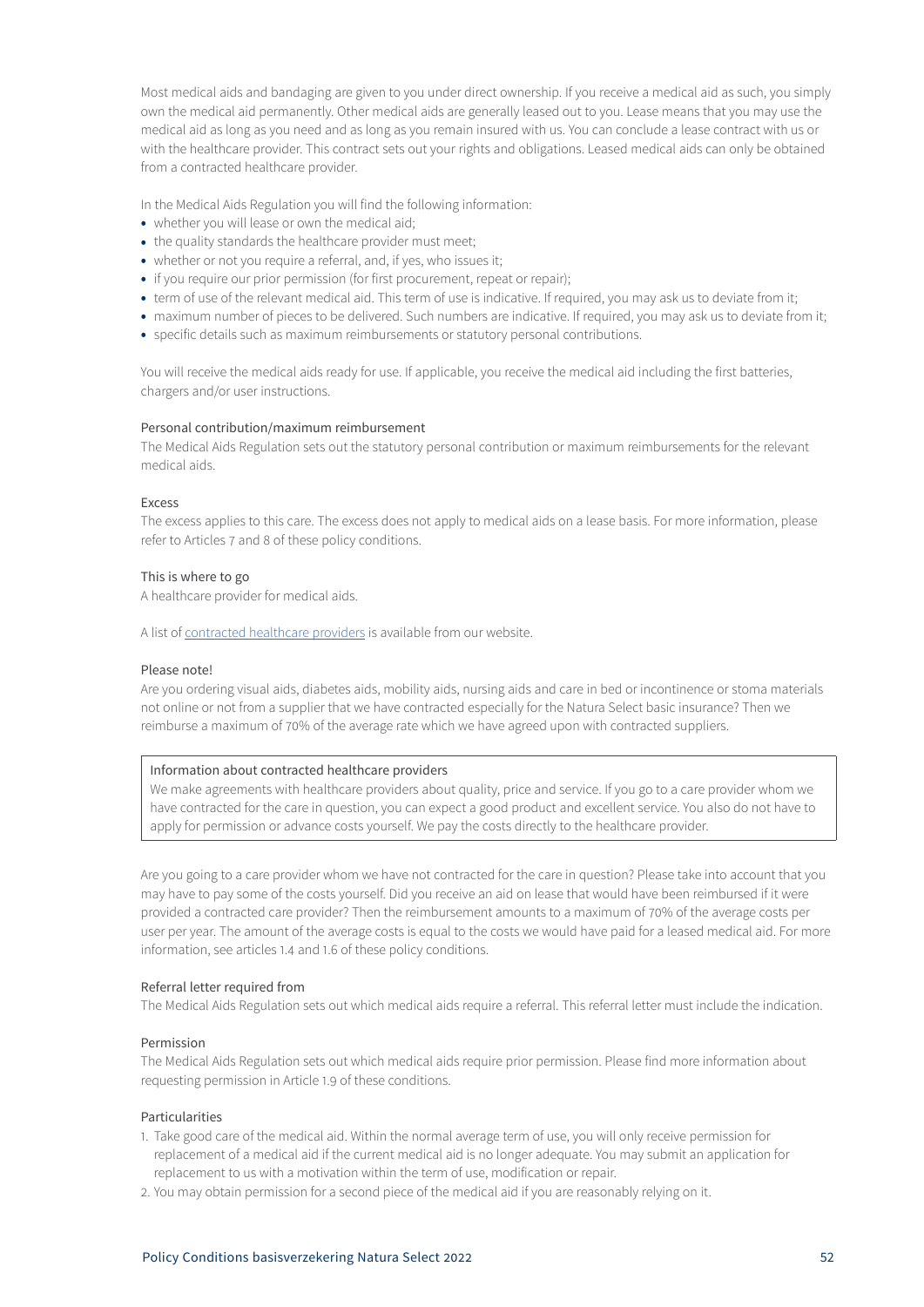Most medical aids and bandaging are given to you under direct ownership. If you receive a medical aid as such, you simply own the medical aid permanently. Other medical aids are generally leased out to you. Lease means that you may use the medical aid as long as you need and as long as you remain insured with us. You can conclude a lease contract with us or with the healthcare provider. This contract sets out your rights and obligations. Leased medical aids can only be obtained from a contracted healthcare provider.

In the Medical Aids Regulation you will find the following information:

- whether you will lease or own the medical aid;
- the quality standards the healthcare provider must meet;
- whether or not you require a referral, and, if yes, who issues it;
- if you require our prior permission (for first procurement, repeat or repair);
- term of use of the relevant medical aid. This term of use is indicative. If required, you may ask us to deviate from it;
- maximum number of pieces to be delivered. Such numbers are indicative. If required, you may ask us to deviate from it;
- specific details such as maximum reimbursements or statutory personal contributions.

You will receive the medical aids ready for use. If applicable, you receive the medical aid including the first batteries, chargers and/or user instructions.

### Personal contribution/maximum reimbursement

The Medical Aids Regulation sets out the statutory personal contribution or maximum reimbursements for the relevant medical aids.

### Excess

The excess applies to this care. The excess does not apply to medical aids on a lease basis. For more information, please refer to Articles 7 and 8 of these policy conditions.

### This is where to go

A healthcare provider for medical aids.

A list of contracted healthcare providers is available from our website.

### Please note!

Are you ordering visual aids, diabetes aids, mobility aids, nursing aids and care in bed or incontinence or stoma materials not online or not from a supplier that we have contracted especially for the Natura Select basic insurance? Then we reimburse a maximum of 70% of the average rate which we have agreed upon with contracted suppliers.

> **Information about contracted healthcare providers**
>
> We make agreements with healthcare providers about quality, price and service. If you go to a care provider whom we have contracted for the care in question, you can expect a good product and excellent service. You also do not have to apply for permission or advance costs yourself. We pay the costs directly to the healthcare provider.

Are you going to a care provider whom we have not contracted for the care in question? Please take into account that you may have to pay some of the costs yourself. Did you receive an aid on lease that would have been reimbursed if it were provided a contracted care provider? Then the reimbursement amounts to a maximum of 70% of the average costs per user per year. The amount of the average costs is equal to the costs we would have paid for a leased medical aid. For more information, see articles 1.4 and 1.6 of these policy conditions.

### Referral letter required from

The Medical Aids Regulation sets out which medical aids require a referral. This referral letter must include the indication.

### Permission

The Medical Aids Regulation sets out which medical aids require prior permission. Please find more information about requesting permission in Article 1.9 of these conditions.

### Particularities

1. Take good care of the medical aid. Within the normal average term of use, you will only receive permission for replacement of a medical aid if the current medical aid is no longer adequate. You may submit an application for replacement to us with a motivation within the term of use, modification or repair.
2. You may obtain permission for a second piece of the medical aid if you are reasonably relying on it.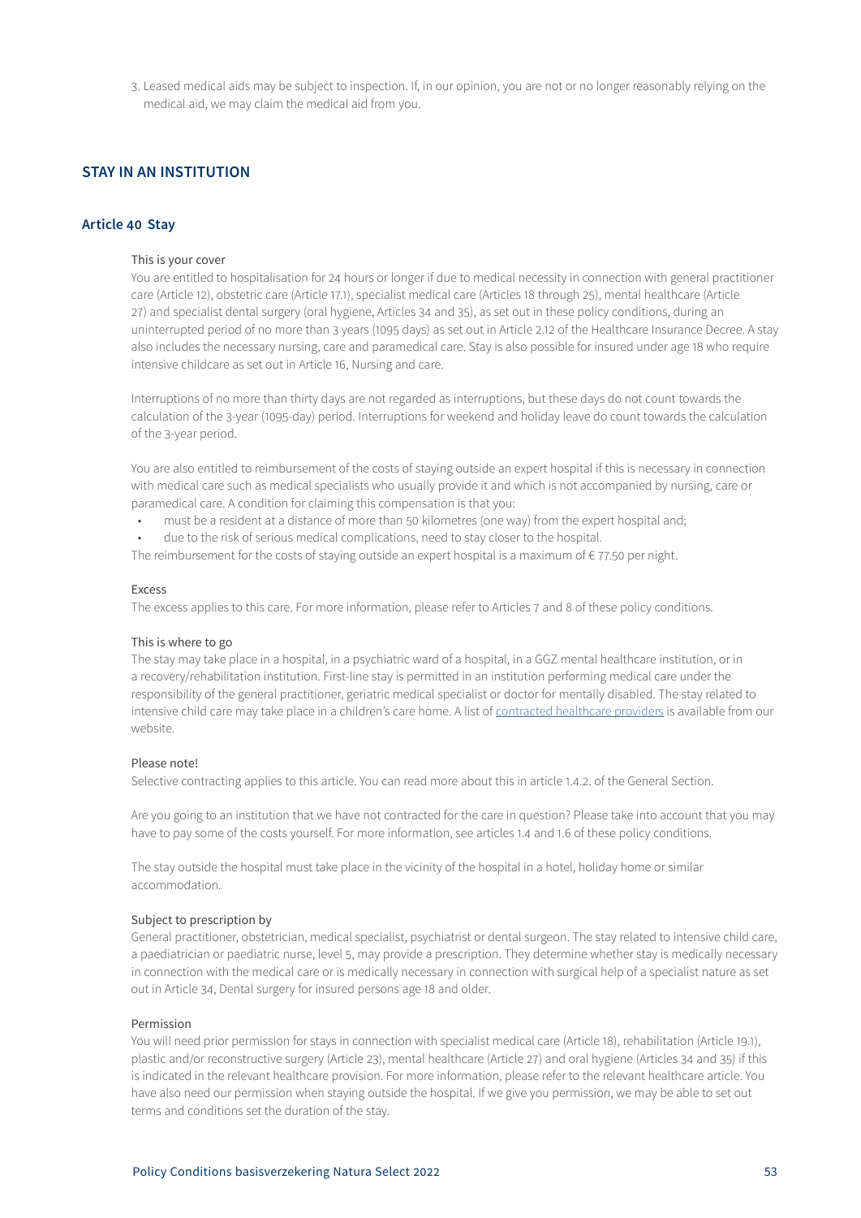3. Leased medical aids may be subject to inspection. If, in our opinion, you are not or no longer reasonably relying on the medical aid, we may claim the medical aid from you.

## STAY IN AN INSTITUTION

### Article 40 Stay

This is your cover

You are entitled to hospitalisation for 24 hours or longer if due to medical necessity in connection with general practitioner care (Article 12), obstetric care (Article 17.1), specialist medical care (Articles 18 through 25), mental healthcare (Article 27) and specialist dental surgery (oral hygiene, Articles 34 and 35), as set out in these policy conditions, during an uninterrupted period of no more than 3 years (1095 days) as set out in Article 2.12 of the Healthcare Insurance Decree. A stay also includes the necessary nursing, care and paramedical care. Stay is also possible for insured under age 18 who require intensive childcare as set out in Article 16, Nursing and care.

Interruptions of no more than thirty days are not regarded as interruptions, but these days do not count towards the calculation of the 3-year (1095-day) period. Interruptions for weekend and holiday leave do count towards the calculation of the 3-year period.

You are also entitled to reimbursement of the costs of staying outside an expert hospital if this is necessary in connection with medical care such as medical specialists who usually provide it and which is not accompanied by nursing, care or paramedical care. A condition for claiming this compensation is that you:

- must be a resident at a distance of more than 50 kilometres (one way) from the expert hospital and;
- due to the risk of serious medical complications, need to stay closer to the hospital.

The reimbursement for the costs of staying outside an expert hospital is a maximum of € 77.50 per night.

Excess

The excess applies to this care. For more information, please refer to Articles 7 and 8 of these policy conditions.

This is where to go

The stay may take place in a hospital, in a psychiatric ward of a hospital, in a GGZ mental healthcare institution, or in a recovery/rehabilitation institution. First-line stay is permitted in an institution performing medical care under the responsibility of the general practitioner, geriatric medical specialist or doctor for mentally disabled. The stay related to intensive child care may take place in a children's care home. A list of contracted healthcare providers is available from our website.

Please note!

Selective contracting applies to this article. You can read more about this in article 1.4.2. of the General Section.

Are you going to an institution that we have not contracted for the care in question? Please take into account that you may have to pay some of the costs yourself. For more information, see articles 1.4 and 1.6 of these policy conditions.

The stay outside the hospital must take place in the vicinity of the hospital in a hotel, holiday home or similar accommodation.

Subject to prescription by

General practitioner, obstetrician, medical specialist, psychiatrist or dental surgeon. The stay related to intensive child care, a paediatrician or paediatric nurse, level 5, may provide a prescription. They determine whether stay is medically necessary in connection with the medical care or is medically necessary in connection with surgical help of a specialist nature as set out in Article 34, Dental surgery for insured persons age 18 and older.

Permission

You will need prior permission for stays in connection with specialist medical care (Article 18), rehabilitation (Article 19.1), plastic and/or reconstructive surgery (Article 23), mental healthcare (Article 27) and oral hygiene (Articles 34 and 35) if this is indicated in the relevant healthcare provision. For more information, please refer to the relevant healthcare article. You have also need our permission when staying outside the hospital. If we give you permission, we may be able to set out terms and conditions set the duration of the stay.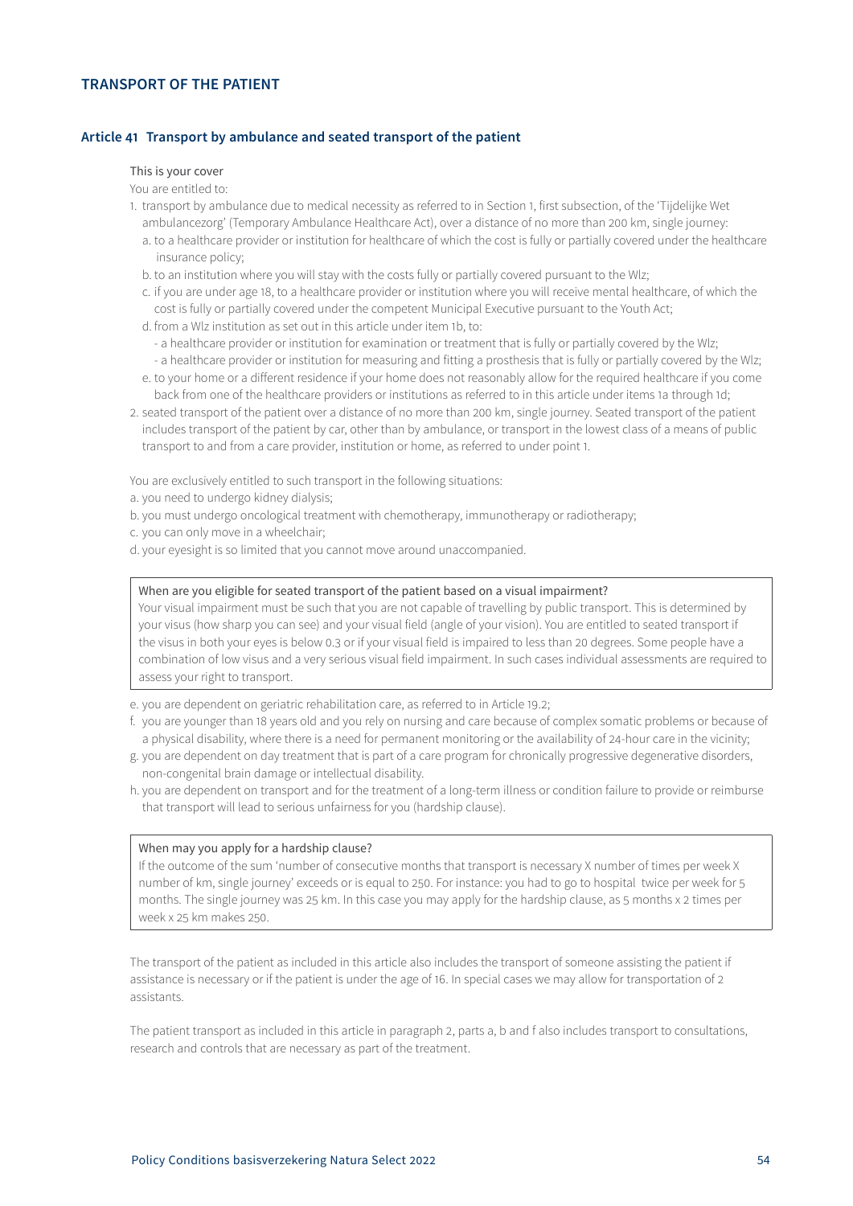## TRANSPORT OF THE PATIENT

### Article 41 Transport by ambulance and seated transport of the patient

This is your cover

You are entitled to:

1. transport by ambulance due to medical necessity as referred to in Section 1, first subsection, of the 'Tijdelijke Wet ambulancezorg' (Temporary Ambulance Healthcare Act), over a distance of no more than 200 km, single journey:
   a. to a healthcare provider or institution for healthcare of which the cost is fully or partially covered under the healthcare insurance policy;
   b. to an institution where you will stay with the costs fully or partially covered pursuant to the Wlz;
   c. if you are under age 18, to a healthcare provider or institution where you will receive mental healthcare, of which the cost is fully or partially covered under the competent Municipal Executive pursuant to the Youth Act;
   d. from a Wlz institution as set out in this article under item 1b, to:
      - a healthcare provider or institution for examination or treatment that is fully or partially covered by the Wlz;
      - a healthcare provider or institution for measuring and fitting a prosthesis that is fully or partially covered by the Wlz;
   e. to your home or a different residence if your home does not reasonably allow for the required healthcare if you come back from one of the healthcare providers or institutions as referred to in this article under items 1a through 1d;
2. seated transport of the patient over a distance of no more than 200 km, single journey. Seated transport of the patient includes transport of the patient by car, other than by ambulance, or transport in the lowest class of a means of public transport to and from a care provider, institution or home, as referred to under point 1.

You are exclusively entitled to such transport in the following situations:

a. you need to undergo kidney dialysis;
b. you must undergo oncological treatment with chemotherapy, immunotherapy or radiotherapy;
c. you can only move in a wheelchair;
d. your eyesight is so limited that you cannot move around unaccompanied.

> When are you eligible for seated transport of the patient based on a visual impairment?
> Your visual impairment must be such that you are not capable of travelling by public transport. This is determined by your visus (how sharp you can see) and your visual field (angle of your vision). You are entitled to seated transport if the visus in both your eyes is below 0.3 or if your visual field is impaired to less than 20 degrees. Some people have a combination of low visus and a very serious visual field impairment. In such cases individual assessments are required to assess your right to transport.

e. you are dependent on geriatric rehabilitation care, as referred to in Article 19.2;
f. you are younger than 18 years old and you rely on nursing and care because of complex somatic problems or because of a physical disability, where there is a need for permanent monitoring or the availability of 24-hour care in the vicinity;
g. you are dependent on day treatment that is part of a care program for chronically progressive degenerative disorders, non-congenital brain damage or intellectual disability.
h. you are dependent on transport and for the treatment of a long-term illness or condition failure to provide or reimburse that transport will lead to serious unfairness for you (hardship clause).

> When may you apply for a hardship clause?
> If the outcome of the sum 'number of consecutive months that transport is necessary X number of times per week X number of km, single journey' exceeds or is equal to 250. For instance: you had to go to hospital twice per week for 5 months. The single journey was 25 km. In this case you may apply for the hardship clause, as 5 months x 2 times per week x 25 km makes 250.

The transport of the patient as included in this article also includes the transport of someone assisting the patient if assistance is necessary or if the patient is under the age of 16. In special cases we may allow for transportation of 2 assistants.

The patient transport as included in this article in paragraph 2, parts a, b and f also includes transport to consultations, research and controls that are necessary as part of the treatment.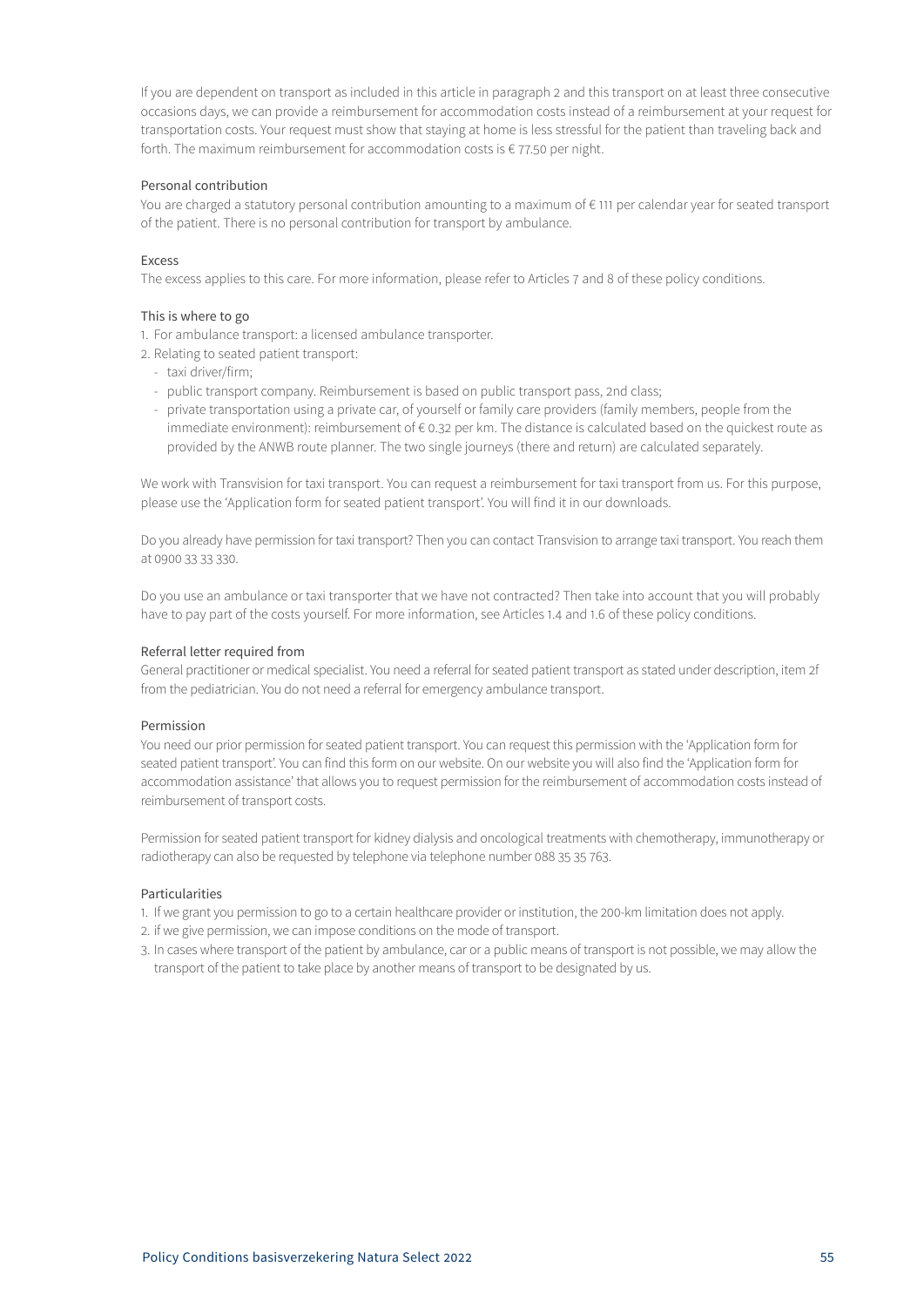If you are dependent on transport as included in this article in paragraph 2 and this transport on at least three consecutive occasions days, we can provide a reimbursement for accommodation costs instead of a reimbursement at your request for transportation costs. Your request must show that staying at home is less stressful for the patient than traveling back and forth. The maximum reimbursement for accommodation costs is € 77.50 per night.

#### Personal contribution

You are charged a statutory personal contribution amounting to a maximum of € 111 per calendar year for seated transport of the patient. There is no personal contribution for transport by ambulance.

#### Excess

The excess applies to this care. For more information, please refer to Articles 7 and 8 of these policy conditions.

#### This is where to go

1. For ambulance transport: a licensed ambulance transporter.
2. Relating to seated patient transport:
   - taxi driver/firm;
   - public transport company. Reimbursement is based on public transport pass, 2nd class;
   - private transportation using a private car, of yourself or family care providers (family members, people from the immediate environment): reimbursement of € 0.32 per km. The distance is calculated based on the quickest route as provided by the ANWB route planner. The two single journeys (there and return) are calculated separately.

We work with Transvision for taxi transport. You can request a reimbursement for taxi transport from us. For this purpose, please use the 'Application form for seated patient transport'. You will find it in our downloads.

Do you already have permission for taxi transport? Then you can contact Transvision to arrange taxi transport. You reach them at 0900 33 33 330.

Do you use an ambulance or taxi transporter that we have not contracted? Then take into account that you will probably have to pay part of the costs yourself. For more information, see Articles 1.4 and 1.6 of these policy conditions.

#### Referral letter required from

General practitioner or medical specialist. You need a referral for seated patient transport as stated under description, item 2f from the pediatrician. You do not need a referral for emergency ambulance transport.

#### Permission

You need our prior permission for seated patient transport. You can request this permission with the 'Application form for seated patient transport'. You can find this form on our website. On our website you will also find the 'Application form for accommodation assistance' that allows you to request permission for the reimbursement of accommodation costs instead of reimbursement of transport costs.

Permission for seated patient transport for kidney dialysis and oncological treatments with chemotherapy, immunotherapy or radiotherapy can also be requested by telephone via telephone number 088 35 35 763.

#### Particularities

1. If we grant you permission to go to a certain healthcare provider or institution, the 200-km limitation does not apply.
2. if we give permission, we can impose conditions on the mode of transport.
3. In cases where transport of the patient by ambulance, car or a public means of transport is not possible, we may allow the transport of the patient to take place by another means of transport to be designated by us.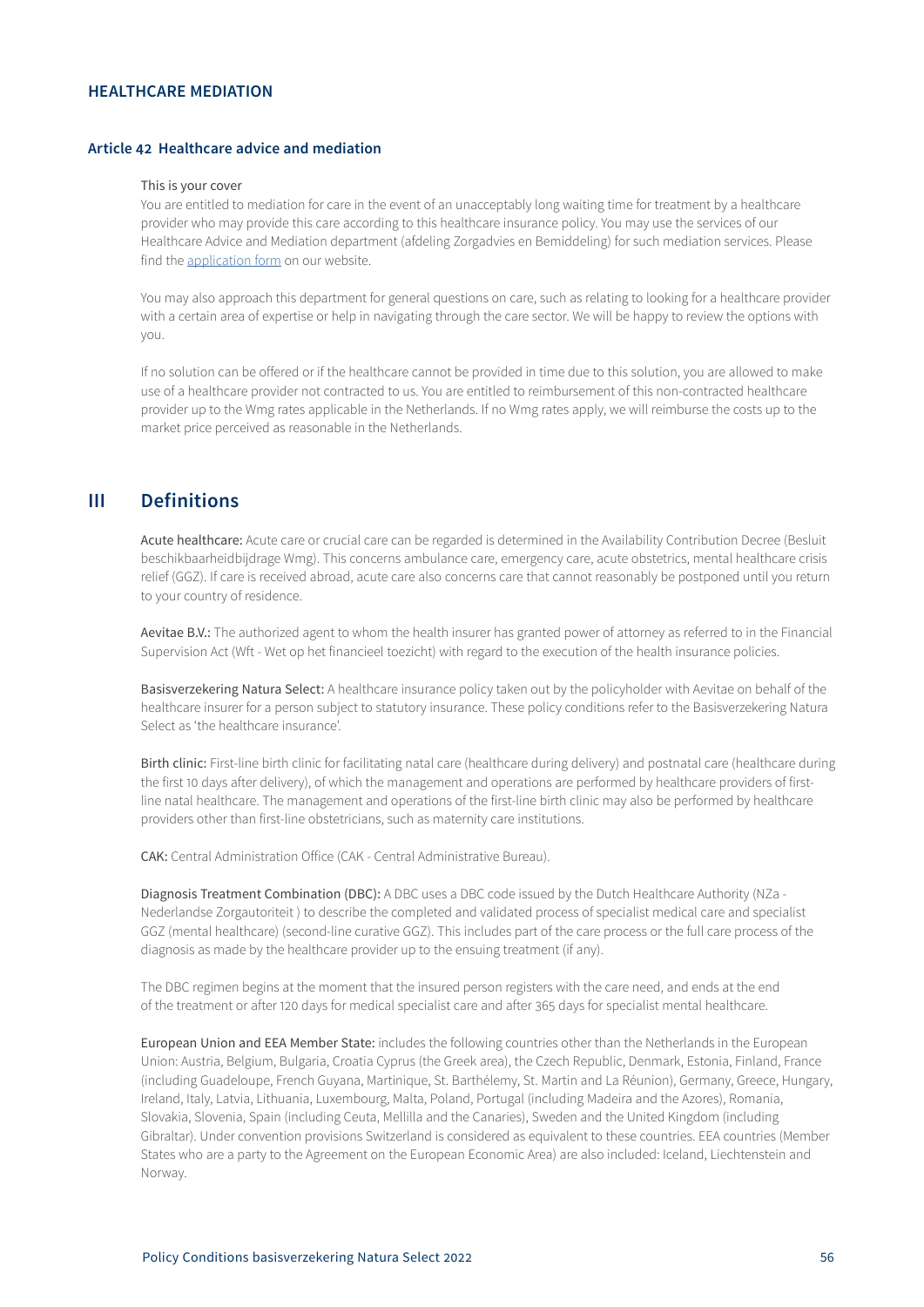## HEALTHCARE MEDIATION

### Article 42 Healthcare advice and mediation

This is your cover

You are entitled to mediation for care in the event of an unacceptably long waiting time for treatment by a healthcare provider who may provide this care according to this healthcare insurance policy. You may use the services of our Healthcare Advice and Mediation department (afdeling Zorgadvies en Bemiddeling) for such mediation services. Please find the application form on our website.

You may also approach this department for general questions on care, such as relating to looking for a healthcare provider with a certain area of expertise or help in navigating through the care sector. We will be happy to review the options with you.

If no solution can be offered or if the healthcare cannot be provided in time due to this solution, you are allowed to make use of a healthcare provider not contracted to us. You are entitled to reimbursement of this non-contracted healthcare provider up to the Wmg rates applicable in the Netherlands. If no Wmg rates apply, we will reimburse the costs up to the market price perceived as reasonable in the Netherlands.

# III Definitions

**Acute healthcare:** Acute care or crucial care can be regarded is determined in the Availability Contribution Decree (Besluit beschikbaarheidbijdrage Wmg). This concerns ambulance care, emergency care, acute obstetrics, mental healthcare crisis relief (GGZ). If care is received abroad, acute care also concerns care that cannot reasonably be postponed until you return to your country of residence.

**Aevitae B.V.:** The authorized agent to whom the health insurer has granted power of attorney as referred to in the Financial Supervision Act (Wft - Wet op het financieel toezicht) with regard to the execution of the health insurance policies.

**Basisverzekering Natura Select:** A healthcare insurance policy taken out by the policyholder with Aevitae on behalf of the healthcare insurer for a person subject to statutory insurance. These policy conditions refer to the Basisverzekering Natura Select as 'the healthcare insurance'.

**Birth clinic:** First-line birth clinic for facilitating natal care (healthcare during delivery) and postnatal care (healthcare during the first 10 days after delivery), of which the management and operations are performed by healthcare providers of first-line natal healthcare. The management and operations of the first-line birth clinic may also be performed by healthcare providers other than first-line obstetricians, such as maternity care institutions.

**CAK:** Central Administration Office (CAK - Central Administrative Bureau).

**Diagnosis Treatment Combination (DBC):** A DBC uses a DBC code issued by the Dutch Healthcare Authority (NZa - Nederlandse Zorgautoriteit ) to describe the completed and validated process of specialist medical care and specialist GGZ (mental healthcare) (second-line curative GGZ). This includes part of the care process or the full care process of the diagnosis as made by the healthcare provider up to the ensuing treatment (if any).

The DBC regimen begins at the moment that the insured person registers with the care need, and ends at the end of the treatment or after 120 days for medical specialist care and after 365 days for specialist mental healthcare.

**European Union and EEA Member State:** includes the following countries other than the Netherlands in the European Union: Austria, Belgium, Bulgaria, Croatia Cyprus (the Greek area), the Czech Republic, Denmark, Estonia, Finland, France (including Guadeloupe, French Guyana, Martinique, St. Barthélemy, St. Martin and La Réunion), Germany, Greece, Hungary, Ireland, Italy, Latvia, Lithuania, Luxembourg, Malta, Poland, Portugal (including Madeira and the Azores), Romania, Slovakia, Slovenia, Spain (including Ceuta, Mellilla and the Canaries), Sweden and the United Kingdom (including Gibraltar). Under convention provisions Switzerland is considered as equivalent to these countries. EEA countries (Member States who are a party to the Agreement on the European Economic Area) are also included: Iceland, Liechtenstein and Norway.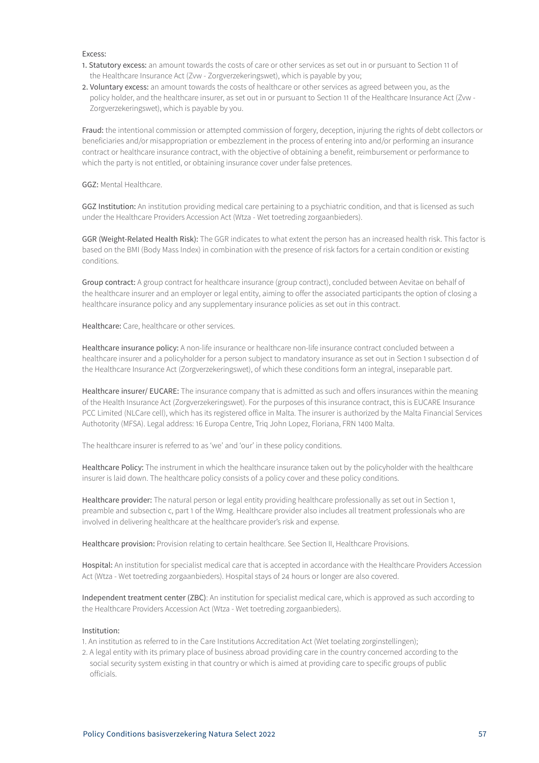Excess:

1. **Statutory excess:** an amount towards the costs of care or other services as set out in or pursuant to Section 11 of the Healthcare Insurance Act (Zvw - Zorgverzekeringswet), which is payable by you;
2. **Voluntary excess:** an amount towards the costs of healthcare or other services as agreed between you, as the policy holder, and the healthcare insurer, as set out in or pursuant to Section 11 of the Healthcare Insurance Act (Zvw - Zorgverzekeringswet), which is payable by you.

**Fraud:** the intentional commission or attempted commission of forgery, deception, injuring the rights of debt collectors or beneficiaries and/or misappropriation or embezzlement in the process of entering into and/or performing an insurance contract or healthcare insurance contract, with the objective of obtaining a benefit, reimbursement or performance to which the party is not entitled, or obtaining insurance cover under false pretences.

**GGZ:** Mental Healthcare.

**GGZ Institution:** An institution providing medical care pertaining to a psychiatric condition, and that is licensed as such under the Healthcare Providers Accession Act (Wtza - Wet toetreding zorgaanbieders).

**GGR (Weight-Related Health Risk):** The GGR indicates to what extent the person has an increased health risk. This factor is based on the BMI (Body Mass Index) in combination with the presence of risk factors for a certain condition or existing conditions.

**Group contract:** A group contract for healthcare insurance (group contract), concluded between Aevitae on behalf of the healthcare insurer and an employer or legal entity, aiming to offer the associated participants the option of closing a healthcare insurance policy and any supplementary insurance policies as set out in this contract.

**Healthcare:** Care, healthcare or other services.

**Healthcare insurance policy:** A non-life insurance or healthcare non-life insurance contract concluded between a healthcare insurer and a policyholder for a person subject to mandatory insurance as set out in Section 1 subsection d of the Healthcare Insurance Act (Zorgverzekeringswet), of which these conditions form an integral, inseparable part.

**Healthcare insurer/ EUCARE:** The insurance company that is admitted as such and offers insurances within the meaning of the Health Insurance Act (Zorgverzekeringswet). For the purposes of this insurance contract, this is EUCARE Insurance PCC Limited (NLCare cell), which has its registered office in Malta. The insurer is authorized by the Malta Financial Services Authotority (MFSA). Legal address: 16 Europa Centre, Triq John Lopez, Floriana, FRN 1400 Malta.

The healthcare insurer is referred to as 'we' and 'our' in these policy conditions.

**Healthcare Policy:** The instrument in which the healthcare insurance taken out by the policyholder with the healthcare insurer is laid down. The healthcare policy consists of a policy cover and these policy conditions.

**Healthcare provider:** The natural person or legal entity providing healthcare professionally as set out in Section 1, preamble and subsection c, part 1 of the Wmg. Healthcare provider also includes all treatment professionals who are involved in delivering healthcare at the healthcare provider's risk and expense.

**Healthcare provision:** Provision relating to certain healthcare. See Section II, Healthcare Provisions.

**Hospital:** An institution for specialist medical care that is accepted in accordance with the Healthcare Providers Accession Act (Wtza - Wet toetreding zorgaanbieders). Hospital stays of 24 hours or longer are also covered.

**Independent treatment center (ZBC)**: An institution for specialist medical care, which is approved as such according to the Healthcare Providers Accession Act (Wtza - Wet toetreding zorgaanbieders).

Institution:

1. An institution as referred to in the Care Institutions Accreditation Act (Wet toelating zorginstellingen);
2. A legal entity with its primary place of business abroad providing care in the country concerned according to the social security system existing in that country or which is aimed at providing care to specific groups of public officials.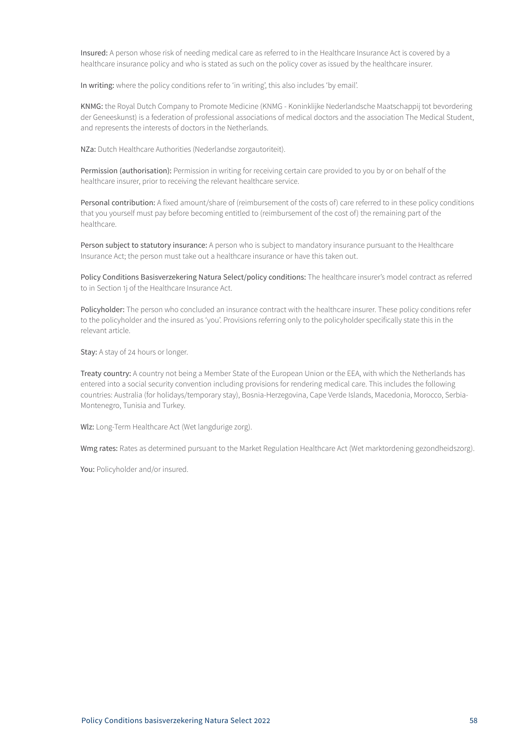**Insured:** A person whose risk of needing medical care as referred to in the Healthcare Insurance Act is covered by a healthcare insurance policy and who is stated as such on the policy cover as issued by the healthcare insurer.

**In writing:** where the policy conditions refer to 'in writing', this also includes 'by email'.

**KNMG:** the Royal Dutch Company to Promote Medicine (KNMG - Koninklijke Nederlandsche Maatschappij tot bevordering der Geneeskunst) is a federation of professional associations of medical doctors and the association The Medical Student, and represents the interests of doctors in the Netherlands.

**NZa:** Dutch Healthcare Authorities (Nederlandse zorgautoriteit).

**Permission (authorisation):** Permission in writing for receiving certain care provided to you by or on behalf of the healthcare insurer, prior to receiving the relevant healthcare service.

**Personal contribution:** A fixed amount/share of (reimbursement of the costs of) care referred to in these policy conditions that you yourself must pay before becoming entitled to (reimbursement of the cost of) the remaining part of the healthcare.

**Person subject to statutory insurance:** A person who is subject to mandatory insurance pursuant to the Healthcare Insurance Act; the person must take out a healthcare insurance or have this taken out.

**Policy Conditions Basisverzekering Natura Select/policy conditions:** The healthcare insurer's model contract as referred to in Section 1j of the Healthcare Insurance Act.

**Policyholder:** The person who concluded an insurance contract with the healthcare insurer. These policy conditions refer to the policyholder and the insured as 'you'. Provisions referring only to the policyholder specifically state this in the relevant article.

**Stay:** A stay of 24 hours or longer.

**Treaty country:** A country not being a Member State of the European Union or the EEA, with which the Netherlands has entered into a social security convention including provisions for rendering medical care. This includes the following countries: Australia (for holidays/temporary stay), Bosnia-Herzegovina, Cape Verde Islands, Macedonia, Morocco, Serbia-Montenegro, Tunisia and Turkey.

**Wlz:** Long-Term Healthcare Act (Wet langdurige zorg).

**Wmg rates:** Rates as determined pursuant to the Market Regulation Healthcare Act (Wet marktordening gezondheidszorg).

**You:** Policyholder and/or insured.